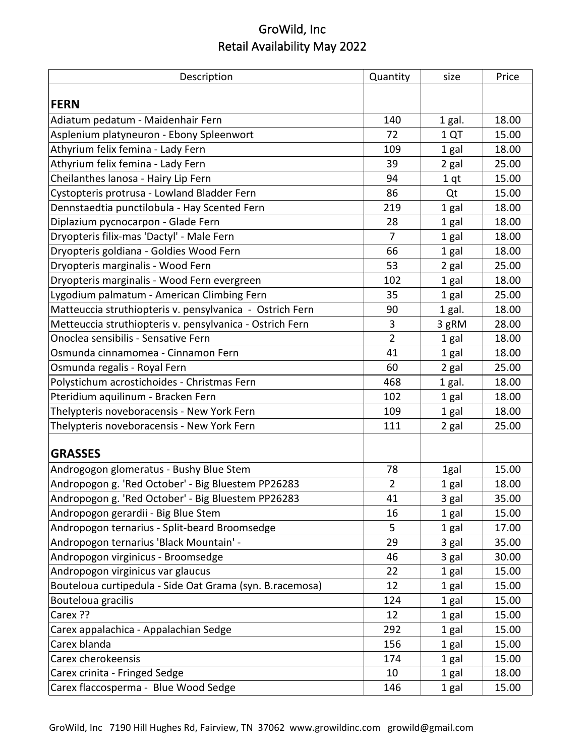# GroWild, Inc
## Retail Availability May 2022

| Description | Quantity | size | Price |
|---|---|---|---|
| **FERN** | | | |
| Adiatum pedatum - Maidenhair Fern | 140 | 1 gal. | 18.00 |
| Asplenium platyneuron - Ebony Spleenwort | 72 | 1 QT | 15.00 |
| Athyrium felix femina - Lady Fern | 109 | 1 gal | 18.00 |
| Athyrium felix femina - Lady Fern | 39 | 2 gal | 25.00 |
| Cheilanthes lanosa - Hairy Lip Fern | 94 | 1 qt | 15.00 |
| Cystopteris protrusa - Lowland Bladder Fern | 86 | Qt | 15.00 |
| Dennstaedtia punctilobula - Hay Scented Fern | 219 | 1 gal | 18.00 |
| Diplazium pycnocarpon - Glade Fern | 28 | 1 gal | 18.00 |
| Dryopteris filix-mas 'Dactyl' - Male Fern | 7 | 1 gal | 18.00 |
| Dryopteris goldiana - Goldies Wood Fern | 66 | 1 gal | 18.00 |
| Dryopteris marginalis - Wood Fern | 53 | 2 gal | 25.00 |
| Dryopteris marginalis - Wood Fern evergreen | 102 | 1 gal | 18.00 |
| Lygodium palmatum - American Climbing Fern | 35 | 1 gal | 25.00 |
| Matteuccia struthiopteris v. pensylvanica - Ostrich Fern | 90 | 1 gal. | 18.00 |
| Metteuccia struthiopteris v. pensylvanica - Ostrich Fern | 3 | 3 gRM | 28.00 |
| Onoclea sensibilis - Sensative Fern | 2 | 1 gal | 18.00 |
| Osmunda cinnamomea - Cinnamon Fern | 41 | 1 gal | 18.00 |
| Osmunda regalis - Royal Fern | 60 | 2 gal | 25.00 |
| Polystichum acrostichoides - Christmas Fern | 468 | 1 gal. | 18.00 |
| Pteridium aquilinum - Bracken Fern | 102 | 1 gal | 18.00 |
| Thelypteris noveboracensis - New York Fern | 109 | 1 gal | 18.00 |
| Thelypteris noveboracensis - New York Fern | 111 | 2 gal | 25.00 |
| **GRASSES** | | | |
| Androgogon glomeratus - Bushy Blue Stem | 78 | 1gal | 15.00 |
| Andropogon g. 'Red October' - Big Bluestem PP26283 | 2 | 1 gal | 18.00 |
| Andropogon g. 'Red October' - Big Bluestem PP26283 | 41 | 3 gal | 35.00 |
| Andropogon gerardii - Big Blue Stem | 16 | 1 gal | 15.00 |
| Andropogon ternarius - Split-beard Broomsedge | 5 | 1 gal | 17.00 |
| Andropogon ternarius 'Black Mountain' - | 29 | 3 gal | 35.00 |
| Andropogon virginicus - Broomsedge | 46 | 3 gal | 30.00 |
| Andropogon virginicus var glaucus | 22 | 1 gal | 15.00 |
| Bouteloua curtipedula - Side Oat Grama (syn. B.racemosa) | 12 | 1 gal | 15.00 |
| Bouteloua gracilis | 124 | 1 gal | 15.00 |
| Carex ?? | 12 | 1 gal | 15.00 |
| Carex appalachica - Appalachian Sedge | 292 | 1 gal | 15.00 |
| Carex blanda | 156 | 1 gal | 15.00 |
| Carex cherokeensis | 174 | 1 gal | 15.00 |
| Carex crinita - Fringed Sedge | 10 | 1 gal | 18.00 |
| Carex flaccosperma - Blue Wood Sedge | 146 | 1 gal | 15.00 |

GroWild, Inc 7190 Hill Hughes Rd, Fairview, TN 37062 www.growildinc.com growild@gmail.com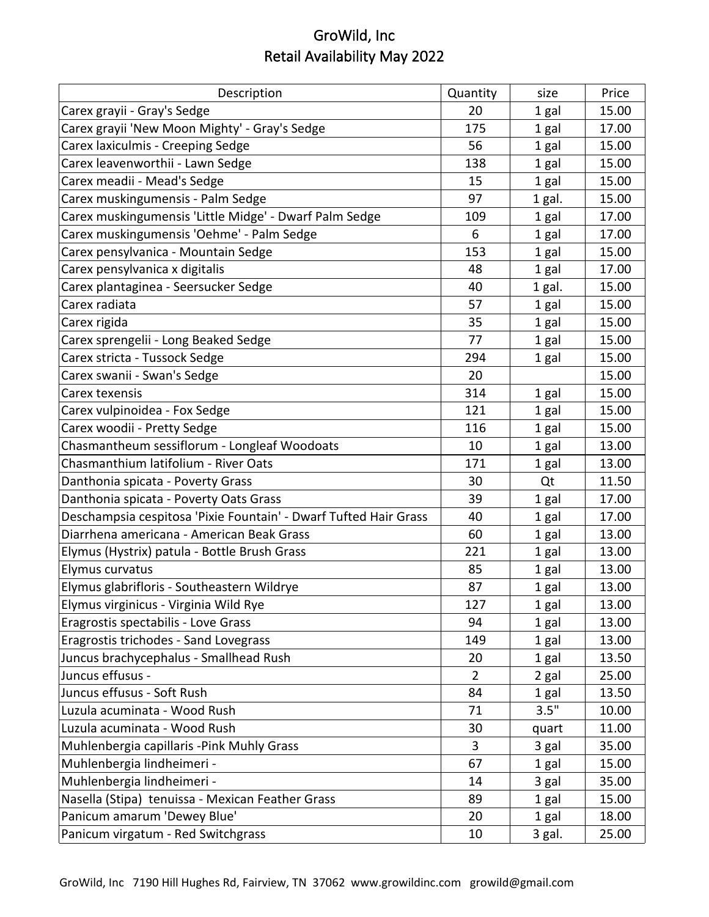# GroWild, Inc
## Retail Availability May 2022

| Description | Quantity | size | Price |
|---|---|---|---|
| Carex grayii - Gray's Sedge | 20 | 1 gal | 15.00 |
| Carex grayii 'New Moon Mighty' - Gray's Sedge | 175 | 1 gal | 17.00 |
| Carex laxiculmis - Creeping Sedge | 56 | 1 gal | 15.00 |
| Carex leavenworthii - Lawn Sedge | 138 | 1 gal | 15.00 |
| Carex meadii - Mead's Sedge | 15 | 1 gal | 15.00 |
| Carex muskingumensis - Palm Sedge | 97 | 1 gal. | 15.00 |
| Carex muskingumensis 'Little Midge' - Dwarf Palm Sedge | 109 | 1 gal | 17.00 |
| Carex muskingumensis 'Oehme' - Palm Sedge | 6 | 1 gal | 17.00 |
| Carex pensylvanica - Mountain Sedge | 153 | 1 gal | 15.00 |
| Carex pensylvanica x digitalis | 48 | 1 gal | 17.00 |
| Carex plantaginea - Seersucker Sedge | 40 | 1 gal. | 15.00 |
| Carex radiata | 57 | 1 gal | 15.00 |
| Carex rigida | 35 | 1 gal | 15.00 |
| Carex sprengelii - Long Beaked Sedge | 77 | 1 gal | 15.00 |
| Carex stricta - Tussock Sedge | 294 | 1 gal | 15.00 |
| Carex swanii - Swan's Sedge | 20 | | 15.00 |
| Carex texensis | 314 | 1 gal | 15.00 |
| Carex vulpinoidea - Fox Sedge | 121 | 1 gal | 15.00 |
| Carex woodii - Pretty Sedge | 116 | 1 gal | 15.00 |
| Chasmantheum sessiflorum - Longleaf Woodoats | 10 | 1 gal | 13.00 |
| Chasmanthium latifolium - River Oats | 171 | 1 gal | 13.00 |
| Danthonia spicata - Poverty Grass | 30 | Qt | 11.50 |
| Danthonia spicata - Poverty Oats Grass | 39 | 1 gal | 17.00 |
| Deschampsia cespitosa 'Pixie Fountain' - Dwarf Tufted Hair Grass | 40 | 1 gal | 17.00 |
| Diarrhena americana - American Beak Grass | 60 | 1 gal | 13.00 |
| Elymus (Hystrix) patula - Bottle Brush Grass | 221 | 1 gal | 13.00 |
| Elymus curvatus | 85 | 1 gal | 13.00 |
| Elymus glabrifloris - Southeastern Wildrye | 87 | 1 gal | 13.00 |
| Elymus virginicus - Virginia Wild Rye | 127 | 1 gal | 13.00 |
| Eragrostis spectabilis - Love Grass | 94 | 1 gal | 13.00 |
| Eragrostis trichodes - Sand Lovegrass | 149 | 1 gal | 13.00 |
| Juncus brachycephalus - Smallhead Rush | 20 | 1 gal | 13.50 |
| Juncus effusus - | 2 | 2 gal | 25.00 |
| Juncus effusus - Soft Rush | 84 | 1 gal | 13.50 |
| Luzula acuminata - Wood Rush | 71 | 3.5" | 10.00 |
| Luzula acuminata - Wood Rush | 30 | quart | 11.00 |
| Muhlenbergia capillaris -Pink Muhly Grass | 3 | 3 gal | 35.00 |
| Muhlenbergia lindheimeri - | 67 | 1 gal | 15.00 |
| Muhlenbergia lindheimeri - | 14 | 3 gal | 35.00 |
| Nasella (Stipa) tenuissa - Mexican Feather Grass | 89 | 1 gal | 15.00 |
| Panicum amarum 'Dewey Blue' | 20 | 1 gal | 18.00 |
| Panicum virgatum - Red Switchgrass | 10 | 3 gal. | 25.00 |

GroWild, Inc 7190 Hill Hughes Rd, Fairview, TN 37062 www.growildinc.com growild@gmail.com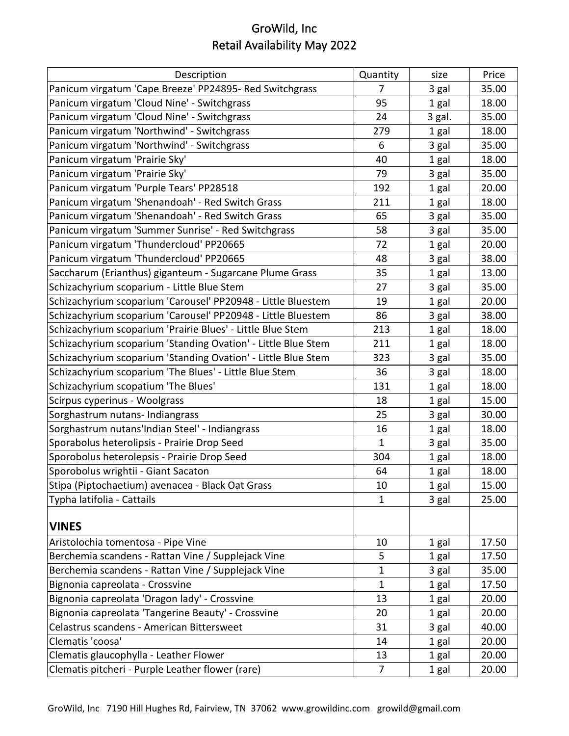# GroWild, Inc
## Retail Availability May 2022

| Description | Quantity | size | Price |
|---|---|---|---|
| Panicum virgatum 'Cape Breeze' PP24895- Red Switchgrass | 7 | 3 gal | 35.00 |
| Panicum virgatum 'Cloud Nine' - Switchgrass | 95 | 1 gal | 18.00 |
| Panicum virgatum 'Cloud Nine' - Switchgrass | 24 | 3 gal. | 35.00 |
| Panicum virgatum 'Northwind' - Switchgrass | 279 | 1 gal | 18.00 |
| Panicum virgatum 'Northwind' - Switchgrass | 6 | 3 gal | 35.00 |
| Panicum virgatum 'Prairie Sky' | 40 | 1 gal | 18.00 |
| Panicum virgatum 'Prairie Sky' | 79 | 3 gal | 35.00 |
| Panicum virgatum 'Purple Tears' PP28518 | 192 | 1 gal | 20.00 |
| Panicum virgatum 'Shenandoah' - Red Switch Grass | 211 | 1 gal | 18.00 |
| Panicum virgatum 'Shenandoah' - Red Switch Grass | 65 | 3 gal | 35.00 |
| Panicum virgatum 'Summer Sunrise' - Red Switchgrass | 58 | 3 gal | 35.00 |
| Panicum virgatum 'Thundercloud' PP20665 | 72 | 1 gal | 20.00 |
| Panicum virgatum 'Thundercloud' PP20665 | 48 | 3 gal | 38.00 |
| Saccharum (Erianthus) giganteum - Sugarcane Plume Grass | 35 | 1 gal | 13.00 |
| Schizachyrium scoparium - Little Blue Stem | 27 | 3 gal | 35.00 |
| Schizachyrium scoparium 'Carousel' PP20948 - Little Bluestem | 19 | 1 gal | 20.00 |
| Schizachyrium scoparium 'Carousel' PP20948 - Little Bluestem | 86 | 3 gal | 38.00 |
| Schizachyrium scoparium 'Prairie Blues' - Little Blue Stem | 213 | 1 gal | 18.00 |
| Schizachyrium scoparium 'Standing Ovation' - Little Blue Stem | 211 | 1 gal | 18.00 |
| Schizachyrium scoparium 'Standing Ovation' - Little Blue Stem | 323 | 3 gal | 35.00 |
| Schizachyrium scoparium 'The Blues' - Little Blue Stem | 36 | 3 gal | 18.00 |
| Schizachyrium scopatium 'The Blues' | 131 | 1 gal | 18.00 |
| Scirpus cyperinus - Woolgrass | 18 | 1 gal | 15.00 |
| Sorghastrum nutans- Indiangrass | 25 | 3 gal | 30.00 |
| Sorghastrum nutans'Indian Steel' - Indiangrass | 16 | 1 gal | 18.00 |
| Sporabolus heterolipsis - Prairie Drop Seed | 1 | 3 gal | 35.00 |
| Sporobolus heterolepsis - Prairie Drop Seed | 304 | 1 gal | 18.00 |
| Sporobolus wrightii - Giant Sacaton | 64 | 1 gal | 18.00 |
| Stipa (Piptochaetium) avenacea - Black Oat Grass | 10 | 1 gal | 15.00 |
| Typha latifolia - Cattails | 1 | 3 gal | 25.00 |
| **VINES** | | | |
| Aristolochia tomentosa - Pipe Vine | 10 | 1 gal | 17.50 |
| Berchemia scandens - Rattan Vine / Supplejack Vine | 5 | 1 gal | 17.50 |
| Berchemia scandens - Rattan Vine / Supplejack Vine | 1 | 3 gal | 35.00 |
| Bignonia capreolata - Crossvine | 1 | 1 gal | 17.50 |
| Bignonia capreolata 'Dragon lady' - Crossvine | 13 | 1 gal | 20.00 |
| Bignonia capreolata 'Tangerine Beauty' - Crossvine | 20 | 1 gal | 20.00 |
| Celastrus scandens - American Bittersweet | 31 | 3 gal | 40.00 |
| Clematis 'coosa' | 14 | 1 gal | 20.00 |
| Clematis glaucophylla - Leather Flower | 13 | 1 gal | 20.00 |
| Clematis pitcheri - Purple Leather flower (rare) | 7 | 1 gal | 20.00 |

GroWild, Inc 7190 Hill Hughes Rd, Fairview, TN 37062 www.growildinc.com growild@gmail.com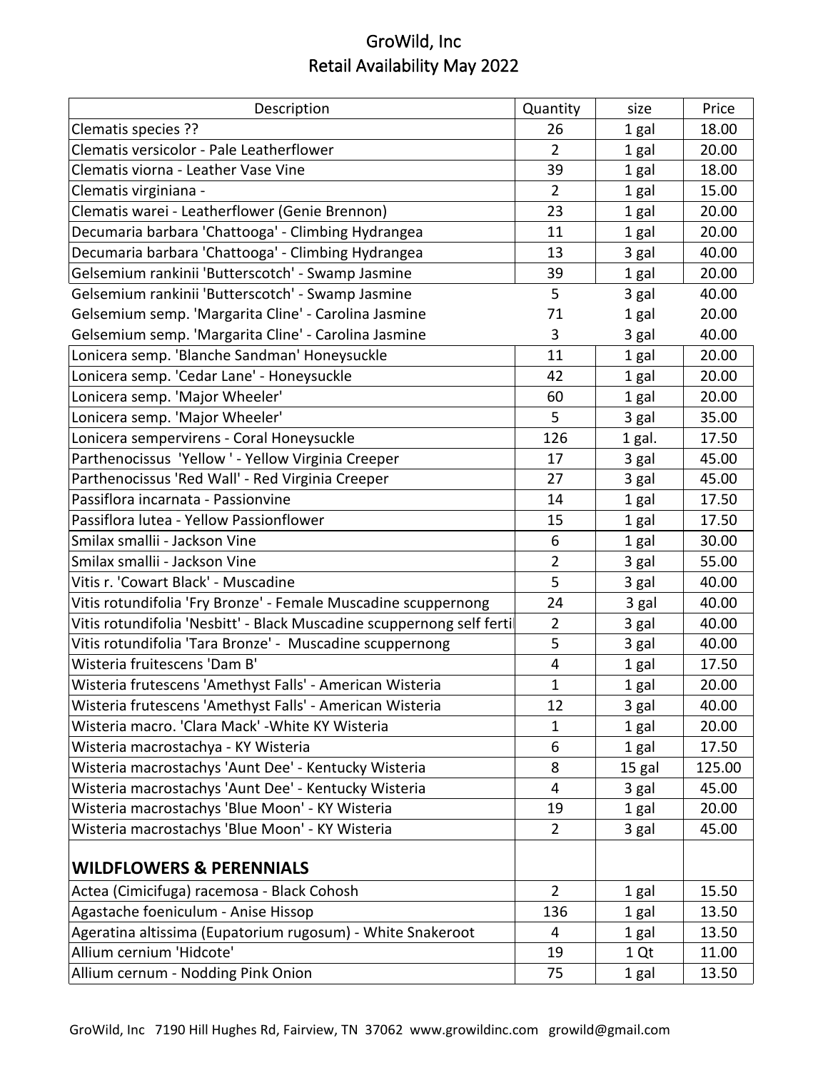# GroWild, Inc
## Retail Availability May 2022

| Description | Quantity | size | Price |
|---|---|---|---|
| Clematis species ?? | 26 | 1 gal | 18.00 |
| Clematis versicolor - Pale Leatherflower | 2 | 1 gal | 20.00 |
| Clematis viorna - Leather Vase Vine | 39 | 1 gal | 18.00 |
| Clematis virginiana - | 2 | 1 gal | 15.00 |
| Clematis warei - Leatherflower (Genie Brennon) | 23 | 1 gal | 20.00 |
| Decumaria barbara 'Chattooga' - Climbing Hydrangea | 11 | 1 gal | 20.00 |
| Decumaria barbara 'Chattooga' - Climbing Hydrangea | 13 | 3 gal | 40.00 |
| Gelsemium rankinii 'Butterscotch' - Swamp Jasmine | 39 | 1 gal | 20.00 |
| Gelsemium rankinii 'Butterscotch' - Swamp Jasmine | 5 | 3 gal | 40.00 |
| Gelsemium semp. 'Margarita Cline' - Carolina Jasmine | 71 | 1 gal | 20.00 |
| Gelsemium semp. 'Margarita Cline' - Carolina Jasmine | 3 | 3 gal | 40.00 |
| Lonicera semp. 'Blanche Sandman' Honeysuckle | 11 | 1 gal | 20.00 |
| Lonicera semp. 'Cedar Lane' - Honeysuckle | 42 | 1 gal | 20.00 |
| Lonicera semp. 'Major Wheeler' | 60 | 1 gal | 20.00 |
| Lonicera semp. 'Major Wheeler' | 5 | 3 gal | 35.00 |
| Lonicera sempervirens - Coral Honeysuckle | 126 | 1 gal. | 17.50 |
| Parthenocissus 'Yellow ' - Yellow Virginia Creeper | 17 | 3 gal | 45.00 |
| Parthenocissus 'Red Wall' - Red Virginia Creeper | 27 | 3 gal | 45.00 |
| Passiflora incarnata - Passionvine | 14 | 1 gal | 17.50 |
| Passiflora lutea - Yellow Passionflower | 15 | 1 gal | 17.50 |
| Smilax smallii - Jackson Vine | 6 | 1 gal | 30.00 |
| Smilax smallii - Jackson Vine | 2 | 3 gal | 55.00 |
| Vitis r. 'Cowart Black' - Muscadine | 5 | 3 gal | 40.00 |
| Vitis rotundifolia 'Fry Bronze' - Female Muscadine scuppernong | 24 | 3 gal | 40.00 |
| Vitis rotundifolia 'Nesbitt' - Black Muscadine scuppernong self ferti | 2 | 3 gal | 40.00 |
| Vitis rotundifolia 'Tara Bronze' - Muscadine scuppernong | 5 | 3 gal | 40.00 |
| Wisteria fruitescens 'Dam B' | 4 | 1 gal | 17.50 |
| Wisteria frutescens 'Amethyst Falls' - American Wisteria | 1 | 1 gal | 20.00 |
| Wisteria frutescens 'Amethyst Falls' - American Wisteria | 12 | 3 gal | 40.00 |
| Wisteria macro. 'Clara Mack' -White KY Wisteria | 1 | 1 gal | 20.00 |
| Wisteria macrostachya - KY Wisteria | 6 | 1 gal | 17.50 |
| Wisteria macrostachys 'Aunt Dee' - Kentucky Wisteria | 8 | 15 gal | 125.00 |
| Wisteria macrostachys 'Aunt Dee' - Kentucky Wisteria | 4 | 3 gal | 45.00 |
| Wisteria macrostachys 'Blue Moon' - KY Wisteria | 19 | 1 gal | 20.00 |
| Wisteria macrostachys 'Blue Moon' - KY Wisteria | 2 | 3 gal | 45.00 |
| **WILDFLOWERS & PERENNIALS** | | | |
| Actea (Cimicifuga) racemosa - Black Cohosh | 2 | 1 gal | 15.50 |
| Agastache foeniculum - Anise Hissop | 136 | 1 gal | 13.50 |
| Ageratina altissima (Eupatorium rugosum) - White Snakeroot | 4 | 1 gal | 13.50 |
| Allium cernium 'Hidcote' | 19 | 1 Qt | 11.00 |
| Allium cernum - Nodding Pink Onion | 75 | 1 gal | 13.50 |

GroWild, Inc 7190 Hill Hughes Rd, Fairview, TN 37062 www.growildinc.com growild@gmail.com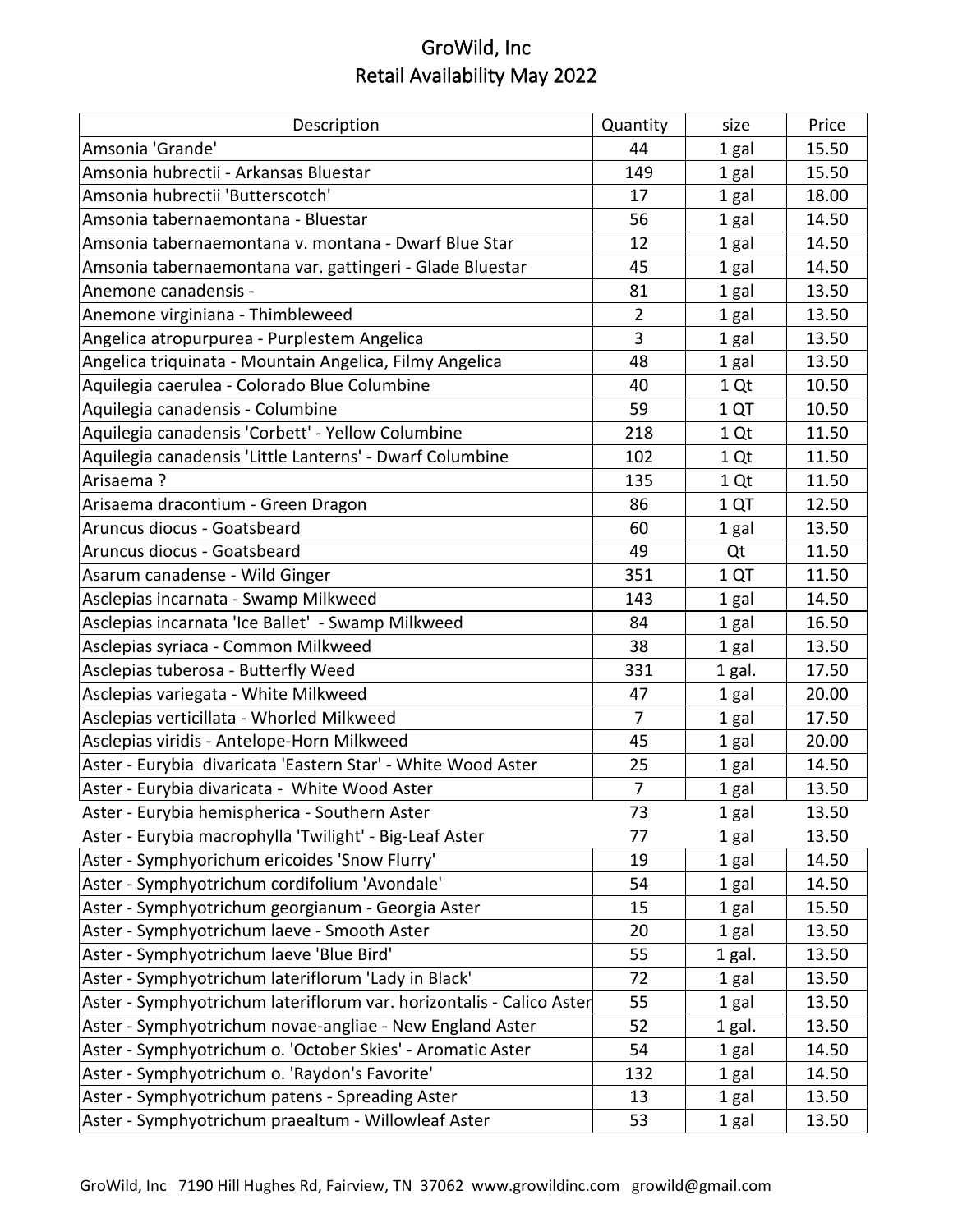# GroWild, Inc
## Retail Availability May 2022

| Description | Quantity | size | Price |
|---|---|---|---|
| Amsonia 'Grande' | 44 | 1 gal | 15.50 |
| Amsonia hubrectii - Arkansas Bluestar | 149 | 1 gal | 15.50 |
| Amsonia hubrectii 'Butterscotch' | 17 | 1 gal | 18.00 |
| Amsonia tabernaemontana - Bluestar | 56 | 1 gal | 14.50 |
| Amsonia tabernaemontana v. montana - Dwarf Blue Star | 12 | 1 gal | 14.50 |
| Amsonia tabernaemontana var. gattingeri - Glade Bluestar | 45 | 1 gal | 14.50 |
| Anemone canadensis - | 81 | 1 gal | 13.50 |
| Anemone virginiana - Thimbleweed | 2 | 1 gal | 13.50 |
| Angelica atropurpurea - Purplestem Angelica | 3 | 1 gal | 13.50 |
| Angelica triquinata - Mountain Angelica, Filmy Angelica | 48 | 1 gal | 13.50 |
| Aquilegia caerulea - Colorado Blue Columbine | 40 | 1 Qt | 10.50 |
| Aquilegia canadensis - Columbine | 59 | 1 QT | 10.50 |
| Aquilegia canadensis 'Corbett' - Yellow Columbine | 218 | 1 Qt | 11.50 |
| Aquilegia canadensis 'Little Lanterns' - Dwarf Columbine | 102 | 1 Qt | 11.50 |
| Arisaema ? | 135 | 1 Qt | 11.50 |
| Arisaema dracontium - Green Dragon | 86 | 1 QT | 12.50 |
| Aruncus diocus - Goatsbeard | 60 | 1 gal | 13.50 |
| Aruncus diocus - Goatsbeard | 49 | Qt | 11.50 |
| Asarum canadense - Wild Ginger | 351 | 1 QT | 11.50 |
| Asclepias incarnata - Swamp Milkweed | 143 | 1 gal | 14.50 |
| Asclepias incarnata 'Ice Ballet' - Swamp Milkweed | 84 | 1 gal | 16.50 |
| Asclepias syriaca - Common Milkweed | 38 | 1 gal | 13.50 |
| Asclepias tuberosa - Butterfly Weed | 331 | 1 gal. | 17.50 |
| Asclepias variegata - White Milkweed | 47 | 1 gal | 20.00 |
| Asclepias verticillata - Whorled Milkweed | 7 | 1 gal | 17.50 |
| Asclepias viridis - Antelope-Horn Milkweed | 45 | 1 gal | 20.00 |
| Aster - Eurybia divaricata 'Eastern Star' - White Wood Aster | 25 | 1 gal | 14.50 |
| Aster - Eurybia divaricata - White Wood Aster | 7 | 1 gal | 13.50 |
| Aster - Eurybia hemispherica - Southern Aster | 73 | 1 gal | 13.50 |
| Aster - Eurybia macrophylla 'Twilight' - Big-Leaf Aster | 77 | 1 gal | 13.50 |
| Aster - Symphyorichum ericoides 'Snow Flurry' | 19 | 1 gal | 14.50 |
| Aster - Symphyotrichum cordifolium 'Avondale' | 54 | 1 gal | 14.50 |
| Aster - Symphyotrichum georgianum - Georgia Aster | 15 | 1 gal | 15.50 |
| Aster - Symphyotrichum laeve - Smooth Aster | 20 | 1 gal | 13.50 |
| Aster - Symphyotrichum laeve 'Blue Bird' | 55 | 1 gal. | 13.50 |
| Aster - Symphyotrichum lateriflorum 'Lady in Black' | 72 | 1 gal | 13.50 |
| Aster - Symphyotrichum lateriflorum var. horizontalis - Calico Aster | 55 | 1 gal | 13.50 |
| Aster - Symphyotrichum novae-angliae - New England Aster | 52 | 1 gal. | 13.50 |
| Aster - Symphyotrichum o. 'October Skies' - Aromatic Aster | 54 | 1 gal | 14.50 |
| Aster - Symphyotrichum o. 'Raydon's Favorite' | 132 | 1 gal | 14.50 |
| Aster - Symphyotrichum patens - Spreading Aster | 13 | 1 gal | 13.50 |
| Aster - Symphyotrichum praealtum - Willowleaf Aster | 53 | 1 gal | 13.50 |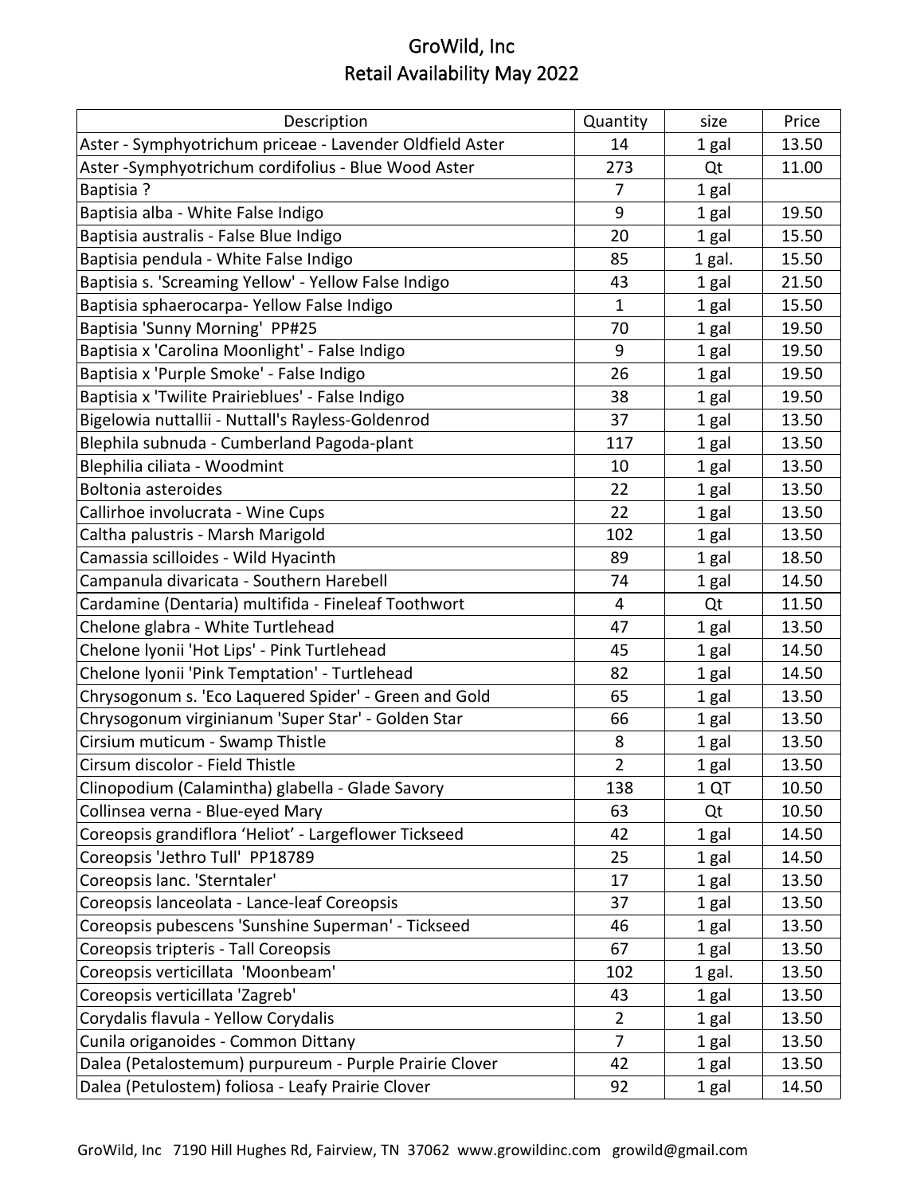# GroWild, Inc
## Retail Availability May 2022

| Description | Quantity | size | Price |
|---|---|---|---|
| Aster - Symphyotrichum priceae - Lavender Oldfield Aster | 14 | 1 gal | 13.50 |
| Aster -Symphyotrichum cordifolius - Blue Wood Aster | 273 | Qt | 11.00 |
| Baptisia ? | 7 | 1 gal | |
| Baptisia alba - White False Indigo | 9 | 1 gal | 19.50 |
| Baptisia australis - False Blue Indigo | 20 | 1 gal | 15.50 |
| Baptisia pendula - White False Indigo | 85 | 1 gal. | 15.50 |
| Baptisia s. 'Screaming Yellow' - Yellow False Indigo | 43 | 1 gal | 21.50 |
| Baptisia sphaerocarpa- Yellow False Indigo | 1 | 1 gal | 15.50 |
| Baptisia 'Sunny Morning' PP#25 | 70 | 1 gal | 19.50 |
| Baptisia x 'Carolina Moonlight' - False Indigo | 9 | 1 gal | 19.50 |
| Baptisia x 'Purple Smoke' - False Indigo | 26 | 1 gal | 19.50 |
| Baptisia x 'Twilite Prairieblues' - False Indigo | 38 | 1 gal | 19.50 |
| Bigelowia nuttallii - Nuttall's Rayless-Goldenrod | 37 | 1 gal | 13.50 |
| Blephila subnuda - Cumberland Pagoda-plant | 117 | 1 gal | 13.50 |
| Blephilia ciliata - Woodmint | 10 | 1 gal | 13.50 |
| Boltonia asteroides | 22 | 1 gal | 13.50 |
| Callirhoe involucrata - Wine Cups | 22 | 1 gal | 13.50 |
| Caltha palustris - Marsh Marigold | 102 | 1 gal | 13.50 |
| Camassia scilloides - Wild Hyacinth | 89 | 1 gal | 18.50 |
| Campanula divaricata - Southern Harebell | 74 | 1 gal | 14.50 |
| Cardamine (Dentaria) multifida - Fineleaf Toothwort | 4 | Qt | 11.50 |
| Chelone glabra - White Turtlehead | 47 | 1 gal | 13.50 |
| Chelone lyonii 'Hot Lips' - Pink Turtlehead | 45 | 1 gal | 14.50 |
| Chelone lyonii 'Pink Temptation' - Turtlehead | 82 | 1 gal | 14.50 |
| Chrysogonum s. 'Eco Laquered Spider' - Green and Gold | 65 | 1 gal | 13.50 |
| Chrysogonum virginianum 'Super Star' - Golden Star | 66 | 1 gal | 13.50 |
| Cirsium muticum - Swamp Thistle | 8 | 1 gal | 13.50 |
| Cirsum discolor - Field Thistle | 2 | 1 gal | 13.50 |
| Clinopodium (Calamintha) glabella - Glade Savory | 138 | 1 QT | 10.50 |
| Collinsea verna - Blue-eyed Mary | 63 | Qt | 10.50 |
| Coreopsis grandiflora 'Heliot' - Largeflower Tickseed | 42 | 1 gal | 14.50 |
| Coreopsis 'Jethro Tull' PP18789 | 25 | 1 gal | 14.50 |
| Coreopsis lanc. 'Sterntaler' | 17 | 1 gal | 13.50 |
| Coreopsis lanceolata - Lance-leaf Coreopsis | 37 | 1 gal | 13.50 |
| Coreopsis pubescens 'Sunshine Superman' - Tickseed | 46 | 1 gal | 13.50 |
| Coreopsis tripteris - Tall Coreopsis | 67 | 1 gal | 13.50 |
| Coreopsis verticillata 'Moonbeam' | 102 | 1 gal. | 13.50 |
| Coreopsis verticillata 'Zagreb' | 43 | 1 gal | 13.50 |
| Corydalis flavula - Yellow Corydalis | 2 | 1 gal | 13.50 |
| Cunila origanoides - Common Dittany | 7 | 1 gal | 13.50 |
| Dalea (Petalostemum) purpureum - Purple Prairie Clover | 42 | 1 gal | 13.50 |
| Dalea (Petulostem) foliosa - Leafy Prairie Clover | 92 | 1 gal | 14.50 |

GroWild, Inc 7190 Hill Hughes Rd, Fairview, TN 37062 www.growildinc.com growild@gmail.com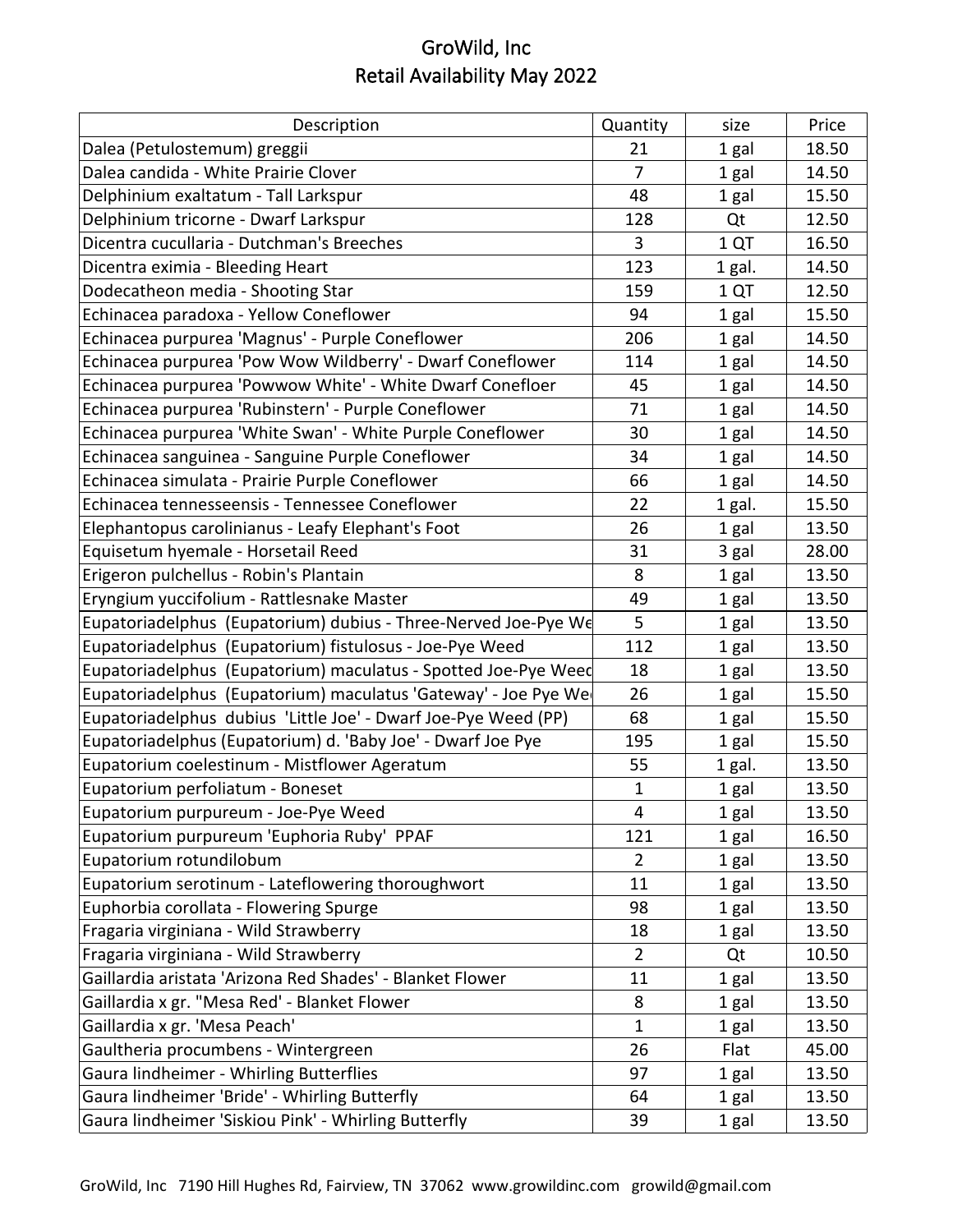# GroWild, Inc
## Retail Availability May 2022

| Description | Quantity | size | Price |
|---|---|---|---|
| Dalea (Petulostemum) greggii | 21 | 1 gal | 18.50 |
| Dalea candida - White Prairie Clover | 7 | 1 gal | 14.50 |
| Delphinium exaltatum - Tall Larkspur | 48 | 1 gal | 15.50 |
| Delphinium tricorne - Dwarf Larkspur | 128 | Qt | 12.50 |
| Dicentra cucullaria - Dutchman's Breeches | 3 | 1 QT | 16.50 |
| Dicentra eximia - Bleeding Heart | 123 | 1 gal. | 14.50 |
| Dodecatheon media - Shooting Star | 159 | 1 QT | 12.50 |
| Echinacea paradoxa - Yellow Coneflower | 94 | 1 gal | 15.50 |
| Echinacea purpurea 'Magnus' - Purple Coneflower | 206 | 1 gal | 14.50 |
| Echinacea purpurea 'Pow Wow Wildberry' - Dwarf Coneflower | 114 | 1 gal | 14.50 |
| Echinacea purpurea 'Powwow White' - White Dwarf Conefloer | 45 | 1 gal | 14.50 |
| Echinacea purpurea 'Rubinstern' - Purple Coneflower | 71 | 1 gal | 14.50 |
| Echinacea purpurea 'White Swan' - White Purple Coneflower | 30 | 1 gal | 14.50 |
| Echinacea sanguinea - Sanguine Purple Coneflower | 34 | 1 gal | 14.50 |
| Echinacea simulata - Prairie Purple Coneflower | 66 | 1 gal | 14.50 |
| Echinacea tennesseensis - Tennessee Coneflower | 22 | 1 gal. | 15.50 |
| Elephantopus carolinianus - Leafy Elephant's Foot | 26 | 1 gal | 13.50 |
| Equisetum hyemale - Horsetail Reed | 31 | 3 gal | 28.00 |
| Erigeron pulchellus - Robin's Plantain | 8 | 1 gal | 13.50 |
| Eryngium yuccifolium - Rattlesnake Master | 49 | 1 gal | 13.50 |
| Eupatoriadelphus (Eupatorium) dubius - Three-Nerved Joe-Pye We | 5 | 1 gal | 13.50 |
| Eupatoriadelphus (Eupatorium) fistulosus - Joe-Pye Weed | 112 | 1 gal | 13.50 |
| Eupatoriadelphus (Eupatorium) maculatus - Spotted Joe-Pye Weed | 18 | 1 gal | 13.50 |
| Eupatoriadelphus (Eupatorium) maculatus 'Gateway' - Joe Pye We | 26 | 1 gal | 15.50 |
| Eupatoriadelphus dubius 'Little Joe' - Dwarf Joe-Pye Weed (PP) | 68 | 1 gal | 15.50 |
| Eupatoriadelphus (Eupatorium) d. 'Baby Joe' - Dwarf Joe Pye | 195 | 1 gal | 15.50 |
| Eupatorium coelestinum - Mistflower Ageratum | 55 | 1 gal. | 13.50 |
| Eupatorium perfoliatum - Boneset | 1 | 1 gal | 13.50 |
| Eupatorium purpureum - Joe-Pye Weed | 4 | 1 gal | 13.50 |
| Eupatorium purpureum 'Euphoria Ruby' PPAF | 121 | 1 gal | 16.50 |
| Eupatorium rotundilobum | 2 | 1 gal | 13.50 |
| Eupatorium serotinum - Lateflowering thoroughwort | 11 | 1 gal | 13.50 |
| Euphorbia corollata - Flowering Spurge | 98 | 1 gal | 13.50 |
| Fragaria virginiana - Wild Strawberry | 18 | 1 gal | 13.50 |
| Fragaria virginiana - Wild Strawberry | 2 | Qt | 10.50 |
| Gaillardia aristata 'Arizona Red Shades' - Blanket Flower | 11 | 1 gal | 13.50 |
| Gaillardia x gr. "Mesa Red' - Blanket Flower | 8 | 1 gal | 13.50 |
| Gaillardia x gr. 'Mesa Peach' | 1 | 1 gal | 13.50 |
| Gaultheria procumbens - Wintergreen | 26 | Flat | 45.00 |
| Gaura lindheimer - Whirling Butterflies | 97 | 1 gal | 13.50 |
| Gaura lindheimer 'Bride' - Whirling Butterfly | 64 | 1 gal | 13.50 |
| Gaura lindheimer 'Siskiou Pink' - Whirling Butterfly | 39 | 1 gal | 13.50 |

GroWild, Inc 7190 Hill Hughes Rd, Fairview, TN 37062 www.growildinc.com growild@gmail.com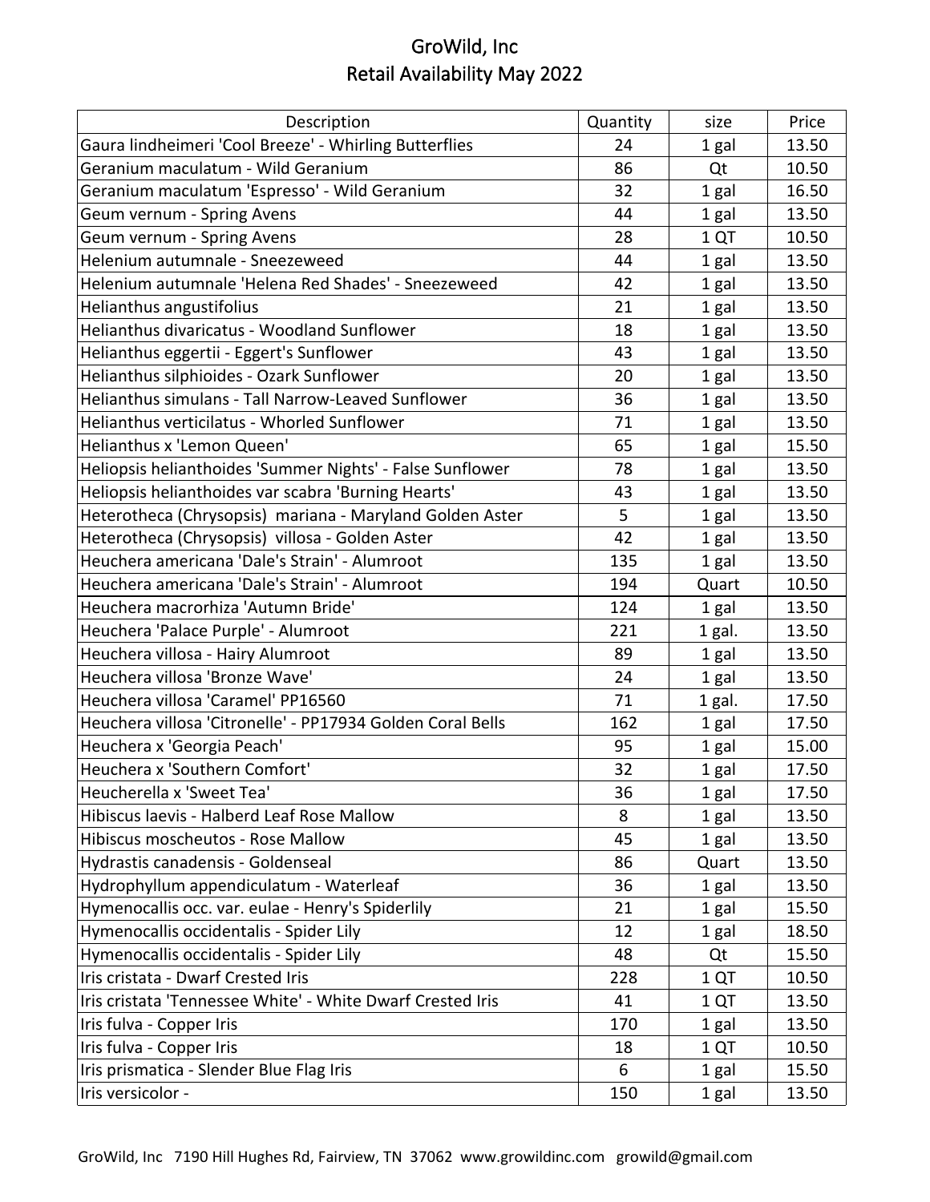# GroWild, Inc
## Retail Availability May 2022

| Description | Quantity | size | Price |
|---|---|---|---|
| Gaura lindheimeri 'Cool Breeze' - Whirling Butterflies | 24 | 1 gal | 13.50 |
| Geranium maculatum - Wild Geranium | 86 | Qt | 10.50 |
| Geranium maculatum 'Espresso' - Wild Geranium | 32 | 1 gal | 16.50 |
| Geum vernum - Spring Avens | 44 | 1 gal | 13.50 |
| Geum vernum - Spring Avens | 28 | 1 QT | 10.50 |
| Helenium autumnale - Sneezeweed | 44 | 1 gal | 13.50 |
| Helenium autumnale 'Helena Red Shades' - Sneezeweed | 42 | 1 gal | 13.50 |
| Helianthus angustifolius | 21 | 1 gal | 13.50 |
| Helianthus divaricatus - Woodland Sunflower | 18 | 1 gal | 13.50 |
| Helianthus eggertii - Eggert's Sunflower | 43 | 1 gal | 13.50 |
| Helianthus silphioides - Ozark Sunflower | 20 | 1 gal | 13.50 |
| Helianthus simulans - Tall Narrow-Leaved Sunflower | 36 | 1 gal | 13.50 |
| Helianthus verticilatus - Whorled Sunflower | 71 | 1 gal | 13.50 |
| Helianthus x 'Lemon Queen' | 65 | 1 gal | 15.50 |
| Heliopsis helianthoides 'Summer Nights' - False Sunflower | 78 | 1 gal | 13.50 |
| Heliopsis helianthoides var scabra 'Burning Hearts' | 43 | 1 gal | 13.50 |
| Heterotheca (Chrysopsis) mariana - Maryland Golden Aster | 5 | 1 gal | 13.50 |
| Heterotheca (Chrysopsis) villosa - Golden Aster | 42 | 1 gal | 13.50 |
| Heuchera americana 'Dale's Strain' - Alumroot | 135 | 1 gal | 13.50 |
| Heuchera americana 'Dale's Strain' - Alumroot | 194 | Quart | 10.50 |
| Heuchera macrorhiza 'Autumn Bride' | 124 | 1 gal | 13.50 |
| Heuchera 'Palace Purple' - Alumroot | 221 | 1 gal. | 13.50 |
| Heuchera villosa - Hairy Alumroot | 89 | 1 gal | 13.50 |
| Heuchera villosa 'Bronze Wave' | 24 | 1 gal | 13.50 |
| Heuchera villosa 'Caramel' PP16560 | 71 | 1 gal. | 17.50 |
| Heuchera villosa 'Citronelle' - PP17934 Golden Coral Bells | 162 | 1 gal | 17.50 |
| Heuchera x 'Georgia Peach' | 95 | 1 gal | 15.00 |
| Heuchera x 'Southern Comfort' | 32 | 1 gal | 17.50 |
| Heucherella x 'Sweet Tea' | 36 | 1 gal | 17.50 |
| Hibiscus laevis - Halberd Leaf Rose Mallow | 8 | 1 gal | 13.50 |
| Hibiscus moscheutos - Rose Mallow | 45 | 1 gal | 13.50 |
| Hydrastis canadensis - Goldenseal | 86 | Quart | 13.50 |
| Hydrophyllum appendiculatum - Waterleaf | 36 | 1 gal | 13.50 |
| Hymenocallis occ. var. eulae - Henry's Spiderlily | 21 | 1 gal | 15.50 |
| Hymenocallis occidentalis - Spider Lily | 12 | 1 gal | 18.50 |
| Hymenocallis occidentalis - Spider Lily | 48 | Qt | 15.50 |
| Iris cristata - Dwarf Crested Iris | 228 | 1 QT | 10.50 |
| Iris cristata 'Tennessee White' - White Dwarf Crested Iris | 41 | 1 QT | 13.50 |
| Iris fulva - Copper Iris | 170 | 1 gal | 13.50 |
| Iris fulva - Copper Iris | 18 | 1 QT | 10.50 |
| Iris prismatica - Slender Blue Flag Iris | 6 | 1 gal | 15.50 |
| Iris versicolor - | 150 | 1 gal | 13.50 |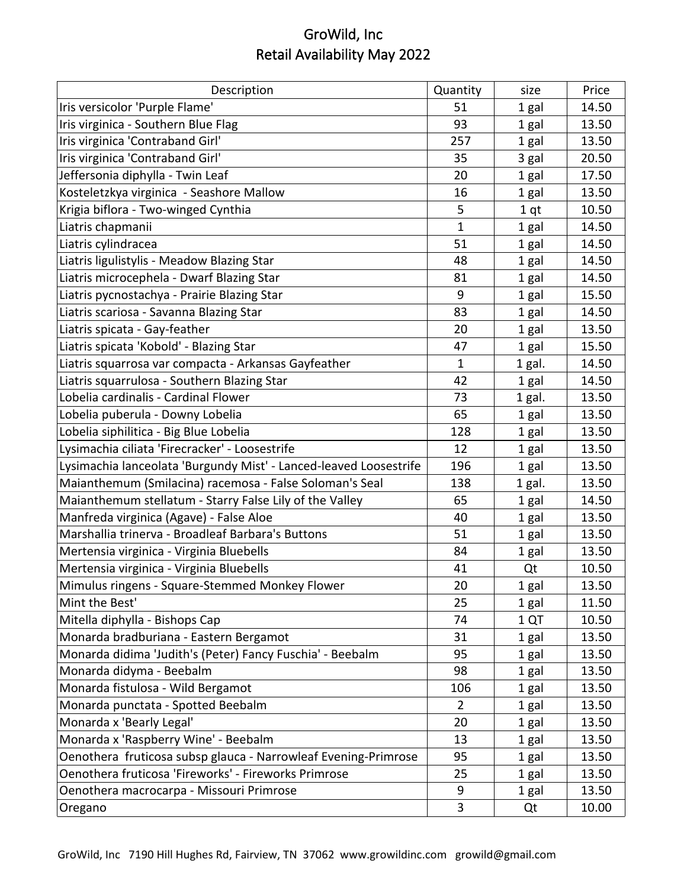# GroWild, Inc
## Retail Availability May 2022

| Description | Quantity | size | Price |
|---|---|---|---|
| Iris versicolor 'Purple Flame' | 51 | 1 gal | 14.50 |
| Iris virginica - Southern Blue Flag | 93 | 1 gal | 13.50 |
| Iris virginica 'Contraband Girl' | 257 | 1 gal | 13.50 |
| Iris virginica 'Contraband Girl' | 35 | 3 gal | 20.50 |
| Jeffersonia diphylla - Twin Leaf | 20 | 1 gal | 17.50 |
| Kosteletzkya virginica - Seashore Mallow | 16 | 1 gal | 13.50 |
| Krigia biflora - Two-winged Cynthia | 5 | 1 qt | 10.50 |
| Liatris chapmanii | 1 | 1 gal | 14.50 |
| Liatris cylindracea | 51 | 1 gal | 14.50 |
| Liatris ligulistylis - Meadow Blazing Star | 48 | 1 gal | 14.50 |
| Liatris microcephela - Dwarf Blazing Star | 81 | 1 gal | 14.50 |
| Liatris pycnostachya - Prairie Blazing Star | 9 | 1 gal | 15.50 |
| Liatris scariosa - Savanna Blazing Star | 83 | 1 gal | 14.50 |
| Liatris spicata - Gay-feather | 20 | 1 gal | 13.50 |
| Liatris spicata 'Kobold' - Blazing Star | 47 | 1 gal | 15.50 |
| Liatris squarrosa var compacta - Arkansas Gayfeather | 1 | 1 gal. | 14.50 |
| Liatris squarrulosa - Southern Blazing Star | 42 | 1 gal | 14.50 |
| Lobelia cardinalis - Cardinal Flower | 73 | 1 gal. | 13.50 |
| Lobelia puberula - Downy Lobelia | 65 | 1 gal | 13.50 |
| Lobelia siphilitica - Big Blue Lobelia | 128 | 1 gal | 13.50 |
| Lysimachia ciliata 'Firecracker' - Loosestrife | 12 | 1 gal | 13.50 |
| Lysimachia lanceolata 'Burgundy Mist' - Lanced-leaved Loosestrife | 196 | 1 gal | 13.50 |
| Maianthemum (Smilacina) racemosa - False Soloman's Seal | 138 | 1 gal. | 13.50 |
| Maianthemum stellatum - Starry False Lily of the Valley | 65 | 1 gal | 14.50 |
| Manfreda virginica (Agave) - False Aloe | 40 | 1 gal | 13.50 |
| Marshallia trinerva - Broadleaf Barbara's Buttons | 51 | 1 gal | 13.50 |
| Mertensia virginica - Virginia Bluebells | 84 | 1 gal | 13.50 |
| Mertensia virginica - Virginia Bluebells | 41 | Qt | 10.50 |
| Mimulus ringens - Square-Stemmed Monkey Flower | 20 | 1 gal | 13.50 |
| Mint the Best' | 25 | 1 gal | 11.50 |
| Mitella diphylla - Bishops Cap | 74 | 1 QT | 10.50 |
| Monarda bradburiana - Eastern Bergamot | 31 | 1 gal | 13.50 |
| Monarda didima 'Judith's (Peter) Fancy Fuschia' - Beebalm | 95 | 1 gal | 13.50 |
| Monarda didyma - Beebalm | 98 | 1 gal | 13.50 |
| Monarda fistulosa - Wild Bergamot | 106 | 1 gal | 13.50 |
| Monarda punctata - Spotted Beebalm | 2 | 1 gal | 13.50 |
| Monarda x 'Bearly Legal' | 20 | 1 gal | 13.50 |
| Monarda x 'Raspberry Wine' - Beebalm | 13 | 1 gal | 13.50 |
| Oenothera fruticosa subsp glauca - Narrowleaf Evening-Primrose | 95 | 1 gal | 13.50 |
| Oenothera fruticosa 'Fireworks' - Fireworks Primrose | 25 | 1 gal | 13.50 |
| Oenothera macrocarpa - Missouri Primrose | 9 | 1 gal | 13.50 |
| Oregano | 3 | Qt | 10.00 |

GroWild, Inc 7190 Hill Hughes Rd, Fairview, TN 37062 www.growildinc.com growild@gmail.com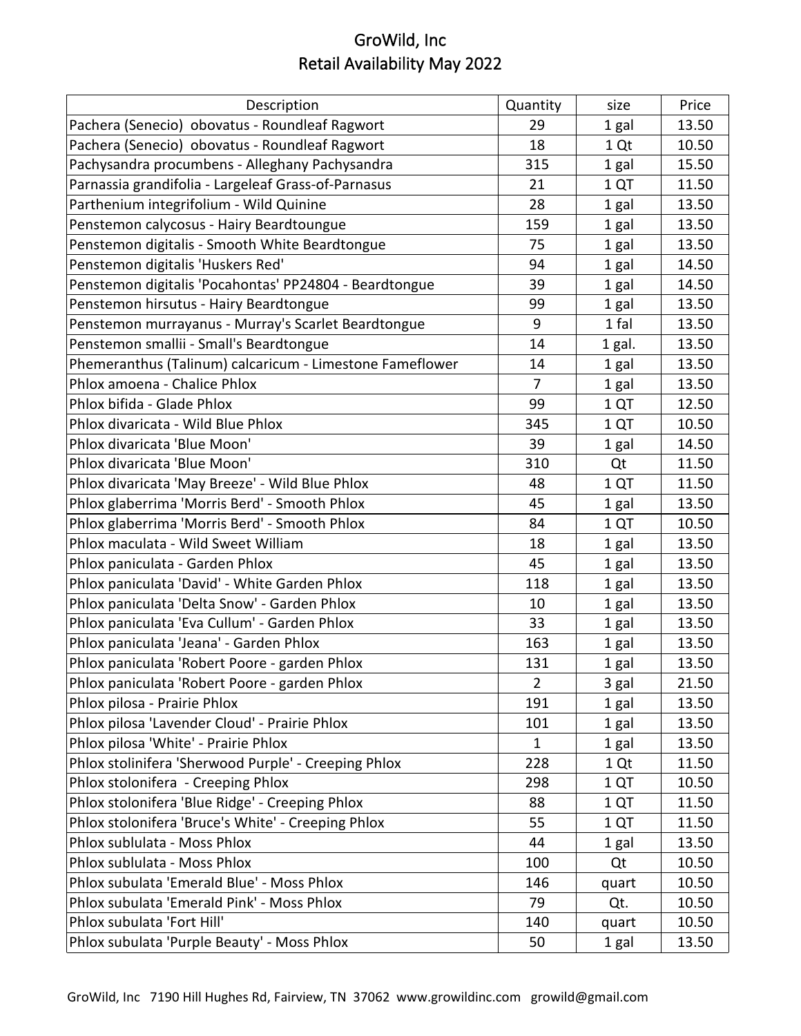# GroWild, Inc
## Retail Availability May 2022

| Description | Quantity | size | Price |
|---|---|---|---|
| Pachera (Senecio)  obovatus - Roundleaf Ragwort | 29 | 1 gal | 13.50 |
| Pachera (Senecio)  obovatus - Roundleaf Ragwort | 18 | 1 Qt | 10.50 |
| Pachysandra procumbens - Alleghany Pachysandra | 315 | 1 gal | 15.50 |
| Parnassia grandifolia - Largeleaf Grass-of-Parnasus | 21 | 1 QT | 11.50 |
| Parthenium integrifolium - Wild Quinine | 28 | 1 gal | 13.50 |
| Penstemon calycosus - Hairy Beardtoungue | 159 | 1 gal | 13.50 |
| Penstemon digitalis - Smooth White Beardtongue | 75 | 1 gal | 13.50 |
| Penstemon digitalis 'Huskers Red' | 94 | 1 gal | 14.50 |
| Penstemon digitalis 'Pocahontas' PP24804 - Beardtongue | 39 | 1 gal | 14.50 |
| Penstemon hirsutus - Hairy Beardtongue | 99 | 1 gal | 13.50 |
| Penstemon murrayanus - Murray's Scarlet Beardtongue | 9 | 1 fal | 13.50 |
| Penstemon smallii - Small's Beardtongue | 14 | 1 gal. | 13.50 |
| Phemeranthus (Talinum) calcaricum - Limestone Fameflower | 14 | 1 gal | 13.50 |
| Phlox amoena - Chalice Phlox | 7 | 1 gal | 13.50 |
| Phlox bifida - Glade Phlox | 99 | 1 QT | 12.50 |
| Phlox divaricata - Wild Blue Phlox | 345 | 1 QT | 10.50 |
| Phlox divaricata 'Blue Moon' | 39 | 1 gal | 14.50 |
| Phlox divaricata 'Blue Moon' | 310 | Qt | 11.50 |
| Phlox divaricata 'May Breeze' - Wild Blue Phlox | 48 | 1 QT | 11.50 |
| Phlox glaberrima 'Morris Berd' - Smooth Phlox | 45 | 1 gal | 13.50 |
| Phlox glaberrima 'Morris Berd' - Smooth Phlox | 84 | 1 QT | 10.50 |
| Phlox maculata - Wild Sweet William | 18 | 1 gal | 13.50 |
| Phlox paniculata - Garden Phlox | 45 | 1 gal | 13.50 |
| Phlox paniculata 'David' - White Garden Phlox | 118 | 1 gal | 13.50 |
| Phlox paniculata 'Delta Snow' - Garden Phlox | 10 | 1 gal | 13.50 |
| Phlox paniculata 'Eva Cullum' - Garden Phlox | 33 | 1 gal | 13.50 |
| Phlox paniculata 'Jeana' - Garden Phlox | 163 | 1 gal | 13.50 |
| Phlox paniculata 'Robert Poore - garden Phlox | 131 | 1 gal | 13.50 |
| Phlox paniculata 'Robert Poore - garden Phlox | 2 | 3 gal | 21.50 |
| Phlox pilosa - Prairie Phlox | 191 | 1 gal | 13.50 |
| Phlox pilosa 'Lavender Cloud' - Prairie Phlox | 101 | 1 gal | 13.50 |
| Phlox pilosa 'White' - Prairie Phlox | 1 | 1 gal | 13.50 |
| Phlox stolinifera 'Sherwood Purple' - Creeping Phlox | 228 | 1 Qt | 11.50 |
| Phlox stolonifera  - Creeping Phlox | 298 | 1 QT | 10.50 |
| Phlox stolonifera 'Blue Ridge' - Creeping Phlox | 88 | 1 QT | 11.50 |
| Phlox stolonifera 'Bruce's White' - Creeping Phlox | 55 | 1 QT | 11.50 |
| Phlox sublulata - Moss Phlox | 44 | 1 gal | 13.50 |
| Phlox sublulata - Moss Phlox | 100 | Qt | 10.50 |
| Phlox subulata 'Emerald Blue' - Moss Phlox | 146 | quart | 10.50 |
| Phlox subulata 'Emerald Pink' - Moss Phlox | 79 | Qt. | 10.50 |
| Phlox subulata 'Fort Hill' | 140 | quart | 10.50 |
| Phlox subulata 'Purple Beauty' - Moss Phlox | 50 | 1 gal | 13.50 |

GroWild, Inc   7190 Hill Hughes Rd, Fairview, TN  37062  www.growildinc.com   growild@gmail.com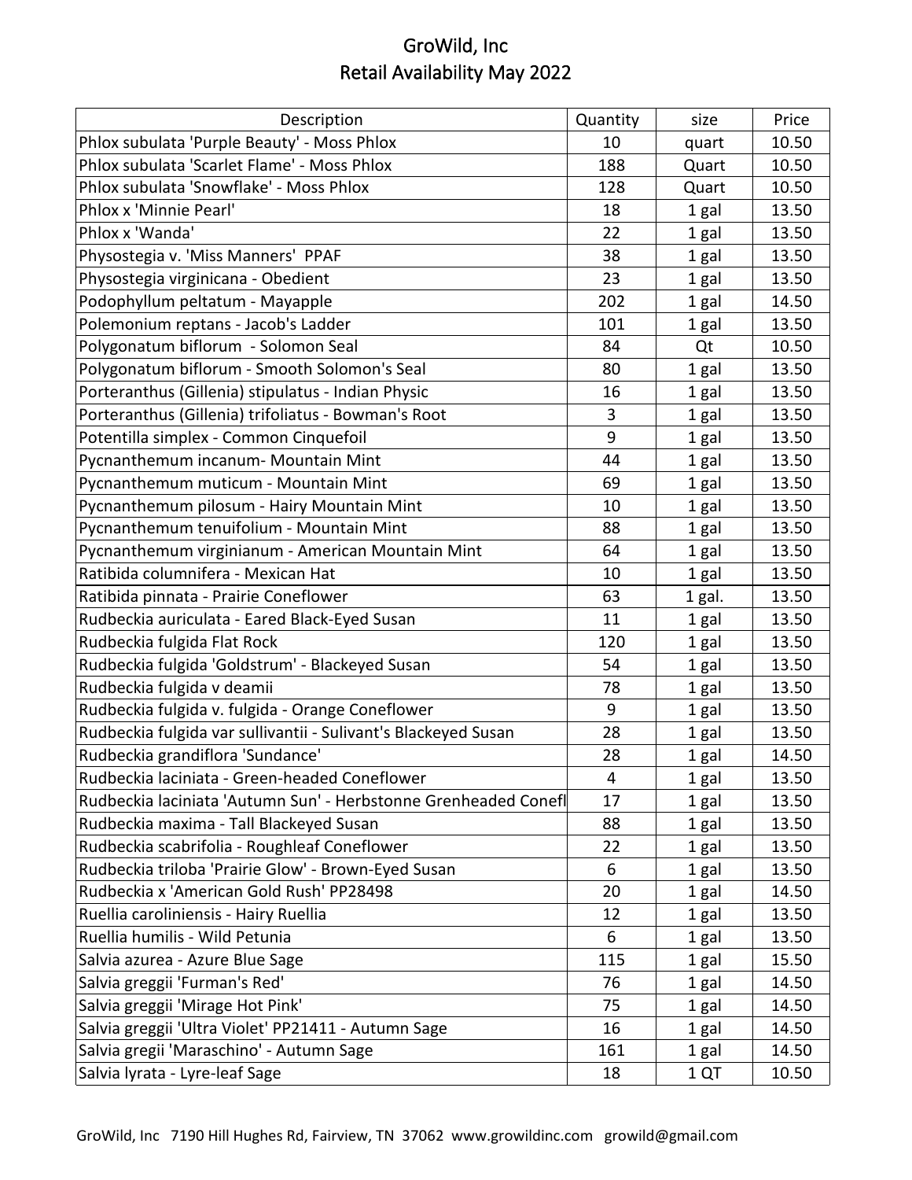# GroWild, Inc
## Retail Availability May 2022

| Description | Quantity | size | Price |
|---|---|---|---|
| Phlox subulata 'Purple Beauty' - Moss Phlox | 10 | quart | 10.50 |
| Phlox subulata 'Scarlet Flame' - Moss Phlox | 188 | Quart | 10.50 |
| Phlox subulata 'Snowflake' - Moss Phlox | 128 | Quart | 10.50 |
| Phlox x 'Minnie Pearl' | 18 | 1 gal | 13.50 |
| Phlox x 'Wanda' | 22 | 1 gal | 13.50 |
| Physostegia v. 'Miss Manners' PPAF | 38 | 1 gal | 13.50 |
| Physostegia virginicana - Obedient | 23 | 1 gal | 13.50 |
| Podophyllum peltatum - Mayapple | 202 | 1 gal | 14.50 |
| Polemonium reptans - Jacob's Ladder | 101 | 1 gal | 13.50 |
| Polygonatum biflorum - Solomon Seal | 84 | Qt | 10.50 |
| Polygonatum biflorum - Smooth Solomon's Seal | 80 | 1 gal | 13.50 |
| Porteranthus (Gillenia) stipulatus - Indian Physic | 16 | 1 gal | 13.50 |
| Porteranthus (Gillenia) trifoliatus - Bowman's Root | 3 | 1 gal | 13.50 |
| Potentilla simplex - Common Cinquefoil | 9 | 1 gal | 13.50 |
| Pycnanthemum incanum- Mountain Mint | 44 | 1 gal | 13.50 |
| Pycnanthemum muticum - Mountain Mint | 69 | 1 gal | 13.50 |
| Pycnanthemum pilosum - Hairy Mountain Mint | 10 | 1 gal | 13.50 |
| Pycnanthemum tenuifolium - Mountain Mint | 88 | 1 gal | 13.50 |
| Pycnanthemum virginianum - American Mountain Mint | 64 | 1 gal | 13.50 |
| Ratibida columnifera - Mexican Hat | 10 | 1 gal | 13.50 |
| Ratibida pinnata - Prairie Coneflower | 63 | 1 gal. | 13.50 |
| Rudbeckia auriculata - Eared Black-Eyed Susan | 11 | 1 gal | 13.50 |
| Rudbeckia fulgida Flat Rock | 120 | 1 gal | 13.50 |
| Rudbeckia fulgida 'Goldstrum' - Blackeyed Susan | 54 | 1 gal | 13.50 |
| Rudbeckia fulgida v deamii | 78 | 1 gal | 13.50 |
| Rudbeckia fulgida v. fulgida - Orange Coneflower | 9 | 1 gal | 13.50 |
| Rudbeckia fulgida var sullivantii - Sulivant's Blackeyed Susan | 28 | 1 gal | 13.50 |
| Rudbeckia grandiflora 'Sundance' | 28 | 1 gal | 14.50 |
| Rudbeckia laciniata - Green-headed Coneflower | 4 | 1 gal | 13.50 |
| Rudbeckia laciniata 'Autumn Sun' - Herbstonne Grenheaded Conefl | 17 | 1 gal | 13.50 |
| Rudbeckia maxima - Tall Blackeyed Susan | 88 | 1 gal | 13.50 |
| Rudbeckia scabrifolia - Roughleaf Coneflower | 22 | 1 gal | 13.50 |
| Rudbeckia triloba 'Prairie Glow' - Brown-Eyed Susan | 6 | 1 gal | 13.50 |
| Rudbeckia x 'American Gold Rush' PP28498 | 20 | 1 gal | 14.50 |
| Ruellia caroliniensis - Hairy Ruellia | 12 | 1 gal | 13.50 |
| Ruellia humilis - Wild Petunia | 6 | 1 gal | 13.50 |
| Salvia azurea - Azure Blue Sage | 115 | 1 gal | 15.50 |
| Salvia greggii 'Furman's Red' | 76 | 1 gal | 14.50 |
| Salvia greggii 'Mirage Hot Pink' | 75 | 1 gal | 14.50 |
| Salvia greggii 'Ultra Violet' PP21411 - Autumn Sage | 16 | 1 gal | 14.50 |
| Salvia gregii 'Maraschino' - Autumn Sage | 161 | 1 gal | 14.50 |
| Salvia lyrata - Lyre-leaf Sage | 18 | 1 QT | 10.50 |

GroWild, Inc 7190 Hill Hughes Rd, Fairview, TN 37062 www.growildinc.com growild@gmail.com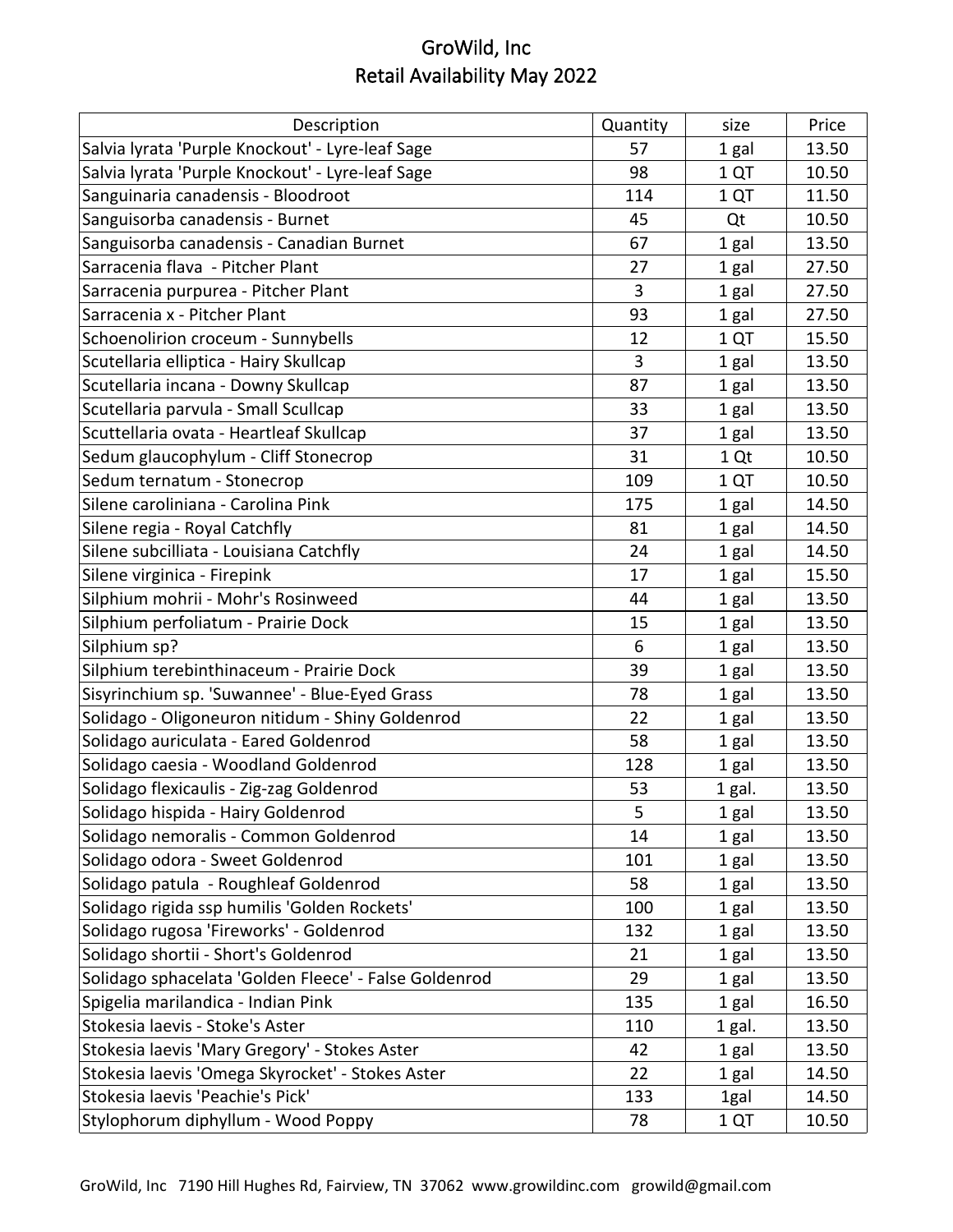# GroWild, Inc
## Retail Availability May 2022

| Description | Quantity | size | Price |
|---|---|---|---|
| Salvia lyrata 'Purple Knockout' - Lyre-leaf Sage | 57 | 1 gal | 13.50 |
| Salvia lyrata 'Purple Knockout' - Lyre-leaf Sage | 98 | 1 QT | 10.50 |
| Sanguinaria canadensis - Bloodroot | 114 | 1 QT | 11.50 |
| Sanguisorba canadensis - Burnet | 45 | Qt | 10.50 |
| Sanguisorba canadensis - Canadian Burnet | 67 | 1 gal | 13.50 |
| Sarracenia flava - Pitcher Plant | 27 | 1 gal | 27.50 |
| Sarracenia purpurea - Pitcher Plant | 3 | 1 gal | 27.50 |
| Sarracenia x - Pitcher Plant | 93 | 1 gal | 27.50 |
| Schoenolirion croceum - Sunnybells | 12 | 1 QT | 15.50 |
| Scutellaria elliptica - Hairy Skullcap | 3 | 1 gal | 13.50 |
| Scutellaria incana - Downy Skullcap | 87 | 1 gal | 13.50 |
| Scutellaria parvula - Small Scullcap | 33 | 1 gal | 13.50 |
| Scuttellaria ovata - Heartleaf Skullcap | 37 | 1 gal | 13.50 |
| Sedum glaucophylum - Cliff Stonecrop | 31 | 1 Qt | 10.50 |
| Sedum ternatum - Stonecrop | 109 | 1 QT | 10.50 |
| Silene caroliniana - Carolina Pink | 175 | 1 gal | 14.50 |
| Silene regia - Royal Catchfly | 81 | 1 gal | 14.50 |
| Silene subcilliata - Louisiana Catchfly | 24 | 1 gal | 14.50 |
| Silene virginica - Firepink | 17 | 1 gal | 15.50 |
| Silphium mohrii - Mohr's Rosinweed | 44 | 1 gal | 13.50 |
| Silphium perfoliatum - Prairie Dock | 15 | 1 gal | 13.50 |
| Silphium sp? | 6 | 1 gal | 13.50 |
| Silphium terebinthinaceum - Prairie Dock | 39 | 1 gal | 13.50 |
| Sisyrinchium sp. 'Suwannee' - Blue-Eyed Grass | 78 | 1 gal | 13.50 |
| Solidago - Oligoneuron nitidum - Shiny Goldenrod | 22 | 1 gal | 13.50 |
| Solidago auriculata - Eared Goldenrod | 58 | 1 gal | 13.50 |
| Solidago caesia - Woodland Goldenrod | 128 | 1 gal | 13.50 |
| Solidago flexicaulis - Zig-zag Goldenrod | 53 | 1 gal. | 13.50 |
| Solidago hispida - Hairy Goldenrod | 5 | 1 gal | 13.50 |
| Solidago nemoralis - Common Goldenrod | 14 | 1 gal | 13.50 |
| Solidago odora - Sweet Goldenrod | 101 | 1 gal | 13.50 |
| Solidago patula - Roughleaf Goldenrod | 58 | 1 gal | 13.50 |
| Solidago rigida ssp humilis 'Golden Rockets' | 100 | 1 gal | 13.50 |
| Solidago rugosa 'Fireworks' - Goldenrod | 132 | 1 gal | 13.50 |
| Solidago shortii - Short's Goldenrod | 21 | 1 gal | 13.50 |
| Solidago sphacelata 'Golden Fleece' - False Goldenrod | 29 | 1 gal | 13.50 |
| Spigelia marilandica - Indian Pink | 135 | 1 gal | 16.50 |
| Stokesia laevis - Stoke's Aster | 110 | 1 gal. | 13.50 |
| Stokesia laevis 'Mary Gregory' - Stokes Aster | 42 | 1 gal | 13.50 |
| Stokesia laevis 'Omega Skyrocket' - Stokes Aster | 22 | 1 gal | 14.50 |
| Stokesia laevis 'Peachie's Pick' | 133 | 1gal | 14.50 |
| Stylophorum diphyllum - Wood Poppy | 78 | 1 QT | 10.50 |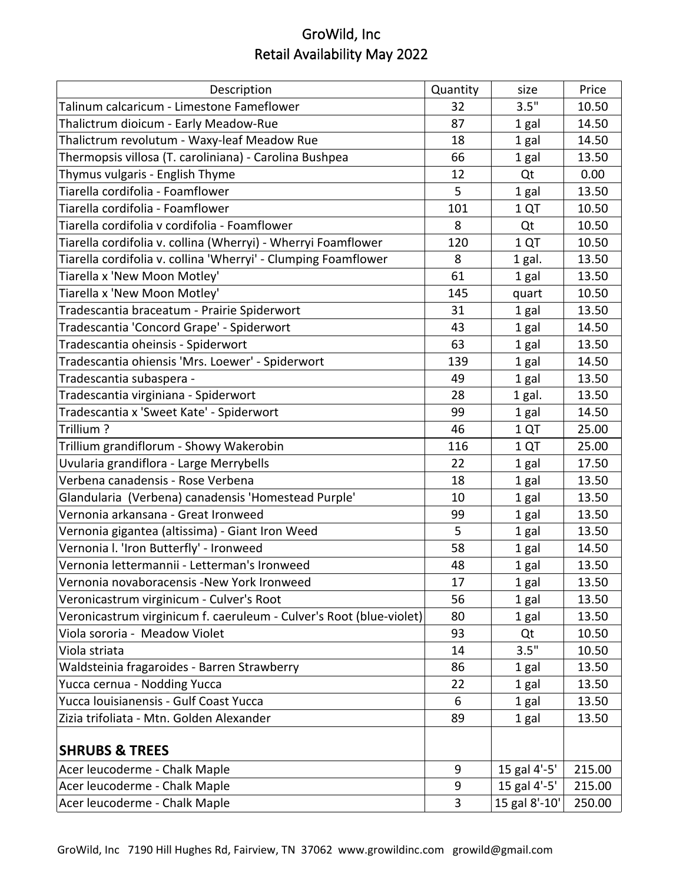# GroWild, Inc
## Retail Availability May 2022

| Description | Quantity | size | Price |
|---|---|---|---|
| Talinum calcaricum - Limestone Fameflower | 32 | 3.5" | 10.50 |
| Thalictrum dioicum - Early Meadow-Rue | 87 | 1 gal | 14.50 |
| Thalictrum revolutum - Waxy-leaf Meadow Rue | 18 | 1 gal | 14.50 |
| Thermopsis villosa (T. caroliniana) - Carolina Bushpea | 66 | 1 gal | 13.50 |
| Thymus vulgaris - English Thyme | 12 | Qt | 0.00 |
| Tiarella cordifolia - Foamflower | 5 | 1 gal | 13.50 |
| Tiarella cordifolia - Foamflower | 101 | 1 QT | 10.50 |
| Tiarella cordifolia v cordifolia - Foamflower | 8 | Qt | 10.50 |
| Tiarella cordifolia v. collina (Wherryi) - Wherryi Foamflower | 120 | 1 QT | 10.50 |
| Tiarella cordifolia v. collina 'Wherryi' - Clumping Foamflower | 8 | 1 gal. | 13.50 |
| Tiarella x 'New Moon Motley' | 61 | 1 gal | 13.50 |
| Tiarella x 'New Moon Motley' | 145 | quart | 10.50 |
| Tradescantia braceatum - Prairie Spiderwort | 31 | 1 gal | 13.50 |
| Tradescantia 'Concord Grape' - Spiderwort | 43 | 1 gal | 14.50 |
| Tradescantia oheinsis - Spiderwort | 63 | 1 gal | 13.50 |
| Tradescantia ohiensis 'Mrs. Loewer' - Spiderwort | 139 | 1 gal | 14.50 |
| Tradescantia subaspera - | 49 | 1 gal | 13.50 |
| Tradescantia virginiana - Spiderwort | 28 | 1 gal. | 13.50 |
| Tradescantia x 'Sweet Kate' - Spiderwort | 99 | 1 gal | 14.50 |
| Trillium ? | 46 | 1 QT | 25.00 |
| Trillium grandiflorum - Showy Wakerobin | 116 | 1 QT | 25.00 |
| Uvularia grandiflora - Large Merrybells | 22 | 1 gal | 17.50 |
| Verbena canadensis - Rose Verbena | 18 | 1 gal | 13.50 |
| Glandularia (Verbena) canadensis 'Homestead Purple' | 10 | 1 gal | 13.50 |
| Vernonia arkansana - Great Ironweed | 99 | 1 gal | 13.50 |
| Vernonia gigantea (altissima) - Giant Iron Weed | 5 | 1 gal | 13.50 |
| Vernonia l. 'Iron Butterfly' - Ironweed | 58 | 1 gal | 14.50 |
| Vernonia lettermannii - Letterman's Ironweed | 48 | 1 gal | 13.50 |
| Vernonia novaboracensis -New York Ironweed | 17 | 1 gal | 13.50 |
| Veronicastrum virginicum - Culver's Root | 56 | 1 gal | 13.50 |
| Veronicastrum virginicum f. caeruleum - Culver's Root (blue-violet) | 80 | 1 gal | 13.50 |
| Viola sororia - Meadow Violet | 93 | Qt | 10.50 |
| Viola striata | 14 | 3.5" | 10.50 |
| Waldsteinia fragaroides - Barren Strawberry | 86 | 1 gal | 13.50 |
| Yucca cernua - Nodding Yucca | 22 | 1 gal | 13.50 |
| Yucca louisianensis - Gulf Coast Yucca | 6 | 1 gal | 13.50 |
| Zizia trifoliata - Mtn. Golden Alexander | 89 | 1 gal | 13.50 |
| **SHRUBS & TREES** | | | |
| Acer leucoderme - Chalk Maple | 9 | 15 gal 4'-5' | 215.00 |
| Acer leucoderme - Chalk Maple | 9 | 15 gal 4'-5' | 215.00 |
| Acer leucoderme - Chalk Maple | 3 | 15 gal 8'-10' | 250.00 |

GroWild, Inc 7190 Hill Hughes Rd, Fairview, TN 37062 www.growildinc.com growild@gmail.com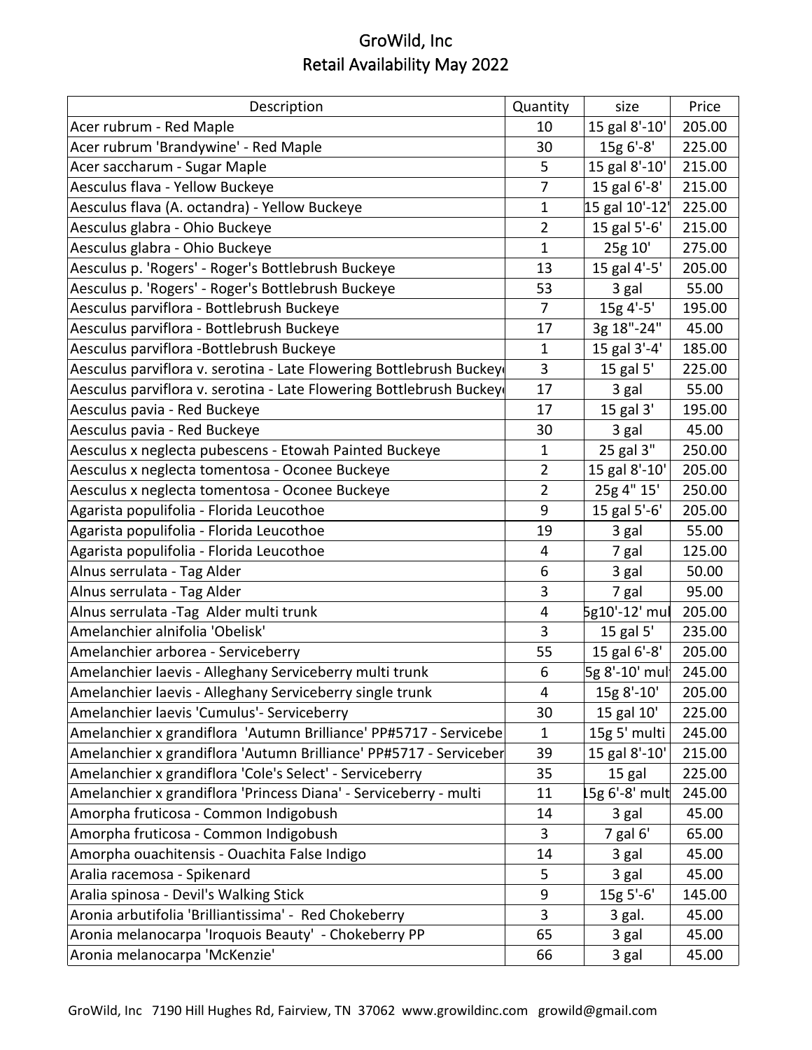# GroWild, Inc
## Retail Availability May 2022

| Description | Quantity | size | Price |
|---|---|---|---|
| Acer rubrum - Red Maple | 10 | 15 gal 8'-10' | 205.00 |
| Acer rubrum 'Brandywine' - Red Maple | 30 | 15g 6'-8' | 225.00 |
| Acer saccharum - Sugar Maple | 5 | 15 gal 8'-10' | 215.00 |
| Aesculus flava - Yellow Buckeye | 7 | 15 gal 6'-8' | 215.00 |
| Aesculus flava (A. octandra) - Yellow Buckeye | 1 | 15 gal 10'-12' | 225.00 |
| Aesculus glabra - Ohio Buckeye | 2 | 15 gal 5'-6' | 215.00 |
| Aesculus glabra - Ohio Buckeye | 1 | 25g 10' | 275.00 |
| Aesculus p. 'Rogers' - Roger's Bottlebrush Buckeye | 13 | 15 gal 4'-5' | 205.00 |
| Aesculus p. 'Rogers' - Roger's Bottlebrush Buckeye | 53 | 3 gal | 55.00 |
| Aesculus parviflora - Bottlebrush Buckeye | 7 | 15g 4'-5' | 195.00 |
| Aesculus parviflora - Bottlebrush Buckeye | 17 | 3g 18"-24" | 45.00 |
| Aesculus parviflora -Bottlebrush Buckeye | 1 | 15 gal 3'-4' | 185.00 |
| Aesculus parviflora v. serotina - Late Flowering Bottlebrush Buckeye | 3 | 15 gal 5' | 225.00 |
| Aesculus parviflora v. serotina - Late Flowering Bottlebrush Buckeye | 17 | 3 gal | 55.00 |
| Aesculus pavia - Red Buckeye | 17 | 15 gal 3' | 195.00 |
| Aesculus pavia - Red Buckeye | 30 | 3 gal | 45.00 |
| Aesculus x neglecta pubescens - Etowah Painted Buckeye | 1 | 25 gal 3" | 250.00 |
| Aesculus x neglecta tomentosa - Oconee Buckeye | 2 | 15 gal 8'-10' | 205.00 |
| Aesculus x neglecta tomentosa - Oconee Buckeye | 2 | 25g 4" 15' | 250.00 |
| Agarista populifolia - Florida Leucothoe | 9 | 15 gal 5'-6' | 205.00 |
| Agarista populifolia - Florida Leucothoe | 19 | 3 gal | 55.00 |
| Agarista populifolia - Florida Leucothoe | 4 | 7 gal | 125.00 |
| Alnus serrulata - Tag Alder | 6 | 3 gal | 50.00 |
| Alnus serrulata - Tag Alder | 3 | 7 gal | 95.00 |
| Alnus serrulata -Tag Alder multi trunk | 4 | 5g10'-12' mul | 205.00 |
| Amelanchier alnifolia 'Obelisk' | 3 | 15 gal 5' | 235.00 |
| Amelanchier arborea - Serviceberry | 55 | 15 gal 6'-8' | 205.00 |
| Amelanchier laevis - Alleghany Serviceberry multi trunk | 6 | 5g 8'-10' mul | 245.00 |
| Amelanchier laevis - Alleghany Serviceberry single trunk | 4 | 15g 8'-10' | 205.00 |
| Amelanchier laevis 'Cumulus'- Serviceberry | 30 | 15 gal 10' | 225.00 |
| Amelanchier x grandiflora 'Autumn Brilliance' PP#5717 - Servicebe | 1 | 15g 5' multi | 245.00 |
| Amelanchier x grandiflora 'Autumn Brilliance' PP#5717 - Serviceber | 39 | 15 gal 8'-10' | 215.00 |
| Amelanchier x grandiflora 'Cole's Select' - Serviceberry | 35 | 15 gal | 225.00 |
| Amelanchier x grandiflora 'Princess Diana' - Serviceberry - multi | 11 | 15g 6'-8' mult | 245.00 |
| Amorpha fruticosa - Common Indigobush | 14 | 3 gal | 45.00 |
| Amorpha fruticosa - Common Indigobush | 3 | 7 gal 6' | 65.00 |
| Amorpha ouachitensis - Ouachita False Indigo | 14 | 3 gal | 45.00 |
| Aralia racemosa - Spikenard | 5 | 3 gal | 45.00 |
| Aralia spinosa - Devil's Walking Stick | 9 | 15g 5'-6' | 145.00 |
| Aronia arbutifolia 'Brilliantissima' - Red Chokeberry | 3 | 3 gal. | 45.00 |
| Aronia melanocarpa 'Iroquois Beauty' - Chokeberry PP | 65 | 3 gal | 45.00 |
| Aronia melanocarpa 'McKenzie' | 66 | 3 gal | 45.00 |

GroWild, Inc 7190 Hill Hughes Rd, Fairview, TN 37062 www.growildinc.com growild@gmail.com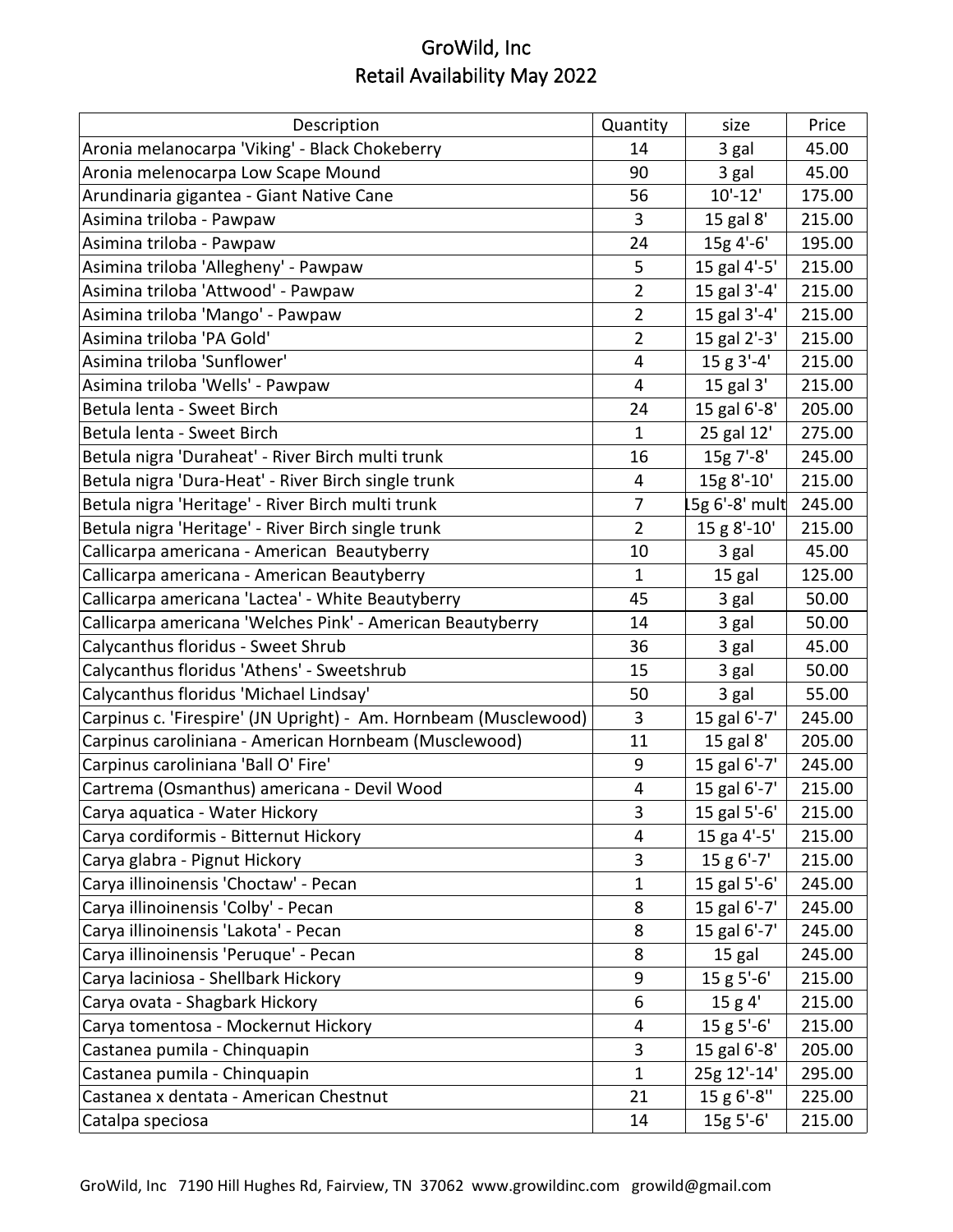# GroWild, Inc
## Retail Availability May 2022

| Description | Quantity | size | Price |
|---|---|---|---|
| Aronia melanocarpa 'Viking' - Black Chokeberry | 14 | 3 gal | 45.00 |
| Aronia melenocarpa Low Scape Mound | 90 | 3 gal | 45.00 |
| Arundinaria gigantea - Giant Native Cane | 56 | 10'-12' | 175.00 |
| Asimina triloba - Pawpaw | 3 | 15 gal 8' | 215.00 |
| Asimina triloba - Pawpaw | 24 | 15g 4'-6' | 195.00 |
| Asimina triloba 'Allegheny' - Pawpaw | 5 | 15 gal 4'-5' | 215.00 |
| Asimina triloba 'Attwood' - Pawpaw | 2 | 15 gal 3'-4' | 215.00 |
| Asimina triloba 'Mango' - Pawpaw | 2 | 15 gal 3'-4' | 215.00 |
| Asimina triloba 'PA Gold' | 2 | 15 gal 2'-3' | 215.00 |
| Asimina triloba 'Sunflower' | 4 | 15 g 3'-4' | 215.00 |
| Asimina triloba 'Wells' - Pawpaw | 4 | 15 gal 3' | 215.00 |
| Betula lenta - Sweet Birch | 24 | 15 gal 6'-8' | 205.00 |
| Betula lenta - Sweet Birch | 1 | 25 gal 12' | 275.00 |
| Betula nigra 'Duraheat' - River Birch multi trunk | 16 | 15g 7'-8' | 245.00 |
| Betula nigra 'Dura-Heat' - River Birch single trunk | 4 | 15g 8'-10' | 215.00 |
| Betula nigra 'Heritage' - River Birch multi trunk | 7 | 15g 6'-8' mult | 245.00 |
| Betula nigra 'Heritage' - River Birch single trunk | 2 | 15 g 8'-10' | 215.00 |
| Callicarpa americana - American Beautyberry | 10 | 3 gal | 45.00 |
| Callicarpa americana - American Beautyberry | 1 | 15 gal | 125.00 |
| Callicarpa americana 'Lactea' - White Beautyberry | 45 | 3 gal | 50.00 |
| Callicarpa americana 'Welches Pink' - American Beautyberry | 14 | 3 gal | 50.00 |
| Calycanthus floridus - Sweet Shrub | 36 | 3 gal | 45.00 |
| Calycanthus floridus 'Athens' - Sweetshrub | 15 | 3 gal | 50.00 |
| Calycanthus floridus 'Michael Lindsay' | 50 | 3 gal | 55.00 |
| Carpinus c. 'Firespire' (JN Upright) - Am. Hornbeam (Musclewood) | 3 | 15 gal 6'-7' | 245.00 |
| Carpinus caroliniana - American Hornbeam (Musclewood) | 11 | 15 gal 8' | 205.00 |
| Carpinus caroliniana 'Ball O' Fire' | 9 | 15 gal 6'-7' | 245.00 |
| Cartrema (Osmanthus) americana - Devil Wood | 4 | 15 gal 6'-7' | 215.00 |
| Carya aquatica - Water Hickory | 3 | 15 gal 5'-6' | 215.00 |
| Carya cordiformis - Bitternut Hickory | 4 | 15 ga 4'-5' | 215.00 |
| Carya glabra - Pignut Hickory | 3 | 15 g 6'-7' | 215.00 |
| Carya illinoinensis 'Choctaw' - Pecan | 1 | 15 gal 5'-6' | 245.00 |
| Carya illinoinensis 'Colby' - Pecan | 8 | 15 gal 6'-7' | 245.00 |
| Carya illinoinensis 'Lakota' - Pecan | 8 | 15 gal 6'-7' | 245.00 |
| Carya illinoinensis 'Peruque' - Pecan | 8 | 15 gal | 245.00 |
| Carya laciniosa - Shellbark Hickory | 9 | 15 g 5'-6' | 215.00 |
| Carya ovata - Shagbark Hickory | 6 | 15 g 4' | 215.00 |
| Carya tomentosa - Mockernut Hickory | 4 | 15 g 5'-6' | 215.00 |
| Castanea pumila - Chinquapin | 3 | 15 gal 6'-8' | 205.00 |
| Castanea pumila - Chinquapin | 1 | 25g 12'-14' | 295.00 |
| Castanea x dentata - American Chestnut | 21 | 15 g 6'-8'' | 225.00 |
| Catalpa speciosa | 14 | 15g 5'-6' | 215.00 |

GroWild, Inc 7190 Hill Hughes Rd, Fairview, TN 37062 www.growildinc.com growild@gmail.com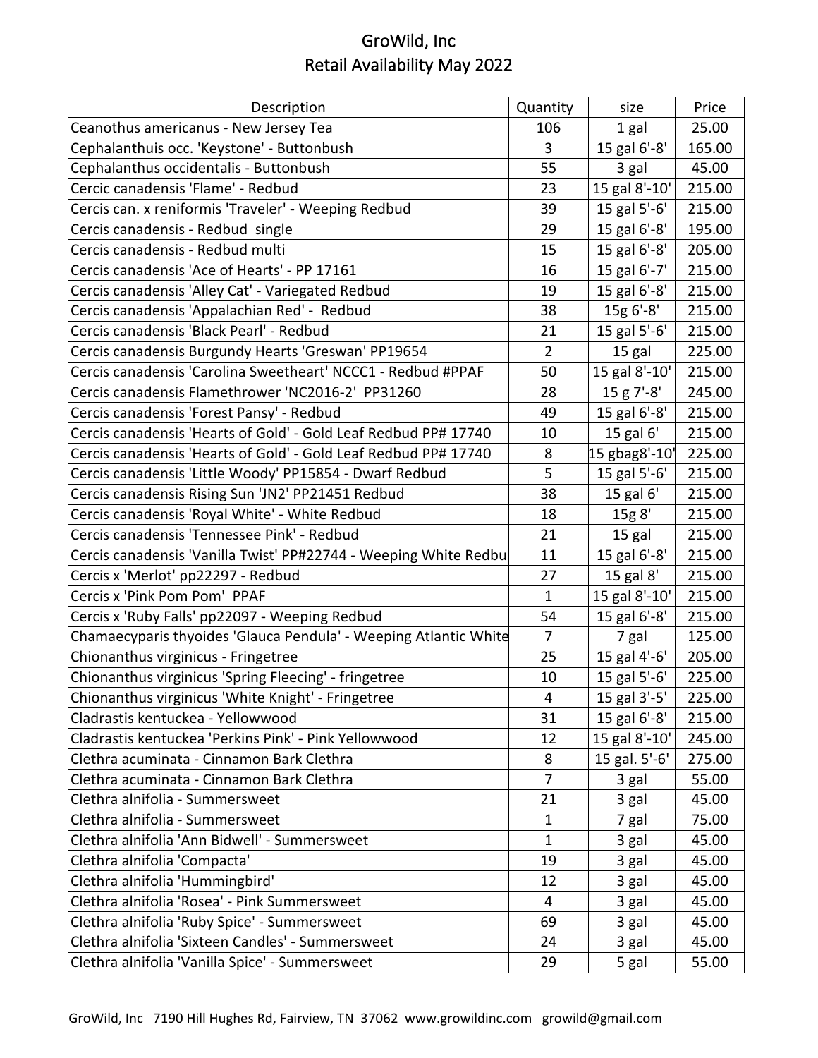# GroWild, Inc
## Retail Availability May 2022

| Description | Quantity | size | Price |
|---|---|---|---|
| Ceanothus americanus - New Jersey Tea | 106 | 1 gal | 25.00 |
| Cephalanthuis occ. 'Keystone' - Buttonbush | 3 | 15 gal 6'-8' | 165.00 |
| Cephalanthus occidentalis - Buttonbush | 55 | 3 gal | 45.00 |
| Cercic canadensis 'Flame' - Redbud | 23 | 15 gal 8'-10' | 215.00 |
| Cercis can. x reniformis 'Traveler' - Weeping Redbud | 39 | 15 gal 5'-6' | 215.00 |
| Cercis canadensis - Redbud single | 29 | 15 gal 6'-8' | 195.00 |
| Cercis canadensis - Redbud multi | 15 | 15 gal 6'-8' | 205.00 |
| Cercis canadensis 'Ace of Hearts' - PP 17161 | 16 | 15 gal 6'-7' | 215.00 |
| Cercis canadensis 'Alley Cat' - Variegated Redbud | 19 | 15 gal 6'-8' | 215.00 |
| Cercis canadensis 'Appalachian Red' - Redbud | 38 | 15g 6'-8' | 215.00 |
| Cercis canadensis 'Black Pearl' - Redbud | 21 | 15 gal 5'-6' | 215.00 |
| Cercis canadensis Burgundy Hearts 'Greswan' PP19654 | 2 | 15 gal | 225.00 |
| Cercis canadensis 'Carolina Sweetheart' NCCC1 - Redbud #PPAF | 50 | 15 gal 8'-10' | 215.00 |
| Cercis canadensis Flamethrower 'NC2016-2' PP31260 | 28 | 15 g 7'-8' | 245.00 |
| Cercis canadensis 'Forest Pansy' - Redbud | 49 | 15 gal 6'-8' | 215.00 |
| Cercis canadensis 'Hearts of Gold' - Gold Leaf Redbud PP# 17740 | 10 | 15 gal 6' | 215.00 |
| Cercis canadensis 'Hearts of Gold' - Gold Leaf Redbud PP# 17740 | 8 | 15 gbag8'-10' | 225.00 |
| Cercis canadensis 'Little Woody' PP15854 - Dwarf Redbud | 5 | 15 gal 5'-6' | 215.00 |
| Cercis canadensis Rising Sun 'JN2' PP21451 Redbud | 38 | 15 gal 6' | 215.00 |
| Cercis canadensis 'Royal White' - White Redbud | 18 | 15g 8' | 215.00 |
| Cercis canadensis 'Tennessee Pink' - Redbud | 21 | 15 gal | 215.00 |
| Cercis canadensis 'Vanilla Twist' PP#22744 - Weeping White Redbu | 11 | 15 gal 6'-8' | 215.00 |
| Cercis x 'Merlot' pp22297 - Redbud | 27 | 15 gal 8' | 215.00 |
| Cercis x 'Pink Pom Pom' PPAF | 1 | 15 gal 8'-10' | 215.00 |
| Cercis x 'Ruby Falls' pp22097 - Weeping Redbud | 54 | 15 gal 6'-8' | 215.00 |
| Chamaecyparis thyoides 'Glauca Pendula' - Weeping Atlantic White | 7 | 7 gal | 125.00 |
| Chionanthus virginicus - Fringetree | 25 | 15 gal 4'-6' | 205.00 |
| Chionanthus virginicus 'Spring Fleecing' - fringetree | 10 | 15 gal 5'-6' | 225.00 |
| Chionanthus virginicus 'White Knight' - Fringetree | 4 | 15 gal 3'-5' | 225.00 |
| Cladrastis kentuckea - Yellowwood | 31 | 15 gal 6'-8' | 215.00 |
| Cladrastis kentuckea 'Perkins Pink' - Pink Yellowwood | 12 | 15 gal 8'-10' | 245.00 |
| Clethra acuminata - Cinnamon Bark Clethra | 8 | 15 gal. 5'-6' | 275.00 |
| Clethra acuminata - Cinnamon Bark Clethra | 7 | 3 gal | 55.00 |
| Clethra alnifolia - Summersweet | 21 | 3 gal | 45.00 |
| Clethra alnifolia - Summersweet | 1 | 7 gal | 75.00 |
| Clethra alnifolia 'Ann Bidwell' - Summersweet | 1 | 3 gal | 45.00 |
| Clethra alnifolia 'Compacta' | 19 | 3 gal | 45.00 |
| Clethra alnifolia 'Hummingbird' | 12 | 3 gal | 45.00 |
| Clethra alnifolia 'Rosea' - Pink Summersweet | 4 | 3 gal | 45.00 |
| Clethra alnifolia 'Ruby Spice' - Summersweet | 69 | 3 gal | 45.00 |
| Clethra alnifolia 'Sixteen Candles' - Summersweet | 24 | 3 gal | 45.00 |
| Clethra alnifolia 'Vanilla Spice' - Summersweet | 29 | 5 gal | 55.00 |

GroWild, Inc 7190 Hill Hughes Rd, Fairview, TN 37062 www.growildinc.com growild@gmail.com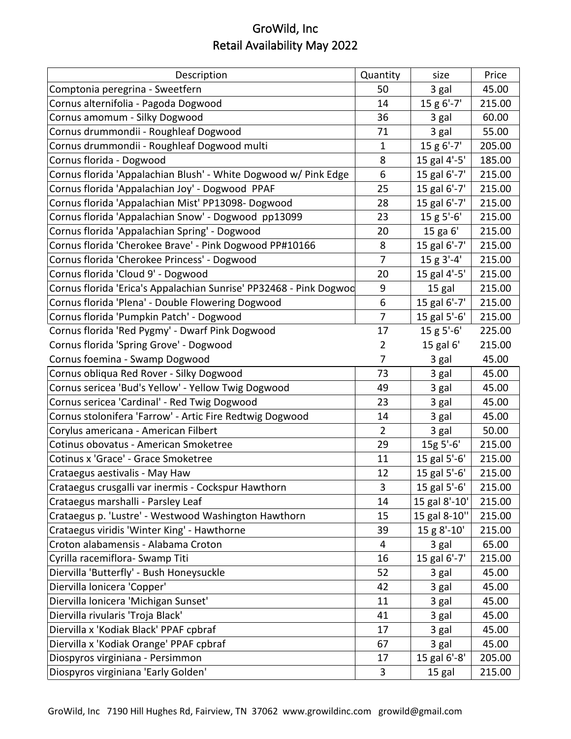# GroWild, Inc
## Retail Availability May 2022

| Description | Quantity | size | Price |
|---|---|---|---|
| Comptonia peregrina - Sweetfern | 50 | 3 gal | 45.00 |
| Cornus alternifolia - Pagoda Dogwood | 14 | 15 g 6'-7' | 215.00 |
| Cornus amomum - Silky Dogwood | 36 | 3 gal | 60.00 |
| Cornus drummondii - Roughleaf Dogwood | 71 | 3 gal | 55.00 |
| Cornus drummondii - Roughleaf Dogwood multi | 1 | 15 g 6'-7' | 205.00 |
| Cornus florida - Dogwood | 8 | 15 gal 4'-5' | 185.00 |
| Cornus florida 'Appalachian Blush' - White Dogwood w/ Pink Edge | 6 | 15 gal 6'-7' | 215.00 |
| Cornus florida 'Appalachian Joy' - Dogwood PPAF | 25 | 15 gal 6'-7' | 215.00 |
| Cornus florida 'Appalachian Mist' PP13098- Dogwood | 28 | 15 gal 6'-7' | 215.00 |
| Cornus florida 'Appalachian Snow' - Dogwood pp13099 | 23 | 15 g 5'-6' | 215.00 |
| Cornus florida 'Appalachian Spring' - Dogwood | 20 | 15 ga 6' | 215.00 |
| Cornus florida 'Cherokee Brave' - Pink Dogwood PP#10166 | 8 | 15 gal 6'-7' | 215.00 |
| Cornus florida 'Cherokee Princess' - Dogwood | 7 | 15 g 3'-4' | 215.00 |
| Cornus florida 'Cloud 9' - Dogwood | 20 | 15 gal 4'-5' | 215.00 |
| Cornus florida 'Erica's Appalachian Sunrise' PP32468 - Pink Dogwoo | 9 | 15 gal | 215.00 |
| Cornus florida 'Plena' - Double Flowering Dogwood | 6 | 15 gal 6'-7' | 215.00 |
| Cornus florida 'Pumpkin Patch' - Dogwood | 7 | 15 gal 5'-6' | 215.00 |
| Cornus florida 'Red Pygmy' - Dwarf Pink Dogwood | 17 | 15 g 5'-6' | 225.00 |
| Cornus florida 'Spring Grove' - Dogwood | 2 | 15 gal 6' | 215.00 |
| Cornus foemina - Swamp Dogwood | 7 | 3 gal | 45.00 |
| Cornus obliqua Red Rover - Silky Dogwood | 73 | 3 gal | 45.00 |
| Cornus sericea 'Bud's Yellow' - Yellow Twig Dogwood | 49 | 3 gal | 45.00 |
| Cornus sericea 'Cardinal' - Red Twig Dogwood | 23 | 3 gal | 45.00 |
| Cornus stolonifera 'Farrow' - Artic Fire Redtwig Dogwood | 14 | 3 gal | 45.00 |
| Corylus americana - American Filbert | 2 | 3 gal | 50.00 |
| Cotinus obovatus - American Smoketree | 29 | 15g 5'-6' | 215.00 |
| Cotinus x 'Grace' - Grace Smoketree | 11 | 15 gal 5'-6' | 215.00 |
| Crataegus aestivalis - May Haw | 12 | 15 gal 5'-6' | 215.00 |
| Crataegus crusgalli var inermis - Cockspur Hawthorn | 3 | 15 gal 5'-6' | 215.00 |
| Crataegus marshalli - Parsley Leaf | 14 | 15 gal 8'-10' | 215.00 |
| Crataegus p. 'Lustre' - Westwood Washington Hawthorn | 15 | 15 gal 8-10'' | 215.00 |
| Crataegus viridis 'Winter King' - Hawthorne | 39 | 15 g 8'-10' | 215.00 |
| Croton alabamensis - Alabama Croton | 4 | 3 gal | 65.00 |
| Cyrilla racemiflora- Swamp Titi | 16 | 15 gal 6'-7' | 215.00 |
| Diervilla 'Butterfly' - Bush Honeysuckle | 52 | 3 gal | 45.00 |
| Diervilla lonicera 'Copper' | 42 | 3 gal | 45.00 |
| Diervilla lonicera 'Michigan Sunset' | 11 | 3 gal | 45.00 |
| Diervilla rivularis 'Troja Black' | 41 | 3 gal | 45.00 |
| Diervilla x 'Kodiak Black' PPAF cpbraf | 17 | 3 gal | 45.00 |
| Diervilla x 'Kodiak Orange' PPAF cpbraf | 67 | 3 gal | 45.00 |
| Diospyros virginiana - Persimmon | 17 | 15 gal 6'-8' | 205.00 |
| Diospyros virginiana 'Early Golden' | 3 | 15 gal | 215.00 |

GroWild, Inc 7190 Hill Hughes Rd, Fairview, TN 37062 www.growildinc.com growild@gmail.com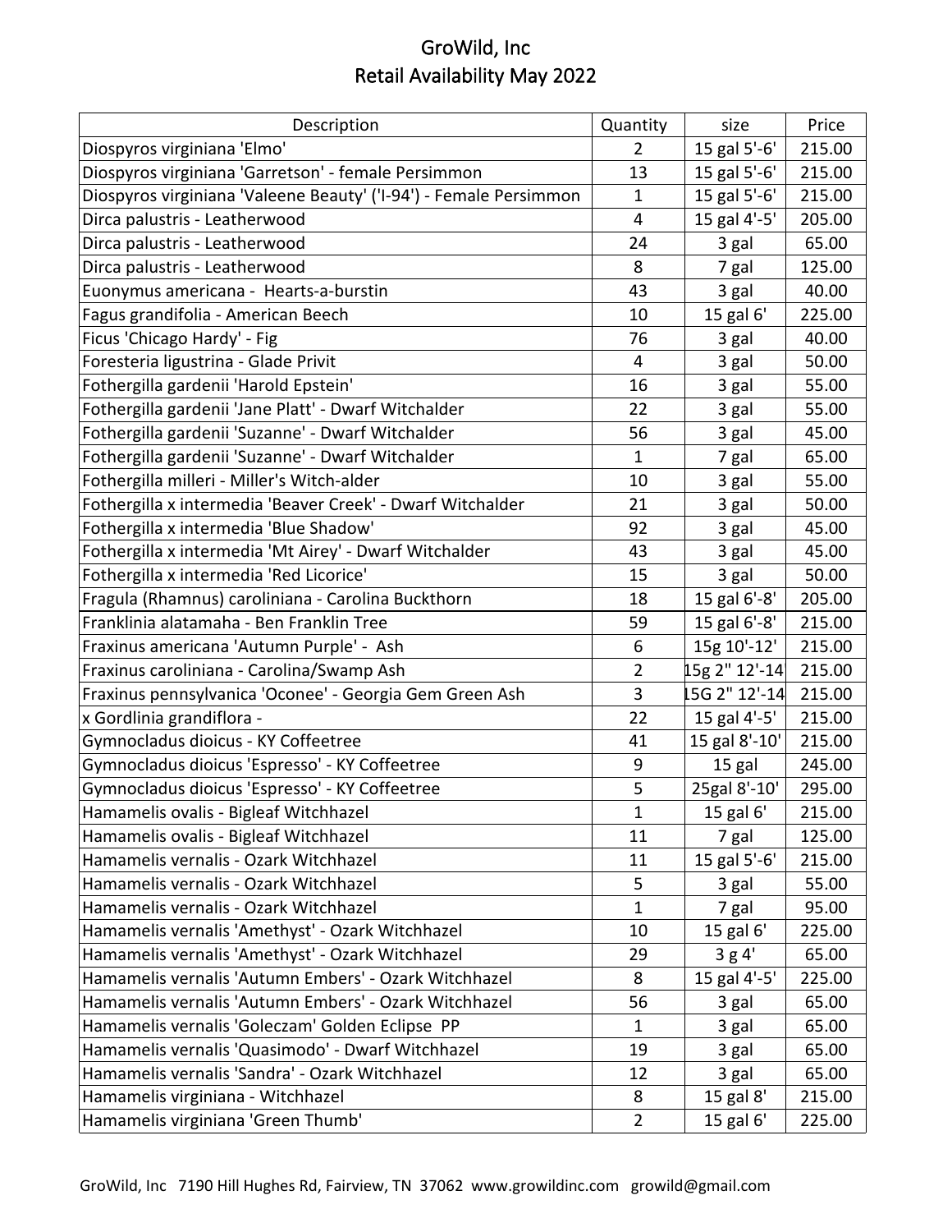# GroWild, Inc
## Retail Availability May 2022

| Description | Quantity | size | Price |
|---|---|---|---|
| Diospyros virginiana 'Elmo' | 2 | 15 gal 5'-6' | 215.00 |
| Diospyros virginiana 'Garretson' - female Persimmon | 13 | 15 gal 5'-6' | 215.00 |
| Diospyros virginiana 'Valeene Beauty' ('I-94') - Female Persimmon | 1 | 15 gal 5'-6' | 215.00 |
| Dirca palustris - Leatherwood | 4 | 15 gal 4'-5' | 205.00 |
| Dirca palustris - Leatherwood | 24 | 3 gal | 65.00 |
| Dirca palustris - Leatherwood | 8 | 7 gal | 125.00 |
| Euonymus americana - Hearts-a-burstin | 43 | 3 gal | 40.00 |
| Fagus grandifolia - American Beech | 10 | 15 gal 6' | 225.00 |
| Ficus 'Chicago Hardy' - Fig | 76 | 3 gal | 40.00 |
| Foresteria ligustrina - Glade Privit | 4 | 3 gal | 50.00 |
| Fothergilla gardenii 'Harold Epstein' | 16 | 3 gal | 55.00 |
| Fothergilla gardenii 'Jane Platt' - Dwarf Witchalder | 22 | 3 gal | 55.00 |
| Fothergilla gardenii 'Suzanne' - Dwarf Witchalder | 56 | 3 gal | 45.00 |
| Fothergilla gardenii 'Suzanne' - Dwarf Witchalder | 1 | 7 gal | 65.00 |
| Fothergilla milleri - Miller's Witch-alder | 10 | 3 gal | 55.00 |
| Fothergilla x intermedia 'Beaver Creek' - Dwarf Witchalder | 21 | 3 gal | 50.00 |
| Fothergilla x intermedia 'Blue Shadow' | 92 | 3 gal | 45.00 |
| Fothergilla x intermedia 'Mt Airey' - Dwarf Witchalder | 43 | 3 gal | 45.00 |
| Fothergilla x intermedia 'Red Licorice' | 15 | 3 gal | 50.00 |
| Fragula (Rhamnus) caroliniana - Carolina Buckthorn | 18 | 15 gal 6'-8' | 205.00 |
| Franklinia alatamaha - Ben Franklin Tree | 59 | 15 gal 6'-8' | 215.00 |
| Fraxinus americana 'Autumn Purple' - Ash | 6 | 15g 10'-12' | 215.00 |
| Fraxinus caroliniana - Carolina/Swamp Ash | 2 | 15g 2" 12'-14 | 215.00 |
| Fraxinus pennsylvanica 'Oconee' - Georgia Gem Green Ash | 3 | 15G 2" 12'-14 | 215.00 |
| x Gordlinia grandiflora - | 22 | 15 gal 4'-5' | 215.00 |
| Gymnocladus dioicus - KY Coffeetree | 41 | 15 gal 8'-10' | 215.00 |
| Gymnocladus dioicus 'Espresso' - KY Coffeetree | 9 | 15 gal | 245.00 |
| Gymnocladus dioicus 'Espresso' - KY Coffeetree | 5 | 25gal 8'-10' | 295.00 |
| Hamamelis ovalis - Bigleaf Witchhazel | 1 | 15 gal 6' | 215.00 |
| Hamamelis ovalis - Bigleaf Witchhazel | 11 | 7 gal | 125.00 |
| Hamamelis vernalis - Ozark Witchhazel | 11 | 15 gal 5'-6' | 215.00 |
| Hamamelis vernalis - Ozark Witchhazel | 5 | 3 gal | 55.00 |
| Hamamelis vernalis - Ozark Witchhazel | 1 | 7 gal | 95.00 |
| Hamamelis vernalis 'Amethyst' - Ozark Witchhazel | 10 | 15 gal 6' | 225.00 |
| Hamamelis vernalis 'Amethyst' - Ozark Witchhazel | 29 | 3 g 4' | 65.00 |
| Hamamelis vernalis 'Autumn Embers' - Ozark Witchhazel | 8 | 15 gal 4'-5' | 225.00 |
| Hamamelis vernalis 'Autumn Embers' - Ozark Witchhazel | 56 | 3 gal | 65.00 |
| Hamamelis vernalis 'Goleczam' Golden Eclipse PP | 1 | 3 gal | 65.00 |
| Hamamelis vernalis 'Quasimodo' - Dwarf Witchhazel | 19 | 3 gal | 65.00 |
| Hamamelis vernalis 'Sandra' - Ozark Witchhazel | 12 | 3 gal | 65.00 |
| Hamamelis virginiana - Witchhazel | 8 | 15 gal 8' | 215.00 |
| Hamamelis virginiana 'Green Thumb' | 2 | 15 gal 6' | 225.00 |

GroWild, Inc 7190 Hill Hughes Rd, Fairview, TN 37062 www.growildinc.com growild@gmail.com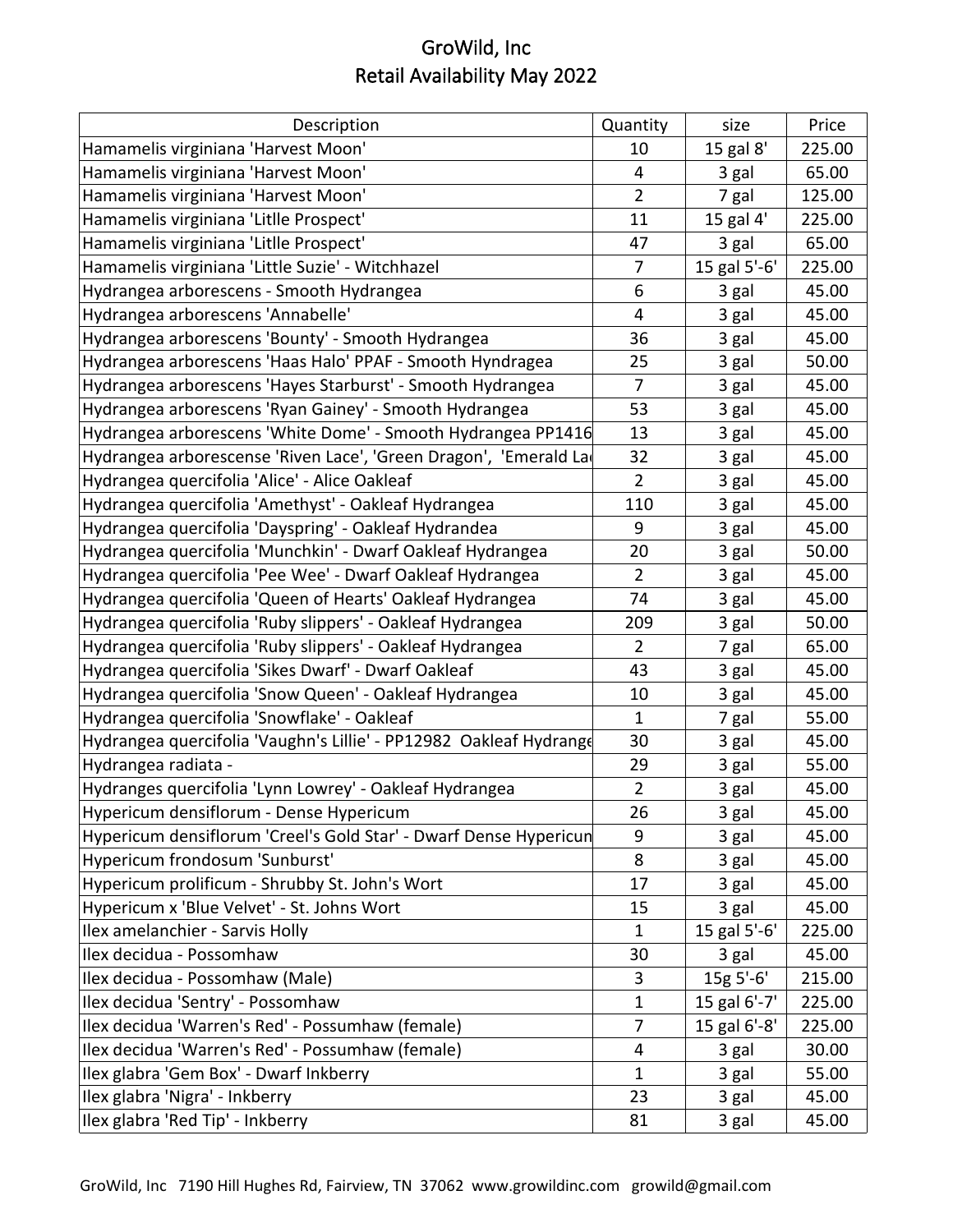# GroWild, Inc
## Retail Availability May 2022

| Description | Quantity | size | Price |
|---|---|---|---|
| Hamamelis virginiana 'Harvest Moon' | 10 | 15 gal 8' | 225.00 |
| Hamamelis virginiana 'Harvest Moon' | 4 | 3 gal | 65.00 |
| Hamamelis virginiana 'Harvest Moon' | 2 | 7 gal | 125.00 |
| Hamamelis virginiana 'Litlle Prospect' | 11 | 15 gal 4' | 225.00 |
| Hamamelis virginiana 'Litlle Prospect' | 47 | 3 gal | 65.00 |
| Hamamelis virginiana 'Little Suzie' - Witchhazel | 7 | 15 gal 5'-6' | 225.00 |
| Hydrangea arborescens - Smooth Hydrangea | 6 | 3 gal | 45.00 |
| Hydrangea arborescens 'Annabelle' | 4 | 3 gal | 45.00 |
| Hydrangea arborescens 'Bounty' - Smooth Hydrangea | 36 | 3 gal | 45.00 |
| Hydrangea arborescens 'Haas Halo' PPAF - Smooth Hyndragea | 25 | 3 gal | 50.00 |
| Hydrangea arborescens 'Hayes Starburst' - Smooth Hydrangea | 7 | 3 gal | 45.00 |
| Hydrangea arborescens 'Ryan Gainey' - Smooth Hydrangea | 53 | 3 gal | 45.00 |
| Hydrangea arborescens 'White Dome' - Smooth Hydrangea PP1416 | 13 | 3 gal | 45.00 |
| Hydrangea arborescense 'Riven Lace', 'Green Dragon', 'Emerald La | 32 | 3 gal | 45.00 |
| Hydrangea quercifolia 'Alice' - Alice Oakleaf | 2 | 3 gal | 45.00 |
| Hydrangea quercifolia 'Amethyst' - Oakleaf Hydrangea | 110 | 3 gal | 45.00 |
| Hydrangea quercifolia 'Dayspring' - Oakleaf Hydrandea | 9 | 3 gal | 45.00 |
| Hydrangea quercifolia 'Munchkin' - Dwarf Oakleaf Hydrangea | 20 | 3 gal | 50.00 |
| Hydrangea quercifolia 'Pee Wee' - Dwarf Oakleaf Hydrangea | 2 | 3 gal | 45.00 |
| Hydrangea quercifolia 'Queen of Hearts' Oakleaf Hydrangea | 74 | 3 gal | 45.00 |
| Hydrangea quercifolia 'Ruby slippers' - Oakleaf Hydrangea | 209 | 3 gal | 50.00 |
| Hydrangea quercifolia 'Ruby slippers' - Oakleaf Hydrangea | 2 | 7 gal | 65.00 |
| Hydrangea quercifolia 'Sikes Dwarf' - Dwarf Oakleaf | 43 | 3 gal | 45.00 |
| Hydrangea quercifolia 'Snow Queen' - Oakleaf Hydrangea | 10 | 3 gal | 45.00 |
| Hydrangea quercifolia 'Snowflake' - Oakleaf | 1 | 7 gal | 55.00 |
| Hydrangea quercifolia 'Vaughn's Lillie' - PP12982 Oakleaf Hydrange | 30 | 3 gal | 45.00 |
| Hydrangea radiata - | 29 | 3 gal | 55.00 |
| Hydranges quercifolia 'Lynn Lowrey' - Oakleaf Hydrangea | 2 | 3 gal | 45.00 |
| Hypericum densiflorum - Dense Hypericum | 26 | 3 gal | 45.00 |
| Hypericum densiflorum 'Creel's Gold Star' - Dwarf Dense Hypericun | 9 | 3 gal | 45.00 |
| Hypericum frondosum 'Sunburst' | 8 | 3 gal | 45.00 |
| Hypericum prolificum - Shrubby St. John's Wort | 17 | 3 gal | 45.00 |
| Hypericum x 'Blue Velvet' - St. Johns Wort | 15 | 3 gal | 45.00 |
| Ilex amelanchier - Sarvis Holly | 1 | 15 gal 5'-6' | 225.00 |
| Ilex decidua - Possomhaw | 30 | 3 gal | 45.00 |
| Ilex decidua - Possomhaw (Male) | 3 | 15g 5'-6' | 215.00 |
| Ilex decidua 'Sentry' - Possomhaw | 1 | 15 gal 6'-7' | 225.00 |
| Ilex decidua 'Warren's Red' - Possumhaw (female) | 7 | 15 gal 6'-8' | 225.00 |
| Ilex decidua 'Warren's Red' - Possumhaw (female) | 4 | 3 gal | 30.00 |
| Ilex glabra 'Gem Box' - Dwarf Inkberry | 1 | 3 gal | 55.00 |
| Ilex glabra 'Nigra' - Inkberry | 23 | 3 gal | 45.00 |
| Ilex glabra 'Red Tip' - Inkberry | 81 | 3 gal | 45.00 |

GroWild, Inc 7190 Hill Hughes Rd, Fairview, TN 37062 www.growildinc.com growild@gmail.com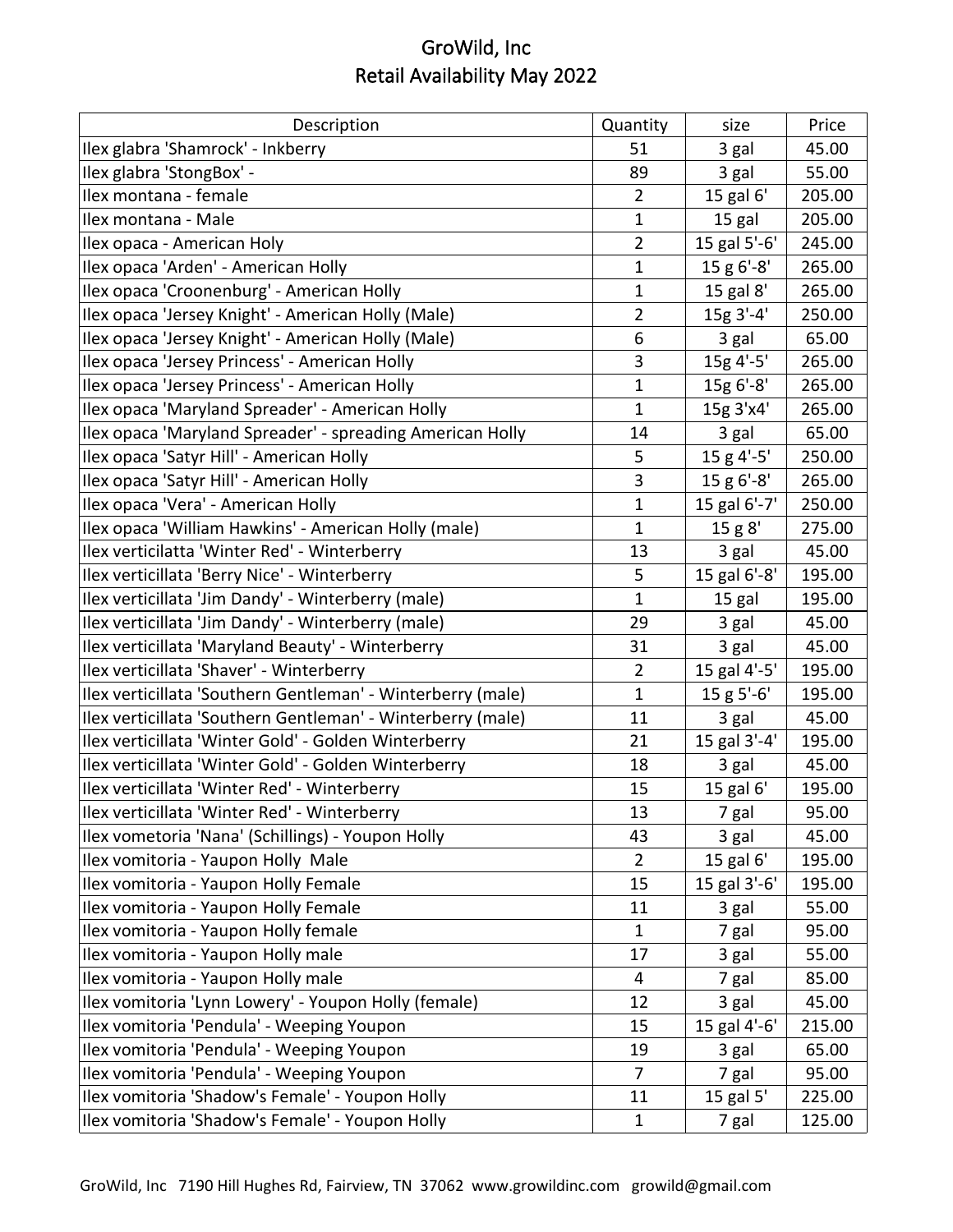# GroWild, Inc
## Retail Availability May 2022

| Description | Quantity | size | Price |
|---|---|---|---|
| Ilex glabra 'Shamrock' - Inkberry | 51 | 3 gal | 45.00 |
| Ilex glabra 'StongBox' - | 89 | 3 gal | 55.00 |
| Ilex montana - female | 2 | 15 gal 6' | 205.00 |
| Ilex montana - Male | 1 | 15 gal | 205.00 |
| Ilex opaca - American Holy | 2 | 15 gal 5'-6' | 245.00 |
| Ilex opaca 'Arden' - American Holly | 1 | 15 g 6'-8' | 265.00 |
| Ilex opaca 'Croonenburg' - American Holly | 1 | 15 gal 8' | 265.00 |
| Ilex opaca 'Jersey Knight' - American Holly (Male) | 2 | 15g 3'-4' | 250.00 |
| Ilex opaca 'Jersey Knight' - American Holly (Male) | 6 | 3 gal | 65.00 |
| Ilex opaca 'Jersey Princess' - American Holly | 3 | 15g 4'-5' | 265.00 |
| Ilex opaca 'Jersey Princess' - American Holly | 1 | 15g 6'-8' | 265.00 |
| Ilex opaca 'Maryland Spreader' - American Holly | 1 | 15g 3'x4' | 265.00 |
| Ilex opaca 'Maryland Spreader' - spreading American Holly | 14 | 3 gal | 65.00 |
| Ilex opaca 'Satyr Hill' - American Holly | 5 | 15 g 4'-5' | 250.00 |
| Ilex opaca 'Satyr Hill' - American Holly | 3 | 15 g 6'-8' | 265.00 |
| Ilex opaca 'Vera' - American Holly | 1 | 15 gal 6'-7' | 250.00 |
| Ilex opaca 'William Hawkins' - American Holly (male) | 1 | 15 g 8' | 275.00 |
| Ilex verticilatta 'Winter Red' - Winterberry | 13 | 3 gal | 45.00 |
| Ilex verticillata 'Berry Nice' - Winterberry | 5 | 15 gal 6'-8' | 195.00 |
| Ilex verticillata 'Jim Dandy' - Winterberry (male) | 1 | 15 gal | 195.00 |
| Ilex verticillata 'Jim Dandy' - Winterberry (male) | 29 | 3 gal | 45.00 |
| Ilex verticillata 'Maryland Beauty' - Winterberry | 31 | 3 gal | 45.00 |
| Ilex verticillata 'Shaver' - Winterberry | 2 | 15 gal 4'-5' | 195.00 |
| Ilex verticillata 'Southern Gentleman' - Winterberry (male) | 1 | 15 g 5'-6' | 195.00 |
| Ilex verticillata 'Southern Gentleman' - Winterberry (male) | 11 | 3 gal | 45.00 |
| Ilex verticillata 'Winter Gold' - Golden Winterberry | 21 | 15 gal 3'-4' | 195.00 |
| Ilex verticillata 'Winter Gold' - Golden Winterberry | 18 | 3 gal | 45.00 |
| Ilex verticillata 'Winter Red' - Winterberry | 15 | 15 gal 6' | 195.00 |
| Ilex verticillata 'Winter Red' - Winterberry | 13 | 7 gal | 95.00 |
| Ilex vometoria 'Nana' (Schillings) - Youpon Holly | 43 | 3 gal | 45.00 |
| Ilex vomitoria - Yaupon Holly Male | 2 | 15 gal 6' | 195.00 |
| Ilex vomitoria - Yaupon Holly Female | 15 | 15 gal 3'-6' | 195.00 |
| Ilex vomitoria - Yaupon Holly Female | 11 | 3 gal | 55.00 |
| Ilex vomitoria - Yaupon Holly female | 1 | 7 gal | 95.00 |
| Ilex vomitoria - Yaupon Holly male | 17 | 3 gal | 55.00 |
| Ilex vomitoria - Yaupon Holly male | 4 | 7 gal | 85.00 |
| Ilex vomitoria 'Lynn Lowery' - Youpon Holly (female) | 12 | 3 gal | 45.00 |
| Ilex vomitoria 'Pendula' - Weeping Youpon | 15 | 15 gal 4'-6' | 215.00 |
| Ilex vomitoria 'Pendula' - Weeping Youpon | 19 | 3 gal | 65.00 |
| Ilex vomitoria 'Pendula' - Weeping Youpon | 7 | 7 gal | 95.00 |
| Ilex vomitoria 'Shadow's Female' - Youpon Holly | 11 | 15 gal 5' | 225.00 |
| Ilex vomitoria 'Shadow's Female' - Youpon Holly | 1 | 7 gal | 125.00 |

GroWild, Inc 7190 Hill Hughes Rd, Fairview, TN 37062 www.growildinc.com growild@gmail.com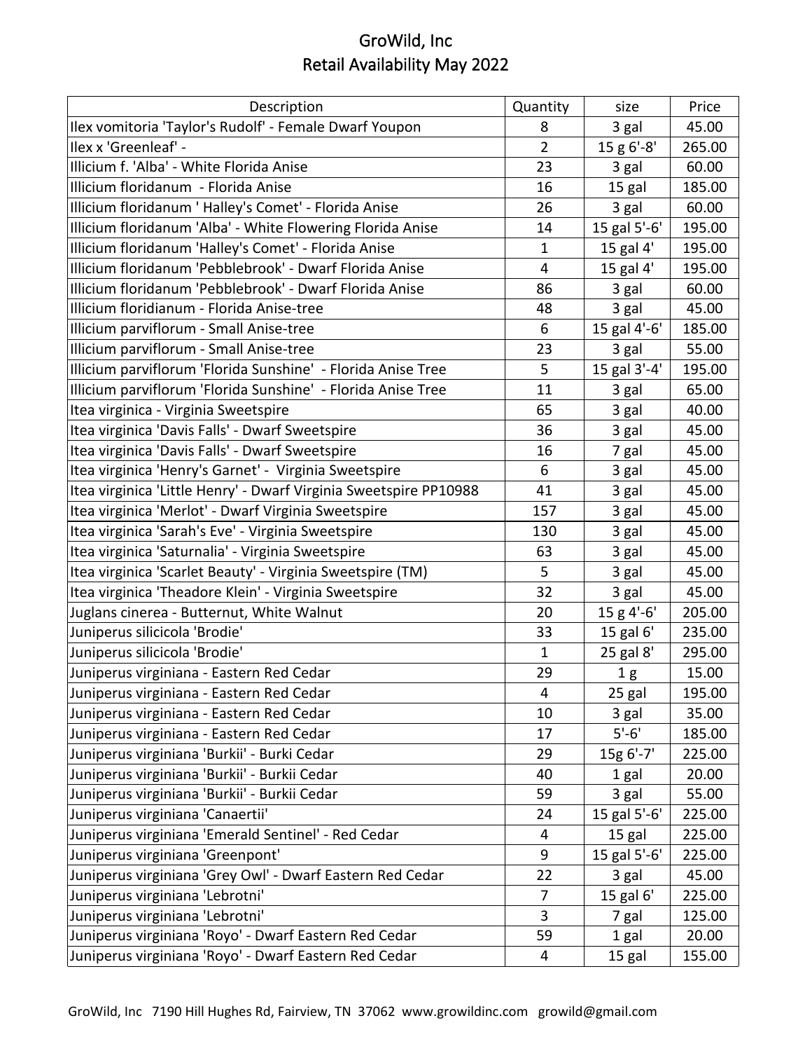# GroWild, Inc
## Retail Availability May 2022

| Description | Quantity | size | Price |
|---|---|---|---|
| Ilex vomitoria 'Taylor's Rudolf' - Female Dwarf Youpon | 8 | 3 gal | 45.00 |
| Ilex x 'Greenleaf' - | 2 | 15 g 6'-8' | 265.00 |
| Illicium f. 'Alba' - White Florida Anise | 23 | 3 gal | 60.00 |
| Illicium floridanum  - Florida Anise | 16 | 15 gal | 185.00 |
| Illicium floridanum ' Halley's Comet' - Florida Anise | 26 | 3 gal | 60.00 |
| Illicium floridanum 'Alba' - White Flowering Florida Anise | 14 | 15 gal 5'-6' | 195.00 |
| Illicium floridanum 'Halley's Comet' - Florida Anise | 1 | 15 gal 4' | 195.00 |
| Illicium floridanum 'Pebblebrook' - Dwarf Florida Anise | 4 | 15 gal 4' | 195.00 |
| Illicium floridanum 'Pebblebrook' - Dwarf Florida Anise | 86 | 3 gal | 60.00 |
| Illicium floridianum - Florida Anise-tree | 48 | 3 gal | 45.00 |
| Illicium parviflorum - Small Anise-tree | 6 | 15 gal 4'-6' | 185.00 |
| Illicium parviflorum - Small Anise-tree | 23 | 3 gal | 55.00 |
| Illicium parviflorum 'Florida Sunshine'  - Florida Anise Tree | 5 | 15 gal 3'-4' | 195.00 |
| Illicium parviflorum 'Florida Sunshine'  - Florida Anise Tree | 11 | 3 gal | 65.00 |
| Itea virginica - Virginia Sweetspire | 65 | 3 gal | 40.00 |
| Itea virginica 'Davis Falls' - Dwarf Sweetspire | 36 | 3 gal | 45.00 |
| Itea virginica 'Davis Falls' - Dwarf Sweetspire | 16 | 7 gal | 45.00 |
| Itea virginica 'Henry's Garnet' -  Virginia Sweetspire | 6 | 3 gal | 45.00 |
| Itea virginica 'Little Henry' - Dwarf Virginia Sweetspire PP10988 | 41 | 3 gal | 45.00 |
| Itea virginica 'Merlot' - Dwarf Virginia Sweetspire | 157 | 3 gal | 45.00 |
| Itea virginica 'Sarah's Eve' - Virginia Sweetspire | 130 | 3 gal | 45.00 |
| Itea virginica 'Saturnalia' - Virginia Sweetspire | 63 | 3 gal | 45.00 |
| Itea virginica 'Scarlet Beauty' - Virginia Sweetspire (TM) | 5 | 3 gal | 45.00 |
| Itea virginica 'Theadore Klein' - Virginia Sweetspire | 32 | 3 gal | 45.00 |
| Juglans cinerea - Butternut, White Walnut | 20 | 15 g 4'-6' | 205.00 |
| Juniperus silicicola 'Brodie' | 33 | 15 gal 6' | 235.00 |
| Juniperus silicicola 'Brodie' | 1 | 25 gal 8' | 295.00 |
| Juniperus virginiana - Eastern Red Cedar | 29 | 1 g | 15.00 |
| Juniperus virginiana - Eastern Red Cedar | 4 | 25 gal | 195.00 |
| Juniperus virginiana - Eastern Red Cedar | 10 | 3 gal | 35.00 |
| Juniperus virginiana - Eastern Red Cedar | 17 | 5'-6' | 185.00 |
| Juniperus virginiana 'Burkii' - Burki Cedar | 29 | 15g 6'-7' | 225.00 |
| Juniperus virginiana 'Burkii' - Burkii Cedar | 40 | 1 gal | 20.00 |
| Juniperus virginiana 'Burkii' - Burkii Cedar | 59 | 3 gal | 55.00 |
| Juniperus virginiana 'Canaertii' | 24 | 15 gal 5'-6' | 225.00 |
| Juniperus virginiana 'Emerald Sentinel' - Red Cedar | 4 | 15 gal | 225.00 |
| Juniperus virginiana 'Greenpont' | 9 | 15 gal 5'-6' | 225.00 |
| Juniperus virginiana 'Grey Owl' - Dwarf Eastern Red Cedar | 22 | 3 gal | 45.00 |
| Juniperus virginiana 'Lebrotni' | 7 | 15 gal 6' | 225.00 |
| Juniperus virginiana 'Lebrotni' | 3 | 7 gal | 125.00 |
| Juniperus virginiana 'Royo' - Dwarf Eastern Red Cedar | 59 | 1 gal | 20.00 |
| Juniperus virginiana 'Royo' - Dwarf Eastern Red Cedar | 4 | 15 gal | 155.00 |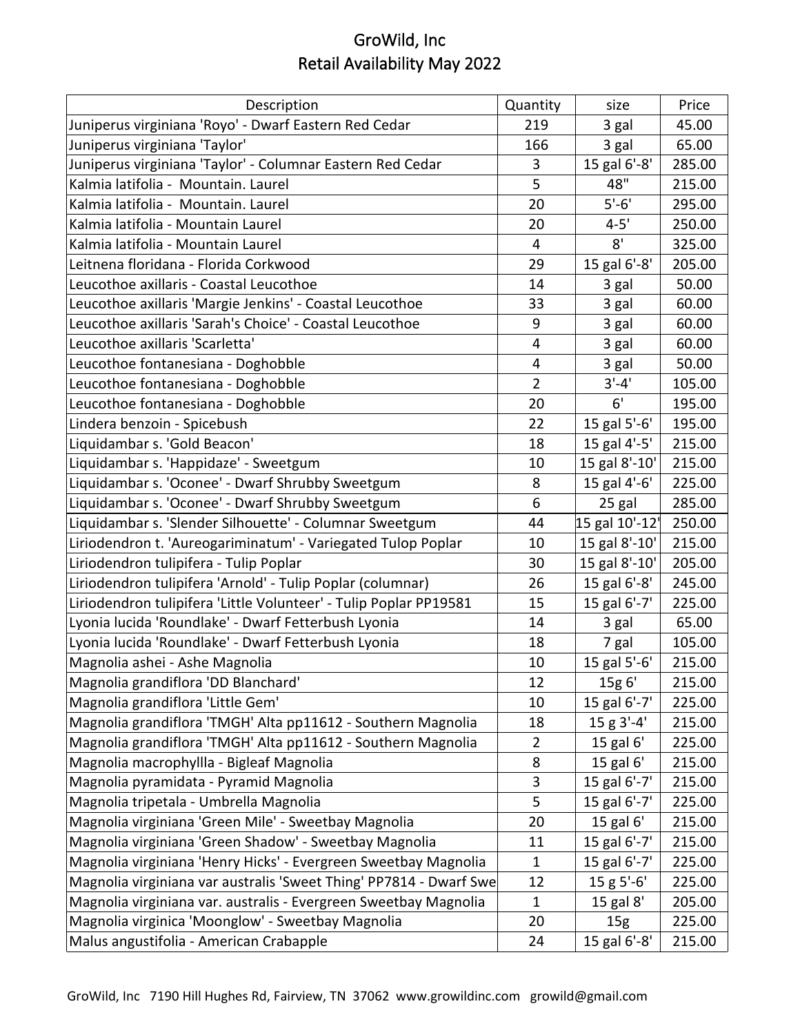# GroWild, Inc
## Retail Availability May 2022

| Description | Quantity | size | Price |
|---|---|---|---|
| Juniperus virginiana 'Royo' - Dwarf Eastern Red Cedar | 219 | 3 gal | 45.00 |
| Juniperus virginiana 'Taylor' | 166 | 3 gal | 65.00 |
| Juniperus virginiana 'Taylor' - Columnar Eastern Red Cedar | 3 | 15 gal 6'-8' | 285.00 |
| Kalmia latifolia - Mountain. Laurel | 5 | 48" | 215.00 |
| Kalmia latifolia - Mountain. Laurel | 20 | 5'-6' | 295.00 |
| Kalmia latifolia - Mountain Laurel | 20 | 4-5' | 250.00 |
| Kalmia latifolia - Mountain Laurel | 4 | 8' | 325.00 |
| Leitnena floridana - Florida Corkwood | 29 | 15 gal 6'-8' | 205.00 |
| Leucothoe axillaris - Coastal Leucothoe | 14 | 3 gal | 50.00 |
| Leucothoe axillaris 'Margie Jenkins' - Coastal Leucothoe | 33 | 3 gal | 60.00 |
| Leucothoe axillaris 'Sarah's Choice' - Coastal Leucothoe | 9 | 3 gal | 60.00 |
| Leucothoe axillaris 'Scarletta' | 4 | 3 gal | 60.00 |
| Leucothoe fontanesiana - Doghobble | 4 | 3 gal | 50.00 |
| Leucothoe fontanesiana - Doghobble | 2 | 3'-4' | 105.00 |
| Leucothoe fontanesiana - Doghobble | 20 | 6' | 195.00 |
| Lindera benzoin - Spicebush | 22 | 15 gal 5'-6' | 195.00 |
| Liquidambar s. 'Gold Beacon' | 18 | 15 gal 4'-5' | 215.00 |
| Liquidambar s. 'Happidaze' - Sweetgum | 10 | 15 gal 8'-10' | 215.00 |
| Liquidambar s. 'Oconee' - Dwarf Shrubby Sweetgum | 8 | 15 gal 4'-6' | 225.00 |
| Liquidambar s. 'Oconee' - Dwarf Shrubby Sweetgum | 6 | 25 gal | 285.00 |
| Liquidambar s. 'Slender Silhouette' - Columnar Sweetgum | 44 | 15 gal 10'-12' | 250.00 |
| Liriodendron t. 'Aureogariminatum' - Variegated Tulop Poplar | 10 | 15 gal 8'-10' | 215.00 |
| Liriodendron tulipifera - Tulip Poplar | 30 | 15 gal 8'-10' | 205.00 |
| Liriodendron tulipifera 'Arnold' - Tulip Poplar (columnar) | 26 | 15 gal 6'-8' | 245.00 |
| Liriodendron tulipifera 'Little Volunteer' - Tulip Poplar PP19581 | 15 | 15 gal 6'-7' | 225.00 |
| Lyonia lucida 'Roundlake' - Dwarf Fetterbush Lyonia | 14 | 3 gal | 65.00 |
| Lyonia lucida 'Roundlake' - Dwarf Fetterbush Lyonia | 18 | 7 gal | 105.00 |
| Magnolia ashei - Ashe Magnolia | 10 | 15 gal 5'-6' | 215.00 |
| Magnolia grandiflora 'DD Blanchard' | 12 | 15g 6' | 215.00 |
| Magnolia grandiflora 'Little Gem' | 10 | 15 gal 6'-7' | 225.00 |
| Magnolia grandiflora 'TMGH' Alta pp11612 - Southern Magnolia | 18 | 15 g 3'-4' | 215.00 |
| Magnolia grandiflora 'TMGH' Alta pp11612 - Southern Magnolia | 2 | 15 gal 6' | 225.00 |
| Magnolia macrophyllla - Bigleaf Magnolia | 8 | 15 gal 6' | 215.00 |
| Magnolia pyramidata - Pyramid Magnolia | 3 | 15 gal 6'-7' | 215.00 |
| Magnolia tripetala - Umbrella Magnolia | 5 | 15 gal 6'-7' | 225.00 |
| Magnolia virginiana 'Green Mile' - Sweetbay Magnolia | 20 | 15 gal 6' | 215.00 |
| Magnolia virginiana 'Green Shadow' - Sweetbay Magnolia | 11 | 15 gal 6'-7' | 215.00 |
| Magnolia virginiana 'Henry Hicks' - Evergreen Sweetbay Magnolia | 1 | 15 gal 6'-7' | 225.00 |
| Magnolia virginiana var australis 'Sweet Thing' PP7814 - Dwarf Swe | 12 | 15 g 5'-6' | 225.00 |
| Magnolia virginiana var. australis - Evergreen Sweetbay Magnolia | 1 | 15 gal 8' | 205.00 |
| Magnolia virginica 'Moonglow' - Sweetbay Magnolia | 20 | 15g | 225.00 |
| Malus angustifolia - American Crabapple | 24 | 15 gal 6'-8' | 215.00 |

GroWild, Inc 7190 Hill Hughes Rd, Fairview, TN 37062 www.growildinc.com growild@gmail.com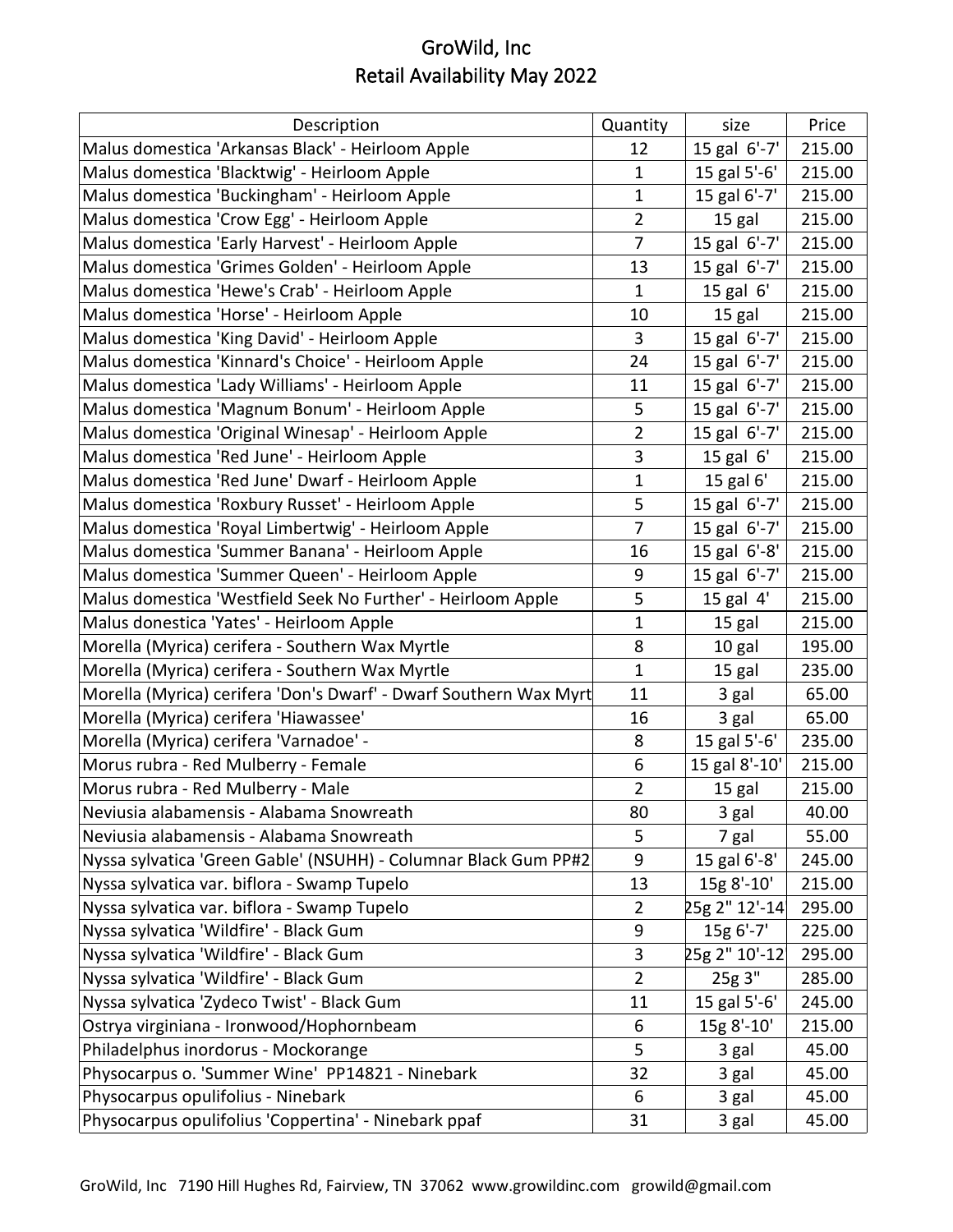# GroWild, Inc
## Retail Availability May 2022

| Description | Quantity | size | Price |
|---|---|---|---|
| Malus domestica 'Arkansas Black' - Heirloom Apple | 12 | 15 gal 6'-7' | 215.00 |
| Malus domestica 'Blacktwig' - Heirloom Apple | 1 | 15 gal 5'-6' | 215.00 |
| Malus domestica 'Buckingham' - Heirloom Apple | 1 | 15 gal 6'-7' | 215.00 |
| Malus domestica 'Crow Egg' - Heirloom Apple | 2 | 15 gal | 215.00 |
| Malus domestica 'Early Harvest' - Heirloom Apple | 7 | 15 gal 6'-7' | 215.00 |
| Malus domestica 'Grimes Golden' - Heirloom Apple | 13 | 15 gal 6'-7' | 215.00 |
| Malus domestica 'Hewe's Crab' - Heirloom Apple | 1 | 15 gal 6' | 215.00 |
| Malus domestica 'Horse' - Heirloom Apple | 10 | 15 gal | 215.00 |
| Malus domestica 'King David' - Heirloom Apple | 3 | 15 gal 6'-7' | 215.00 |
| Malus domestica 'Kinnard's Choice' - Heirloom Apple | 24 | 15 gal 6'-7' | 215.00 |
| Malus domestica 'Lady Williams' - Heirloom Apple | 11 | 15 gal 6'-7' | 215.00 |
| Malus domestica 'Magnum Bonum' - Heirloom Apple | 5 | 15 gal 6'-7' | 215.00 |
| Malus domestica 'Original Winesap' - Heirloom Apple | 2 | 15 gal 6'-7' | 215.00 |
| Malus domestica 'Red June' - Heirloom Apple | 3 | 15 gal 6' | 215.00 |
| Malus domestica 'Red June' Dwarf - Heirloom Apple | 1 | 15 gal 6' | 215.00 |
| Malus domestica 'Roxbury Russet' - Heirloom Apple | 5 | 15 gal 6'-7' | 215.00 |
| Malus domestica 'Royal Limbertwig' - Heirloom Apple | 7 | 15 gal 6'-7' | 215.00 |
| Malus domestica 'Summer Banana' - Heirloom Apple | 16 | 15 gal 6'-8' | 215.00 |
| Malus domestica 'Summer Queen' - Heirloom Apple | 9 | 15 gal 6'-7' | 215.00 |
| Malus domestica 'Westfield Seek No Further' - Heirloom Apple | 5 | 15 gal 4' | 215.00 |
| Malus donestica 'Yates' - Heirloom Apple | 1 | 15 gal | 215.00 |
| Morella (Myrica) cerifera - Southern Wax Myrtle | 8 | 10 gal | 195.00 |
| Morella (Myrica) cerifera - Southern Wax Myrtle | 1 | 15 gal | 235.00 |
| Morella (Myrica) cerifera 'Don's Dwarf' - Dwarf Southern Wax Myrt | 11 | 3 gal | 65.00 |
| Morella (Myrica) cerifera 'Hiawassee' | 16 | 3 gal | 65.00 |
| Morella (Myrica) cerifera 'Varnadoe' - | 8 | 15 gal 5'-6' | 235.00 |
| Morus rubra - Red Mulberry - Female | 6 | 15 gal 8'-10' | 215.00 |
| Morus rubra - Red Mulberry - Male | 2 | 15 gal | 215.00 |
| Neviusia alabamensis - Alabama Snowreath | 80 | 3 gal | 40.00 |
| Neviusia alabamensis - Alabama Snowreath | 5 | 7 gal | 55.00 |
| Nyssa sylvatica 'Green Gable' (NSUHH) - Columnar Black Gum PP#2 | 9 | 15 gal 6'-8' | 245.00 |
| Nyssa sylvatica var. biflora - Swamp Tupelo | 13 | 15g 8'-10' | 215.00 |
| Nyssa sylvatica var. biflora - Swamp Tupelo | 2 | 25g 2" 12'-14 | 295.00 |
| Nyssa sylvatica 'Wildfire' - Black Gum | 9 | 15g 6'-7' | 225.00 |
| Nyssa sylvatica 'Wildfire' - Black Gum | 3 | 25g 2" 10'-12 | 295.00 |
| Nyssa sylvatica 'Wildfire' - Black Gum | 2 | 25g 3" | 285.00 |
| Nyssa sylvatica 'Zydeco Twist' - Black Gum | 11 | 15 gal 5'-6' | 245.00 |
| Ostrya virginiana - Ironwood/Hophornbeam | 6 | 15g 8'-10' | 215.00 |
| Philadelphus inordorus - Mockorange | 5 | 3 gal | 45.00 |
| Physocarpus o. 'Summer Wine' PP14821 - Ninebark | 32 | 3 gal | 45.00 |
| Physocarpus opulifolius - Ninebark | 6 | 3 gal | 45.00 |
| Physocarpus opulifolius 'Coppertina' - Ninebark ppaf | 31 | 3 gal | 45.00 |

GroWild, Inc 7190 Hill Hughes Rd, Fairview, TN 37062 www.growildinc.com growild@gmail.com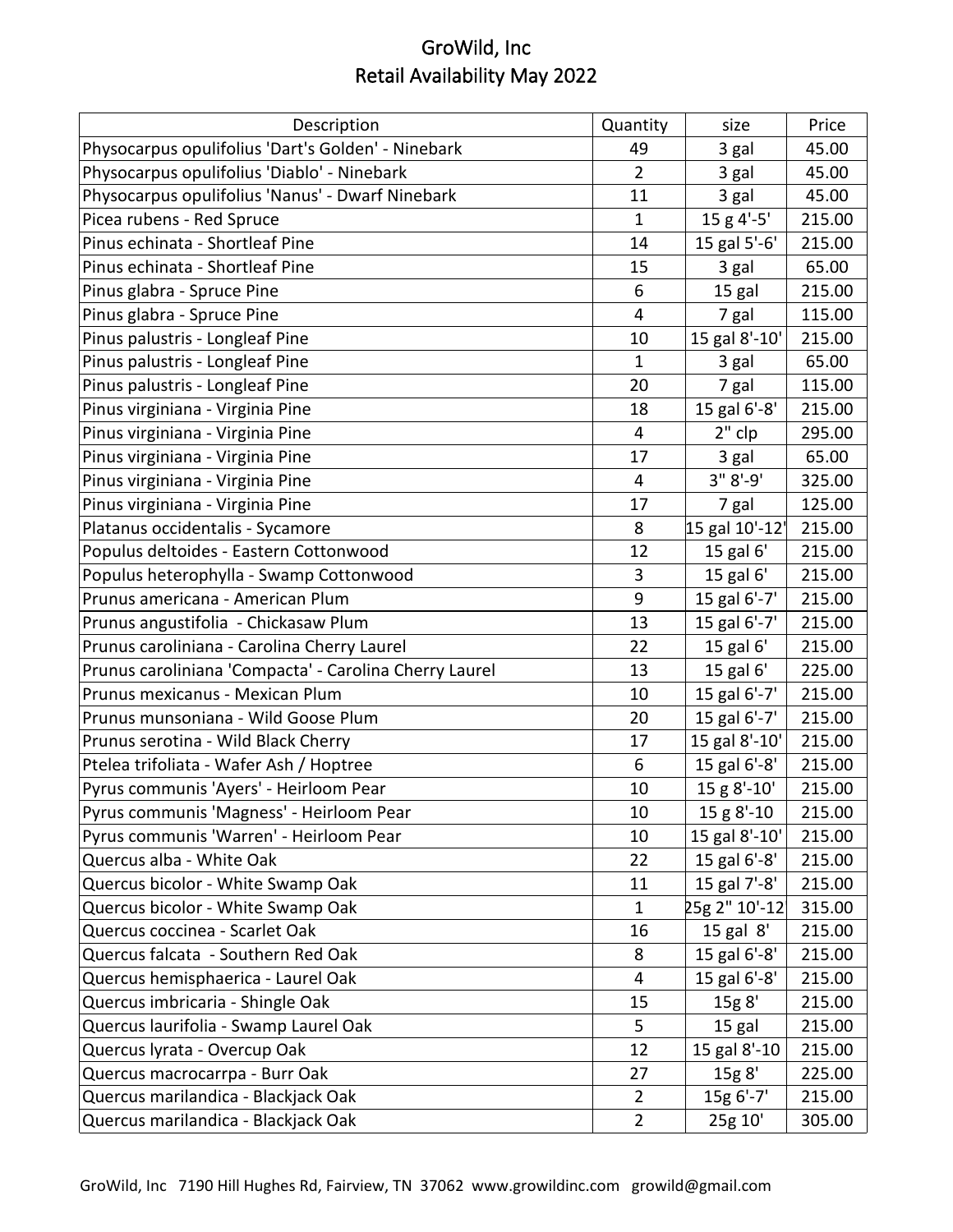# GroWild, Inc
## Retail Availability May 2022

| Description | Quantity | size | Price |
|---|---|---|---|
| Physocarpus opulifolius 'Dart's Golden' - Ninebark | 49 | 3 gal | 45.00 |
| Physocarpus opulifolius 'Diablo' - Ninebark | 2 | 3 gal | 45.00 |
| Physocarpus opulifolius 'Nanus' - Dwarf Ninebark | 11 | 3 gal | 45.00 |
| Picea rubens - Red Spruce | 1 | 15 g 4'-5' | 215.00 |
| Pinus echinata - Shortleaf Pine | 14 | 15 gal 5'-6' | 215.00 |
| Pinus echinata - Shortleaf Pine | 15 | 3 gal | 65.00 |
| Pinus glabra - Spruce Pine | 6 | 15 gal | 215.00 |
| Pinus glabra - Spruce Pine | 4 | 7 gal | 115.00 |
| Pinus palustris - Longleaf Pine | 10 | 15 gal 8'-10' | 215.00 |
| Pinus palustris - Longleaf Pine | 1 | 3 gal | 65.00 |
| Pinus palustris - Longleaf Pine | 20 | 7 gal | 115.00 |
| Pinus virginiana - Virginia Pine | 18 | 15 gal 6'-8' | 215.00 |
| Pinus virginiana - Virginia Pine | 4 | 2" clp | 295.00 |
| Pinus virginiana - Virginia Pine | 17 | 3 gal | 65.00 |
| Pinus virginiana - Virginia Pine | 4 | 3" 8'-9' | 325.00 |
| Pinus virginiana - Virginia Pine | 17 | 7 gal | 125.00 |
| Platanus occidentalis - Sycamore | 8 | 15 gal 10'-12' | 215.00 |
| Populus deltoides - Eastern Cottonwood | 12 | 15 gal 6' | 215.00 |
| Populus heterophylla - Swamp Cottonwood | 3 | 15 gal 6' | 215.00 |
| Prunus americana - American Plum | 9 | 15 gal 6'-7' | 215.00 |
| Prunus angustifolia - Chickasaw Plum | 13 | 15 gal 6'-7' | 215.00 |
| Prunus caroliniana - Carolina Cherry Laurel | 22 | 15 gal 6' | 215.00 |
| Prunus caroliniana 'Compacta' - Carolina Cherry Laurel | 13 | 15 gal 6' | 225.00 |
| Prunus mexicanus - Mexican Plum | 10 | 15 gal 6'-7' | 215.00 |
| Prunus munsoniana - Wild Goose Plum | 20 | 15 gal 6'-7' | 215.00 |
| Prunus serotina - Wild Black Cherry | 17 | 15 gal 8'-10' | 215.00 |
| Ptelea trifoliata - Wafer Ash / Hoptree | 6 | 15 gal 6'-8' | 215.00 |
| Pyrus communis 'Ayers' - Heirloom Pear | 10 | 15 g 8'-10' | 215.00 |
| Pyrus communis 'Magness' - Heirloom Pear | 10 | 15 g 8'-10 | 215.00 |
| Pyrus communis 'Warren' - Heirloom Pear | 10 | 15 gal 8'-10' | 215.00 |
| Quercus alba - White Oak | 22 | 15 gal 6'-8' | 215.00 |
| Quercus bicolor - White Swamp Oak | 11 | 15 gal 7'-8' | 215.00 |
| Quercus bicolor - White Swamp Oak | 1 | 25g 2" 10'-12 | 315.00 |
| Quercus coccinea - Scarlet Oak | 16 | 15 gal 8' | 215.00 |
| Quercus falcata - Southern Red Oak | 8 | 15 gal 6'-8' | 215.00 |
| Quercus hemisphaerica - Laurel Oak | 4 | 15 gal 6'-8' | 215.00 |
| Quercus imbricaria - Shingle Oak | 15 | 15g 8' | 215.00 |
| Quercus laurifolia - Swamp Laurel Oak | 5 | 15 gal | 215.00 |
| Quercus lyrata - Overcup Oak | 12 | 15 gal 8'-10 | 215.00 |
| Quercus macrocarrpa - Burr Oak | 27 | 15g 8' | 225.00 |
| Quercus marilandica - Blackjack Oak | 2 | 15g 6'-7' | 215.00 |
| Quercus marilandica - Blackjack Oak | 2 | 25g 10' | 305.00 |

GroWild, Inc 7190 Hill Hughes Rd, Fairview, TN 37062 www.growildinc.com growild@gmail.com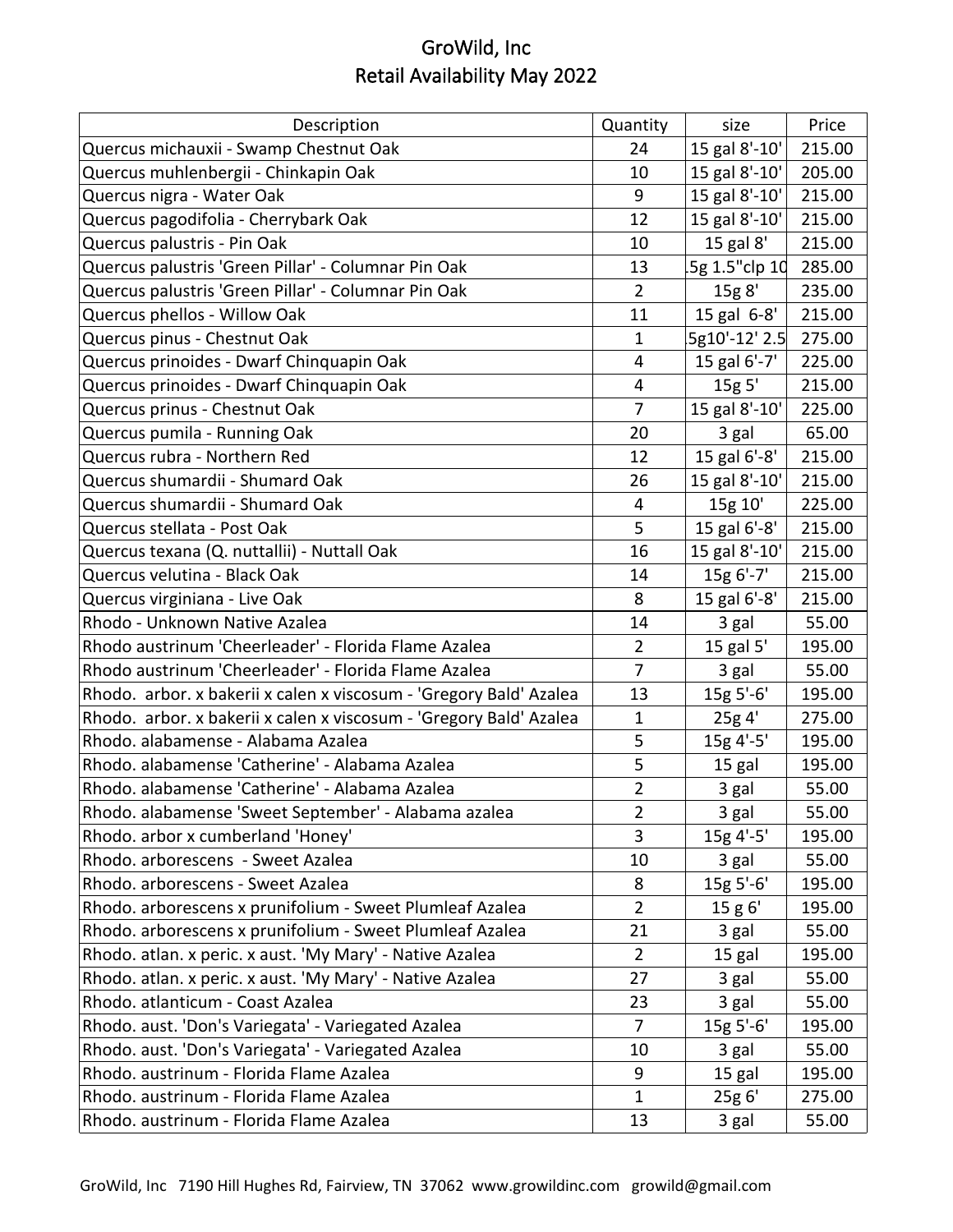# GroWild, Inc
## Retail Availability May 2022

| Description | Quantity | size | Price |
|---|---|---|---|
| Quercus michauxii - Swamp Chestnut Oak | 24 | 15 gal 8'-10' | 215.00 |
| Quercus muhlenbergii - Chinkapin Oak | 10 | 15 gal 8'-10' | 205.00 |
| Quercus nigra - Water Oak | 9 | 15 gal 8'-10' | 215.00 |
| Quercus pagodifolia - Cherrybark Oak | 12 | 15 gal 8'-10' | 215.00 |
| Quercus palustris - Pin Oak | 10 | 15 gal 8' | 215.00 |
| Quercus palustris 'Green Pillar' - Columnar Pin Oak | 13 | .5g 1.5"clp 10 | 285.00 |
| Quercus palustris 'Green Pillar' - Columnar Pin Oak | 2 | 15g 8' | 235.00 |
| Quercus phellos - Willow Oak | 11 | 15 gal 6-8' | 215.00 |
| Quercus pinus - Chestnut Oak | 1 | .5g10'-12' 2.5 | 275.00 |
| Quercus prinoides - Dwarf Chinquapin Oak | 4 | 15 gal 6'-7' | 225.00 |
| Quercus prinoides - Dwarf Chinquapin Oak | 4 | 15g 5' | 215.00 |
| Quercus prinus - Chestnut Oak | 7 | 15 gal 8'-10' | 225.00 |
| Quercus pumila - Running Oak | 20 | 3 gal | 65.00 |
| Quercus rubra - Northern Red | 12 | 15 gal 6'-8' | 215.00 |
| Quercus shumardii - Shumard Oak | 26 | 15 gal 8'-10' | 215.00 |
| Quercus shumardii - Shumard Oak | 4 | 15g 10' | 225.00 |
| Quercus stellata - Post Oak | 5 | 15 gal 6'-8' | 215.00 |
| Quercus texana (Q. nuttallii) - Nuttall Oak | 16 | 15 gal 8'-10' | 215.00 |
| Quercus velutina - Black Oak | 14 | 15g 6'-7' | 215.00 |
| Quercus virginiana - Live Oak | 8 | 15 gal 6'-8' | 215.00 |
| Rhodo - Unknown Native Azalea | 14 | 3 gal | 55.00 |
| Rhodo austrinum 'Cheerleader' - Florida Flame Azalea | 2 | 15 gal 5' | 195.00 |
| Rhodo austrinum 'Cheerleader' - Florida Flame Azalea | 7 | 3 gal | 55.00 |
| Rhodo. arbor. x bakerii x calen x viscosum - 'Gregory Bald' Azalea | 13 | 15g 5'-6' | 195.00 |
| Rhodo. arbor. x bakerii x calen x viscosum - 'Gregory Bald' Azalea | 1 | 25g 4' | 275.00 |
| Rhodo. alabamense - Alabama Azalea | 5 | 15g 4'-5' | 195.00 |
| Rhodo. alabamense 'Catherine' - Alabama Azalea | 5 | 15 gal | 195.00 |
| Rhodo. alabamense 'Catherine' - Alabama Azalea | 2 | 3 gal | 55.00 |
| Rhodo. alabamense 'Sweet September' - Alabama azalea | 2 | 3 gal | 55.00 |
| Rhodo. arbor x cumberland 'Honey' | 3 | 15g 4'-5' | 195.00 |
| Rhodo. arborescens - Sweet Azalea | 10 | 3 gal | 55.00 |
| Rhodo. arborescens - Sweet Azalea | 8 | 15g 5'-6' | 195.00 |
| Rhodo. arborescens x prunifolium - Sweet Plumleaf Azalea | 2 | 15 g 6' | 195.00 |
| Rhodo. arborescens x prunifolium - Sweet Plumleaf Azalea | 21 | 3 gal | 55.00 |
| Rhodo. atlan. x peric. x aust. 'My Mary' - Native Azalea | 2 | 15 gal | 195.00 |
| Rhodo. atlan. x peric. x aust. 'My Mary' - Native Azalea | 27 | 3 gal | 55.00 |
| Rhodo. atlanticum - Coast Azalea | 23 | 3 gal | 55.00 |
| Rhodo. aust. 'Don's Variegata' - Variegated Azalea | 7 | 15g 5'-6' | 195.00 |
| Rhodo. aust. 'Don's Variegata' - Variegated Azalea | 10 | 3 gal | 55.00 |
| Rhodo. austrinum - Florida Flame Azalea | 9 | 15 gal | 195.00 |
| Rhodo. austrinum - Florida Flame Azalea | 1 | 25g 6' | 275.00 |
| Rhodo. austrinum - Florida Flame Azalea | 13 | 3 gal | 55.00 |

GroWild, Inc 7190 Hill Hughes Rd, Fairview, TN 37062 www.growildinc.com growild@gmail.com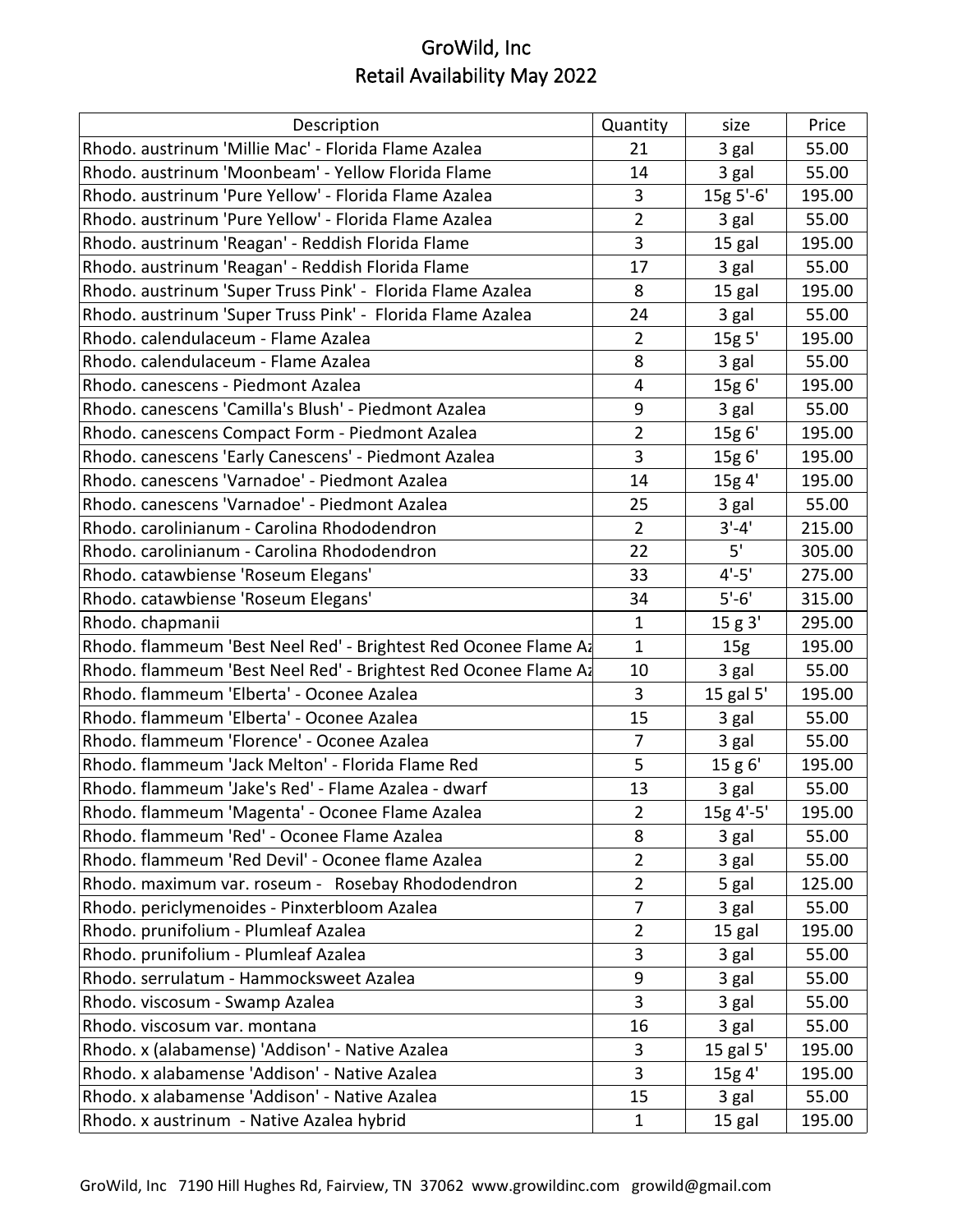# GroWild, Inc
## Retail Availability May 2022

| Description | Quantity | size | Price |
|---|---|---|---|
| Rhodo. austrinum 'Millie Mac' - Florida Flame Azalea | 21 | 3 gal | 55.00 |
| Rhodo. austrinum 'Moonbeam' - Yellow Florida Flame | 14 | 3 gal | 55.00 |
| Rhodo. austrinum 'Pure Yellow' - Florida Flame Azalea | 3 | 15g 5'-6' | 195.00 |
| Rhodo. austrinum 'Pure Yellow' - Florida Flame Azalea | 2 | 3 gal | 55.00 |
| Rhodo. austrinum 'Reagan' - Reddish Florida Flame | 3 | 15 gal | 195.00 |
| Rhodo. austrinum 'Reagan' - Reddish Florida Flame | 17 | 3 gal | 55.00 |
| Rhodo. austrinum 'Super Truss Pink' - Florida Flame Azalea | 8 | 15 gal | 195.00 |
| Rhodo. austrinum 'Super Truss Pink' - Florida Flame Azalea | 24 | 3 gal | 55.00 |
| Rhodo. calendulaceum - Flame Azalea | 2 | 15g 5' | 195.00 |
| Rhodo. calendulaceum - Flame Azalea | 8 | 3 gal | 55.00 |
| Rhodo. canescens - Piedmont Azalea | 4 | 15g 6' | 195.00 |
| Rhodo. canescens 'Camilla's Blush' - Piedmont Azalea | 9 | 3 gal | 55.00 |
| Rhodo. canescens Compact Form - Piedmont Azalea | 2 | 15g 6' | 195.00 |
| Rhodo. canescens 'Early Canescens' - Piedmont Azalea | 3 | 15g 6' | 195.00 |
| Rhodo. canescens 'Varnadoe' - Piedmont Azalea | 14 | 15g 4' | 195.00 |
| Rhodo. canescens 'Varnadoe' - Piedmont Azalea | 25 | 3 gal | 55.00 |
| Rhodo. carolinianum - Carolina Rhododendron | 2 | 3'-4' | 215.00 |
| Rhodo. carolinianum - Carolina Rhododendron | 22 | 5' | 305.00 |
| Rhodo. catawbiense 'Roseum Elegans' | 33 | 4'-5' | 275.00 |
| Rhodo. catawbiense 'Roseum Elegans' | 34 | 5'-6' | 315.00 |
| Rhodo. chapmanii | 1 | 15 g 3' | 295.00 |
| Rhodo. flammeum 'Best Neel Red' - Brightest Red Oconee Flame Az | 1 | 15g | 195.00 |
| Rhodo. flammeum 'Best Neel Red' - Brightest Red Oconee Flame Az | 10 | 3 gal | 55.00 |
| Rhodo. flammeum 'Elberta' - Oconee Azalea | 3 | 15 gal 5' | 195.00 |
| Rhodo. flammeum 'Elberta' - Oconee Azalea | 15 | 3 gal | 55.00 |
| Rhodo. flammeum 'Florence' - Oconee Azalea | 7 | 3 gal | 55.00 |
| Rhodo. flammeum 'Jack Melton' - Florida Flame Red | 5 | 15 g 6' | 195.00 |
| Rhodo. flammeum 'Jake's Red' - Flame Azalea - dwarf | 13 | 3 gal | 55.00 |
| Rhodo. flammeum 'Magenta' - Oconee Flame Azalea | 2 | 15g 4'-5' | 195.00 |
| Rhodo. flammeum 'Red' - Oconee Flame Azalea | 8 | 3 gal | 55.00 |
| Rhodo. flammeum 'Red Devil' - Oconee flame Azalea | 2 | 3 gal | 55.00 |
| Rhodo. maximum var. roseum - Rosebay Rhododendron | 2 | 5 gal | 125.00 |
| Rhodo. periclymenoides - Pinxterbloom Azalea | 7 | 3 gal | 55.00 |
| Rhodo. prunifolium - Plumleaf Azalea | 2 | 15 gal | 195.00 |
| Rhodo. prunifolium - Plumleaf Azalea | 3 | 3 gal | 55.00 |
| Rhodo. serrulatum - Hammocksweet Azalea | 9 | 3 gal | 55.00 |
| Rhodo. viscosum - Swamp Azalea | 3 | 3 gal | 55.00 |
| Rhodo. viscosum var. montana | 16 | 3 gal | 55.00 |
| Rhodo. x (alabamense) 'Addison' - Native Azalea | 3 | 15 gal 5' | 195.00 |
| Rhodo. x alabamense 'Addison' - Native Azalea | 3 | 15g 4' | 195.00 |
| Rhodo. x alabamense 'Addison' - Native Azalea | 15 | 3 gal | 55.00 |
| Rhodo. x austrinum - Native Azalea hybrid | 1 | 15 gal | 195.00 |

GroWild, Inc 7190 Hill Hughes Rd, Fairview, TN 37062 www.growildinc.com growild@gmail.com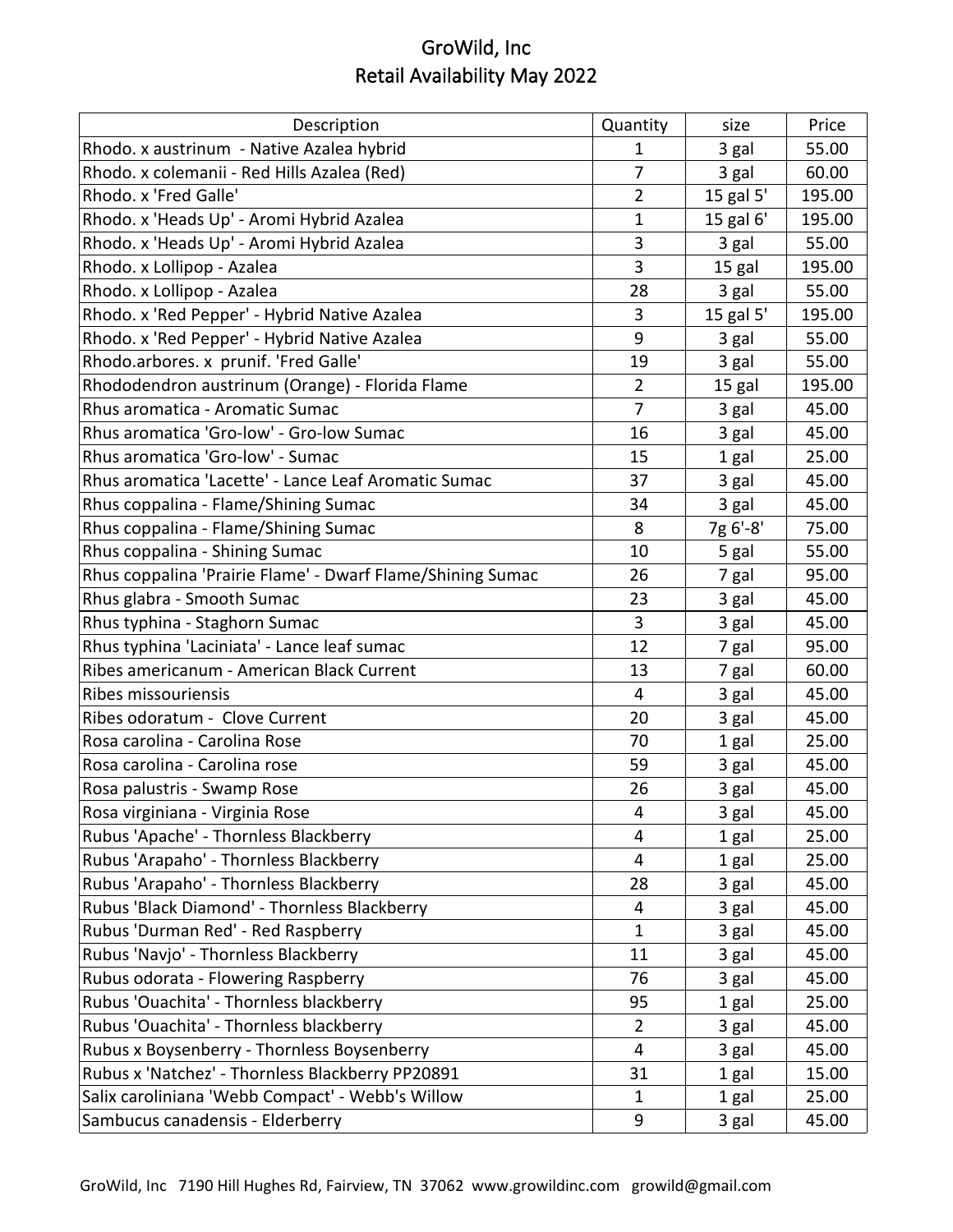# GroWild, Inc
## Retail Availability May 2022

| Description | Quantity | size | Price |
|---|---|---|---|
| Rhodo. x austrinum - Native Azalea hybrid | 1 | 3 gal | 55.00 |
| Rhodo. x colemanii - Red Hills Azalea (Red) | 7 | 3 gal | 60.00 |
| Rhodo. x 'Fred Galle' | 2 | 15 gal 5' | 195.00 |
| Rhodo. x 'Heads Up' - Aromi Hybrid Azalea | 1 | 15 gal 6' | 195.00 |
| Rhodo. x 'Heads Up' - Aromi Hybrid Azalea | 3 | 3 gal | 55.00 |
| Rhodo. x Lollipop - Azalea | 3 | 15 gal | 195.00 |
| Rhodo. x Lollipop - Azalea | 28 | 3 gal | 55.00 |
| Rhodo. x 'Red Pepper' - Hybrid Native Azalea | 3 | 15 gal 5' | 195.00 |
| Rhodo. x 'Red Pepper' - Hybrid Native Azalea | 9 | 3 gal | 55.00 |
| Rhodo.arbores. x prunif. 'Fred Galle' | 19 | 3 gal | 55.00 |
| Rhododendron austrinum (Orange) - Florida Flame | 2 | 15 gal | 195.00 |
| Rhus aromatica - Aromatic Sumac | 7 | 3 gal | 45.00 |
| Rhus aromatica 'Gro-low' - Gro-low Sumac | 16 | 3 gal | 45.00 |
| Rhus aromatica 'Gro-low' - Sumac | 15 | 1 gal | 25.00 |
| Rhus aromatica 'Lacette' - Lance Leaf Aromatic Sumac | 37 | 3 gal | 45.00 |
| Rhus coppalina - Flame/Shining Sumac | 34 | 3 gal | 45.00 |
| Rhus coppalina - Flame/Shining Sumac | 8 | 7g 6'-8' | 75.00 |
| Rhus coppalina - Shining Sumac | 10 | 5 gal | 55.00 |
| Rhus coppalina 'Prairie Flame' - Dwarf Flame/Shining Sumac | 26 | 7 gal | 95.00 |
| Rhus glabra - Smooth Sumac | 23 | 3 gal | 45.00 |
| Rhus typhina - Staghorn Sumac | 3 | 3 gal | 45.00 |
| Rhus typhina 'Laciniata' - Lance leaf sumac | 12 | 7 gal | 95.00 |
| Ribes americanum - American Black Current | 13 | 7 gal | 60.00 |
| Ribes missouriensis | 4 | 3 gal | 45.00 |
| Ribes odoratum - Clove Current | 20 | 3 gal | 45.00 |
| Rosa carolina - Carolina Rose | 70 | 1 gal | 25.00 |
| Rosa carolina - Carolina rose | 59 | 3 gal | 45.00 |
| Rosa palustris - Swamp Rose | 26 | 3 gal | 45.00 |
| Rosa virginiana - Virginia Rose | 4 | 3 gal | 45.00 |
| Rubus 'Apache' - Thornless Blackberry | 4 | 1 gal | 25.00 |
| Rubus 'Arapaho' - Thornless Blackberry | 4 | 1 gal | 25.00 |
| Rubus 'Arapaho' - Thornless Blackberry | 28 | 3 gal | 45.00 |
| Rubus 'Black Diamond' - Thornless Blackberry | 4 | 3 gal | 45.00 |
| Rubus 'Durman Red' - Red Raspberry | 1 | 3 gal | 45.00 |
| Rubus 'Navjo' - Thornless Blackberry | 11 | 3 gal | 45.00 |
| Rubus odorata - Flowering Raspberry | 76 | 3 gal | 45.00 |
| Rubus 'Ouachita' - Thornless blackberry | 95 | 1 gal | 25.00 |
| Rubus 'Ouachita' - Thornless blackberry | 2 | 3 gal | 45.00 |
| Rubus x Boysenberry - Thornless Boysenberry | 4 | 3 gal | 45.00 |
| Rubus x 'Natchez' - Thornless Blackberry PP20891 | 31 | 1 gal | 15.00 |
| Salix caroliniana 'Webb Compact' - Webb's Willow | 1 | 1 gal | 25.00 |
| Sambucus canadensis - Elderberry | 9 | 3 gal | 45.00 |

GroWild, Inc 7190 Hill Hughes Rd, Fairview, TN 37062 www.growildinc.com growild@gmail.com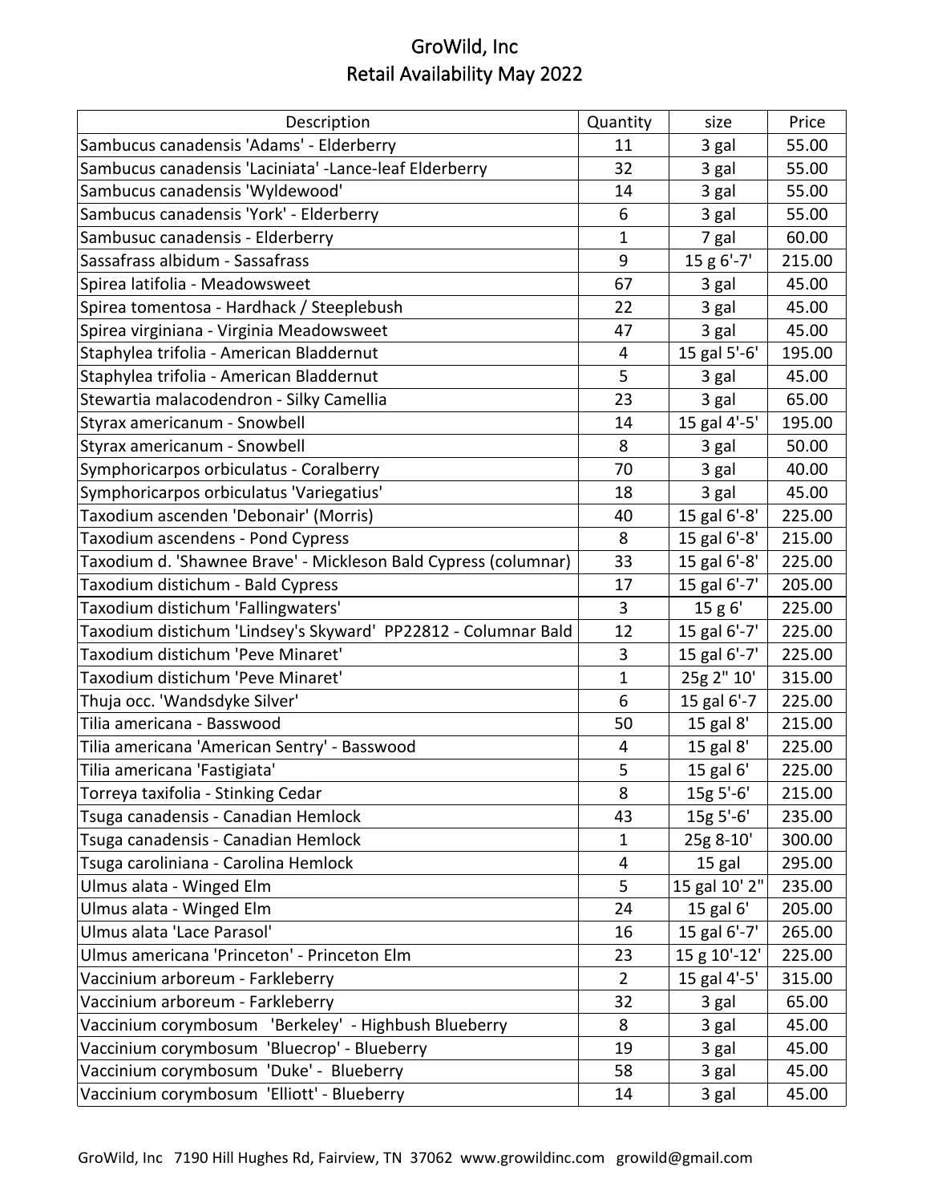# GroWild, Inc
## Retail Availability May 2022

| Description | Quantity | size | Price |
|---|---|---|---|
| Sambucus canadensis 'Adams' - Elderberry | 11 | 3 gal | 55.00 |
| Sambucus canadensis 'Laciniata' -Lance-leaf Elderberry | 32 | 3 gal | 55.00 |
| Sambucus canadensis 'Wyldewood' | 14 | 3 gal | 55.00 |
| Sambucus canadensis 'York' - Elderberry | 6 | 3 gal | 55.00 |
| Sambusuc canadensis - Elderberry | 1 | 7 gal | 60.00 |
| Sassafrass albidum - Sassafrass | 9 | 15 g 6'-7' | 215.00 |
| Spirea latifolia - Meadowsweet | 67 | 3 gal | 45.00 |
| Spirea tomentosa - Hardhack / Steeplebush | 22 | 3 gal | 45.00 |
| Spirea virginiana - Virginia Meadowsweet | 47 | 3 gal | 45.00 |
| Staphylea trifolia - American Bladdernut | 4 | 15 gal 5'-6' | 195.00 |
| Staphylea trifolia - American Bladdernut | 5 | 3 gal | 45.00 |
| Stewartia malacodendron - Silky Camellia | 23 | 3 gal | 65.00 |
| Styrax americanum - Snowbell | 14 | 15 gal 4'-5' | 195.00 |
| Styrax americanum - Snowbell | 8 | 3 gal | 50.00 |
| Symphoricarpos orbiculatus - Coralberry | 70 | 3 gal | 40.00 |
| Symphoricarpos orbiculatus 'Variegatius' | 18 | 3 gal | 45.00 |
| Taxodium ascenden 'Debonair' (Morris) | 40 | 15 gal 6'-8' | 225.00 |
| Taxodium ascendens - Pond Cypress | 8 | 15 gal 6'-8' | 215.00 |
| Taxodium d. 'Shawnee Brave' - Mickleson Bald Cypress (columnar) | 33 | 15 gal 6'-8' | 225.00 |
| Taxodium distichum - Bald Cypress | 17 | 15 gal 6'-7' | 205.00 |
| Taxodium distichum 'Fallingwaters' | 3 | 15 g 6' | 225.00 |
| Taxodium distichum 'Lindsey's Skyward' PP22812 - Columnar Bald | 12 | 15 gal 6'-7' | 225.00 |
| Taxodium distichum 'Peve Minaret' | 3 | 15 gal 6'-7' | 225.00 |
| Taxodium distichum 'Peve Minaret' | 1 | 25g 2" 10' | 315.00 |
| Thuja occ. 'Wandsdyke Silver' | 6 | 15 gal 6'-7 | 225.00 |
| Tilia americana - Basswood | 50 | 15 gal 8' | 215.00 |
| Tilia americana 'American Sentry' - Basswood | 4 | 15 gal 8' | 225.00 |
| Tilia americana 'Fastigiata' | 5 | 15 gal 6' | 225.00 |
| Torreya taxifolia - Stinking Cedar | 8 | 15g 5'-6' | 215.00 |
| Tsuga canadensis - Canadian Hemlock | 43 | 15g 5'-6' | 235.00 |
| Tsuga canadensis - Canadian Hemlock | 1 | 25g 8-10' | 300.00 |
| Tsuga caroliniana - Carolina Hemlock | 4 | 15 gal | 295.00 |
| Ulmus alata - Winged Elm | 5 | 15 gal 10' 2" | 235.00 |
| Ulmus alata - Winged Elm | 24 | 15 gal 6' | 205.00 |
| Ulmus alata 'Lace Parasol' | 16 | 15 gal 6'-7' | 265.00 |
| Ulmus americana 'Princeton' - Princeton Elm | 23 | 15 g 10'-12' | 225.00 |
| Vaccinium arboreum - Farkleberry | 2 | 15 gal 4'-5' | 315.00 |
| Vaccinium arboreum - Farkleberry | 32 | 3 gal | 65.00 |
| Vaccinium corymbosum 'Berkeley' - Highbush Blueberry | 8 | 3 gal | 45.00 |
| Vaccinium corymbosum 'Bluecrop' - Blueberry | 19 | 3 gal | 45.00 |
| Vaccinium corymbosum 'Duke' - Blueberry | 58 | 3 gal | 45.00 |
| Vaccinium corymbosum 'Elliott' - Blueberry | 14 | 3 gal | 45.00 |

GroWild, Inc 7190 Hill Hughes Rd, Fairview, TN 37062 www.growildinc.com growild@gmail.com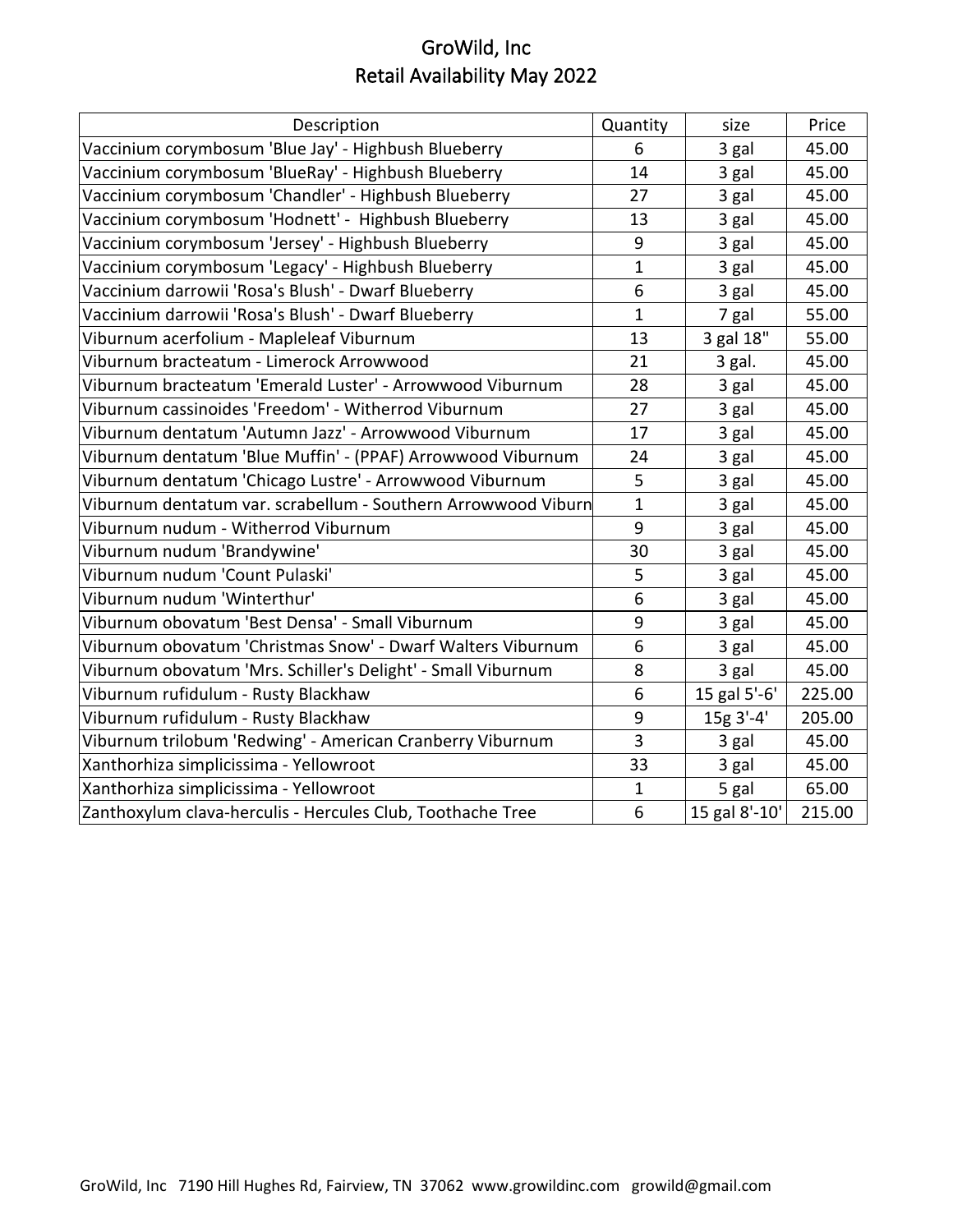# GroWild, Inc
## Retail Availability May 2022

| Description | Quantity | size | Price |
|---|---|---|---|
| Vaccinium corymbosum 'Blue Jay' - Highbush Blueberry | 6 | 3 gal | 45.00 |
| Vaccinium corymbosum 'BlueRay' - Highbush Blueberry | 14 | 3 gal | 45.00 |
| Vaccinium corymbosum 'Chandler' - Highbush Blueberry | 27 | 3 gal | 45.00 |
| Vaccinium corymbosum 'Hodnett' - Highbush Blueberry | 13 | 3 gal | 45.00 |
| Vaccinium corymbosum 'Jersey' - Highbush Blueberry | 9 | 3 gal | 45.00 |
| Vaccinium corymbosum 'Legacy' - Highbush Blueberry | 1 | 3 gal | 45.00 |
| Vaccinium darrowii 'Rosa's Blush' - Dwarf Blueberry | 6 | 3 gal | 45.00 |
| Vaccinium darrowii 'Rosa's Blush' - Dwarf Blueberry | 1 | 7 gal | 55.00 |
| Viburnum acerfolium - Mapleleaf Viburnum | 13 | 3 gal 18" | 55.00 |
| Viburnum bracteatum - Limerock Arrowwood | 21 | 3 gal. | 45.00 |
| Viburnum bracteatum 'Emerald Luster' - Arrowwood Viburnum | 28 | 3 gal | 45.00 |
| Viburnum cassinoides 'Freedom' - Witherod Viburnum | 27 | 3 gal | 45.00 |
| Viburnum dentatum 'Autumn Jazz' - Arrowwood Viburnum | 17 | 3 gal | 45.00 |
| Viburnum dentatum 'Blue Muffin' - (PPAF) Arrowwood Viburnum | 24 | 3 gal | 45.00 |
| Viburnum dentatum 'Chicago Lustre' - Arrowwood Viburnum | 5 | 3 gal | 45.00 |
| Viburnum dentatum var. scrabellum - Southern Arrowwood Viburn | 1 | 3 gal | 45.00 |
| Viburnum nudum - Witherrod Viburnum | 9 | 3 gal | 45.00 |
| Viburnum nudum 'Brandywine' | 30 | 3 gal | 45.00 |
| Viburnum nudum 'Count Pulaski' | 5 | 3 gal | 45.00 |
| Viburnum nudum 'Winterthur' | 6 | 3 gal | 45.00 |
| Viburnum obovatum 'Best Densa' - Small Viburnum | 9 | 3 gal | 45.00 |
| Viburnum obovatum 'Christmas Snow' - Dwarf Walters Viburnum | 6 | 3 gal | 45.00 |
| Viburnum obovatum 'Mrs. Schiller's Delight' - Small Viburnum | 8 | 3 gal | 45.00 |
| Viburnum rufidulum - Rusty Blackhaw | 6 | 15 gal 5'-6' | 225.00 |
| Viburnum rufidulum - Rusty Blackhaw | 9 | 15g 3'-4' | 205.00 |
| Viburnum trilobum 'Redwing' - American Cranberry Viburnum | 3 | 3 gal | 45.00 |
| Xanthorhiza simplicissima - Yellowroot | 33 | 3 gal | 45.00 |
| Xanthorhiza simplicissima - Yellowroot | 1 | 5 gal | 65.00 |
| Zanthoxylum clava-herculis - Hercules Club, Toothache Tree | 6 | 15 gal 8'-10' | 215.00 |

GroWild, Inc 7190 Hill Hughes Rd, Fairview, TN 37062 www.growildinc.com growild@gmail.com